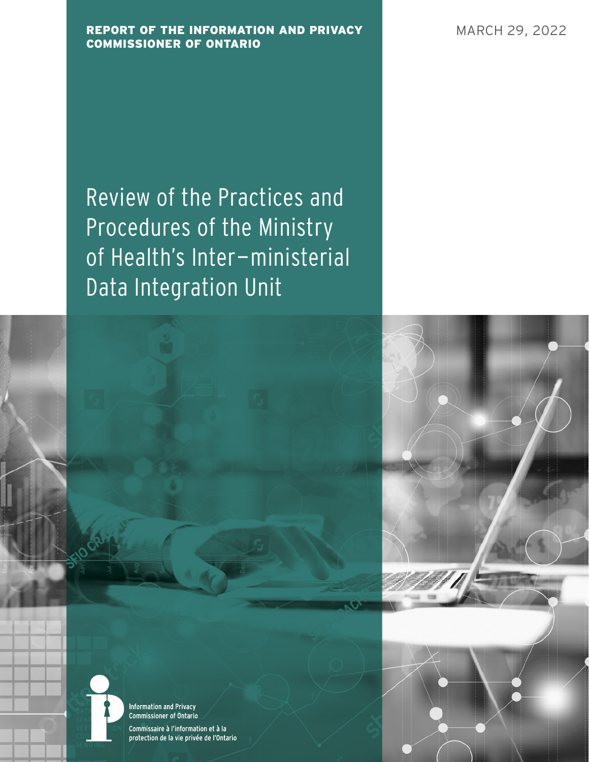**REPORT OF THE INFORMATION AND PRIVACY COMMISSIONER OF ONTARIO**

MARCH 29, 2022

# Review of the Practices and Procedures of the Ministry of Health's Inter–ministerial Data Integration Unit

Information and Privacy Commissioner of Ontario

Commissaire à l'information et à la protection de la vie privée de l'Ontario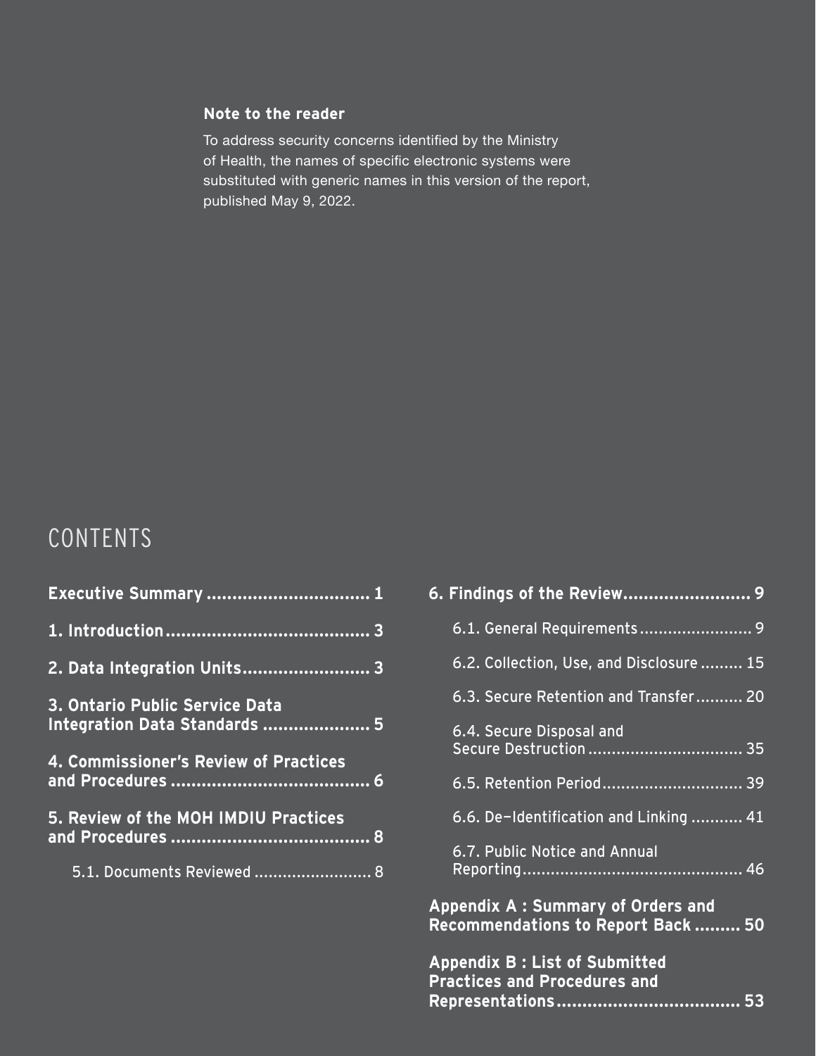**Note to the reader**

To address security concerns identified by the Ministry of Health, the names of specific electronic systems were substituted with generic names in this version of the report, published May 9, 2022.

# CONTENTS

**Executive Summary ................................ 1**

**1. Introduction ........................................ 3**

**2. Data Integration Units ......................... 3**

**3. Ontario Public Service Data Integration Data Standards ..................... 5**

**4. Commissioner's Review of Practices and Procedures ....................................... 6**

**5. Review of the MOH IMDIU Practices and Procedures ....................................... 8**

- 5.1. Documents Reviewed ......................... 8

**6. Findings of the Review......................... 9**

- 6.1. General Requirements ........................ 9
- 6.2. Collection, Use, and Disclosure ......... 15
- 6.3. Secure Retention and Transfer .......... 20
- 6.4. Secure Disposal and Secure Destruction ................................. 35
- 6.5. Retention Period ............................. 39
- 6.6. De-Identification and Linking ........... 41
- 6.7. Public Notice and Annual Reporting .............................................. 46

**Appendix A : Summary of Orders and Recommendations to Report Back ......... 50**

**Appendix B : List of Submitted Practices and Procedures and Representations .................................... 53**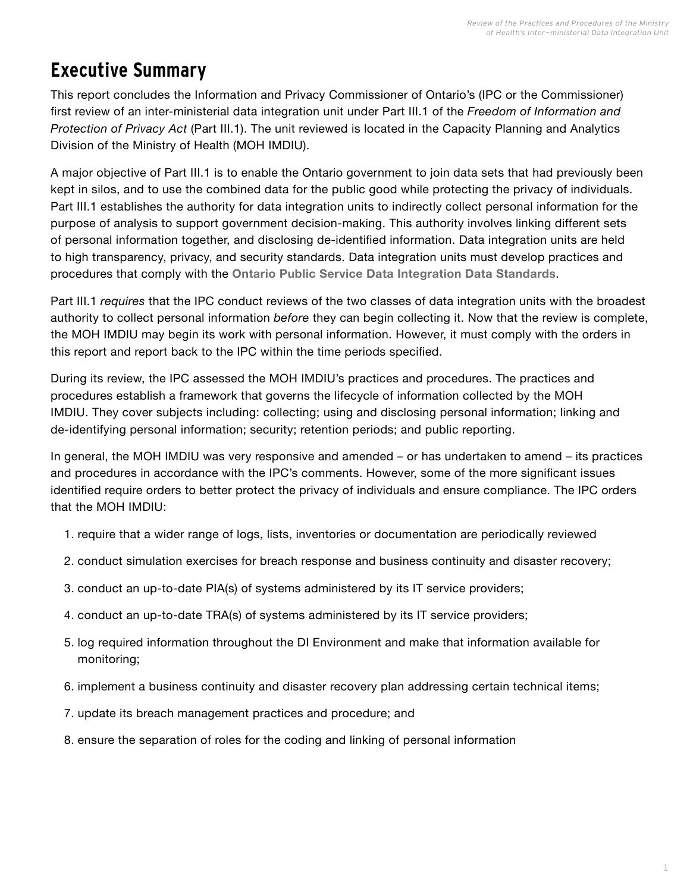# Executive Summary

This report concludes the Information and Privacy Commissioner of Ontario's (IPC or the Commissioner) first review of an inter-ministerial data integration unit under Part III.1 of the *Freedom of Information and Protection of Privacy Act* (Part III.1). The unit reviewed is located in the Capacity Planning and Analytics Division of the Ministry of Health (MOH IMDIU).

A major objective of Part III.1 is to enable the Ontario government to join data sets that had previously been kept in silos, and to use the combined data for the public good while protecting the privacy of individuals. Part III.1 establishes the authority for data integration units to indirectly collect personal information for the purpose of analysis to support government decision-making. This authority involves linking different sets of personal information together, and disclosing de-identified information. Data integration units are held to high transparency, privacy, and security standards. Data integration units must develop practices and procedures that comply with the **Ontario Public Service Data Integration Data Standards**.

Part III.1 *requires* that the IPC conduct reviews of the two classes of data integration units with the broadest authority to collect personal information *before* they can begin collecting it. Now that the review is complete, the MOH IMDIU may begin its work with personal information. However, it must comply with the orders in this report and report back to the IPC within the time periods specified.

During its review, the IPC assessed the MOH IMDIU's practices and procedures. The practices and procedures establish a framework that governs the lifecycle of information collected by the MOH IMDIU. They cover subjects including: collecting; using and disclosing personal information; linking and de-identifying personal information; security; retention periods; and public reporting.

In general, the MOH IMDIU was very responsive and amended – or has undertaken to amend – its practices and procedures in accordance with the IPC's comments. However, some of the more significant issues identified require orders to better protect the privacy of individuals and ensure compliance. The IPC orders that the MOH IMDIU:

1. require that a wider range of logs, lists, inventories or documentation are periodically reviewed
2. conduct simulation exercises for breach response and business continuity and disaster recovery;
3. conduct an up-to-date PIA(s) of systems administered by its IT service providers;
4. conduct an up-to-date TRA(s) of systems administered by its IT service providers;
5. log required information throughout the DI Environment and make that information available for monitoring;
6. implement a business continuity and disaster recovery plan addressing certain technical items;
7. update its breach management practices and procedure; and
8. ensure the separation of roles for the coding and linking of personal information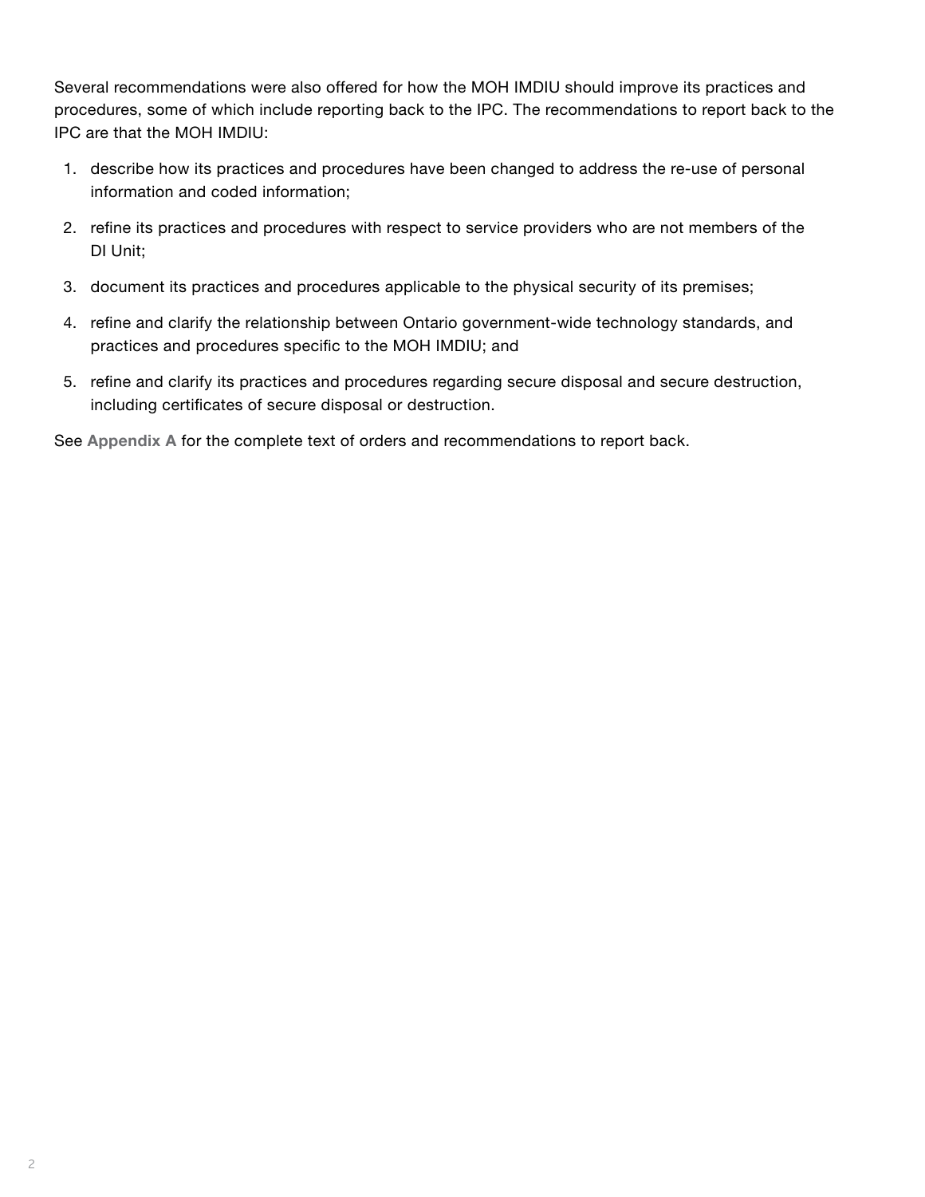Several recommendations were also offered for how the MOH IMDIU should improve its practices and procedures, some of which include reporting back to the IPC. The recommendations to report back to the IPC are that the MOH IMDIU:

1. describe how its practices and procedures have been changed to address the re-use of personal information and coded information;
2. refine its practices and procedures with respect to service providers who are not members of the DI Unit;
3. document its practices and procedures applicable to the physical security of its premises;
4. refine and clarify the relationship between Ontario government-wide technology standards, and practices and procedures specific to the MOH IMDIU; and
5. refine and clarify its practices and procedures regarding secure disposal and secure destruction, including certificates of secure disposal or destruction.

See **Appendix A** for the complete text of orders and recommendations to report back.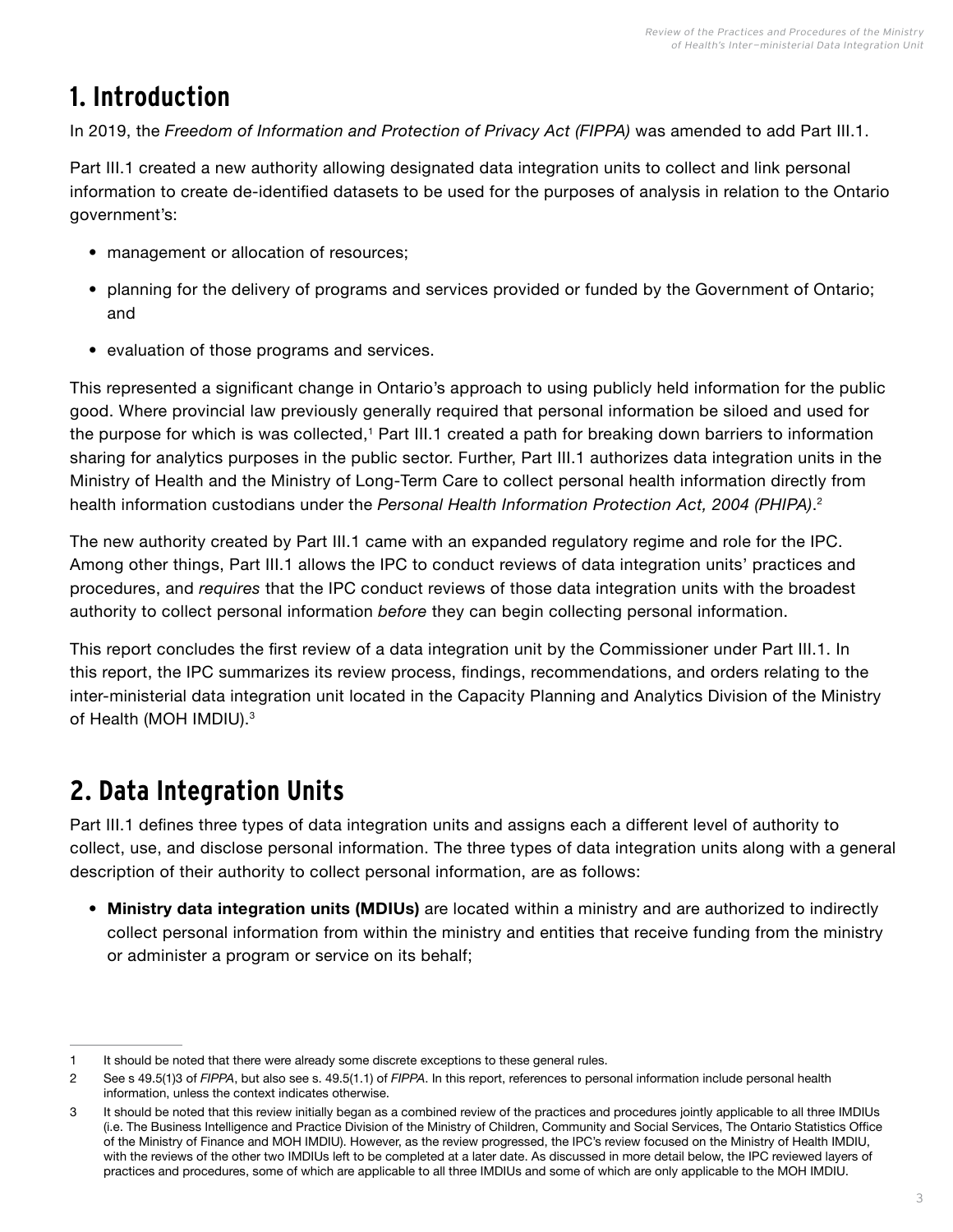# 1. Introduction

In 2019, the *Freedom of Information and Protection of Privacy Act (FIPPA)* was amended to add Part III.1.

Part III.1 created a new authority allowing designated data integration units to collect and link personal information to create de-identified datasets to be used for the purposes of analysis in relation to the Ontario government's:

- management or allocation of resources;
- planning for the delivery of programs and services provided or funded by the Government of Ontario; and
- evaluation of those programs and services.

This represented a significant change in Ontario's approach to using publicly held information for the public good. Where provincial law previously generally required that personal information be siloed and used for the purpose for which is was collected,[1] Part III.1 created a path for breaking down barriers to information sharing for analytics purposes in the public sector. Further, Part III.1 authorizes data integration units in the Ministry of Health and the Ministry of Long-Term Care to collect personal health information directly from health information custodians under the *Personal Health Information Protection Act, 2004 (PHIPA)*.[2]

The new authority created by Part III.1 came with an expanded regulatory regime and role for the IPC. Among other things, Part III.1 allows the IPC to conduct reviews of data integration units' practices and procedures, and *requires* that the IPC conduct reviews of those data integration units with the broadest authority to collect personal information *before* they can begin collecting personal information.

This report concludes the first review of a data integration unit by the Commissioner under Part III.1. In this report, the IPC summarizes its review process, findings, recommendations, and orders relating to the inter-ministerial data integration unit located in the Capacity Planning and Analytics Division of the Ministry of Health (MOH IMDIU).[3]

# 2. Data Integration Units

Part III.1 defines three types of data integration units and assigns each a different level of authority to collect, use, and disclose personal information. The three types of data integration units along with a general description of their authority to collect personal information, are as follows:

- **Ministry data integration units (MDIUs)** are located within a ministry and are authorized to indirectly collect personal information from within the ministry and entities that receive funding from the ministry or administer a program or service on its behalf;

---

1 It should be noted that there were already some discrete exceptions to these general rules.

2 See s 49.5(1)3 of *FIPPA*, but also see s. 49.5(1.1) of *FIPPA*. In this report, references to personal information include personal health information, unless the context indicates otherwise.

3 It should be noted that this review initially began as a combined review of the practices and procedures jointly applicable to all three IMDIUs (i.e. The Business Intelligence and Practice Division of the Ministry of Children, Community and Social Services, The Ontario Statistics Office of the Ministry of Finance and MOH IMDIU). However, as the review progressed, the IPC's review focused on the Ministry of Health IMDIU, with the reviews of the other two IMDIUs left to be completed at a later date. As discussed in more detail below, the IPC reviewed layers of practices and procedures, some of which are applicable to all three IMDIUs and some of which are only applicable to the MOH IMDIU.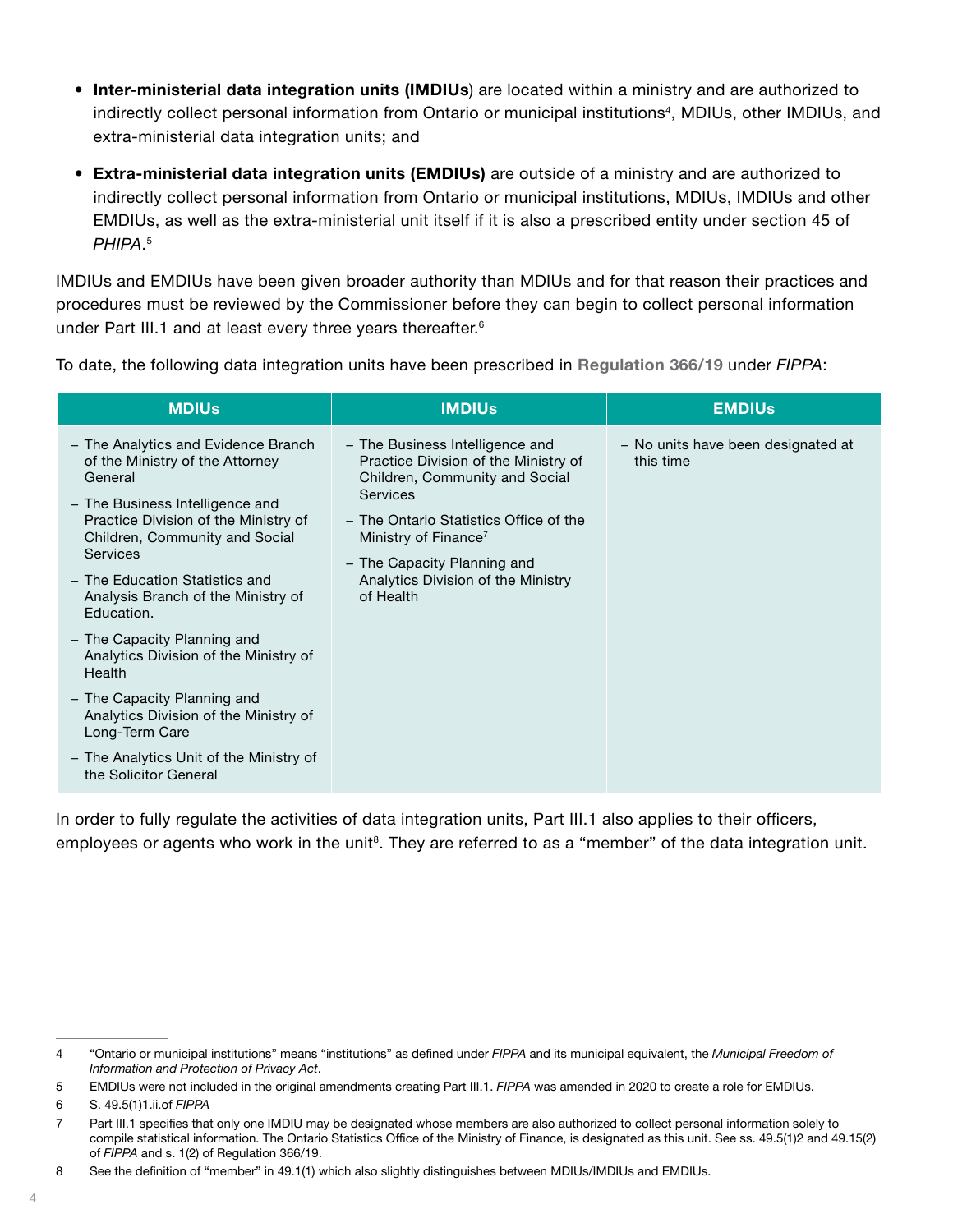- **Inter-ministerial data integration units (IMDIUs**) are located within a ministry and are authorized to indirectly collect personal information from Ontario or municipal institutions[4], MDIUs, other IMDIUs, and extra-ministerial data integration units; and
- **Extra-ministerial data integration units (EMDIUs)** are outside of a ministry and are authorized to indirectly collect personal information from Ontario or municipal institutions, MDIUs, IMDIUs and other EMDIUs, as well as the extra-ministerial unit itself if it is also a prescribed entity under section 45 of *PHIPA*.[5]

IMDIUs and EMDIUs have been given broader authority than MDIUs and for that reason their practices and procedures must be reviewed by the Commissioner before they can begin to collect personal information under Part III.1 and at least every three years thereafter.[6]

To date, the following data integration units have been prescribed in **Regulation 366/19** under *FIPPA*:

| MDIUs | IMDIUs | EMDIUs |
|---|---|---|
| – The Analytics and Evidence Branch of the Ministry of the Attorney General<br>– The Business Intelligence and Practice Division of the Ministry of Children, Community and Social Services<br>– The Education Statistics and Analysis Branch of the Ministry of Education.<br>– The Capacity Planning and Analytics Division of the Ministry of Health<br>– The Capacity Planning and Analytics Division of the Ministry of Long-Term Care<br>– The Analytics Unit of the Ministry of the Solicitor General | – The Business Intelligence and Practice Division of the Ministry of Children, Community and Social Services<br>– The Ontario Statistics Office of the Ministry of Finance[7]<br>– The Capacity Planning and Analytics Division of the Ministry of Health | – No units have been designated at this time |

In order to fully regulate the activities of data integration units, Part III.1 also applies to their officers, employees or agents who work in the unit[8]. They are referred to as a "member" of the data integration unit.

---

4 "Ontario or municipal institutions" means "institutions" as defined under *FIPPA* and its municipal equivalent, the *Municipal Freedom of Information and Protection of Privacy Act*.

5 EMDIUs were not included in the original amendments creating Part III.1. *FIPPA* was amended in 2020 to create a role for EMDIUs.

6 S. 49.5(1)1.ii.of *FIPPA*

7 Part III.1 specifies that only one IMDIU may be designated whose members are also authorized to collect personal information solely to compile statistical information. The Ontario Statistics Office of the Ministry of Finance, is designated as this unit. See ss. 49.5(1)2 and 49.15(2) of *FIPPA* and s. 1(2) of Regulation 366/19.

8 See the definition of "member" in 49.1(1) which also slightly distinguishes between MDIUs/IMDIUs and EMDIUs.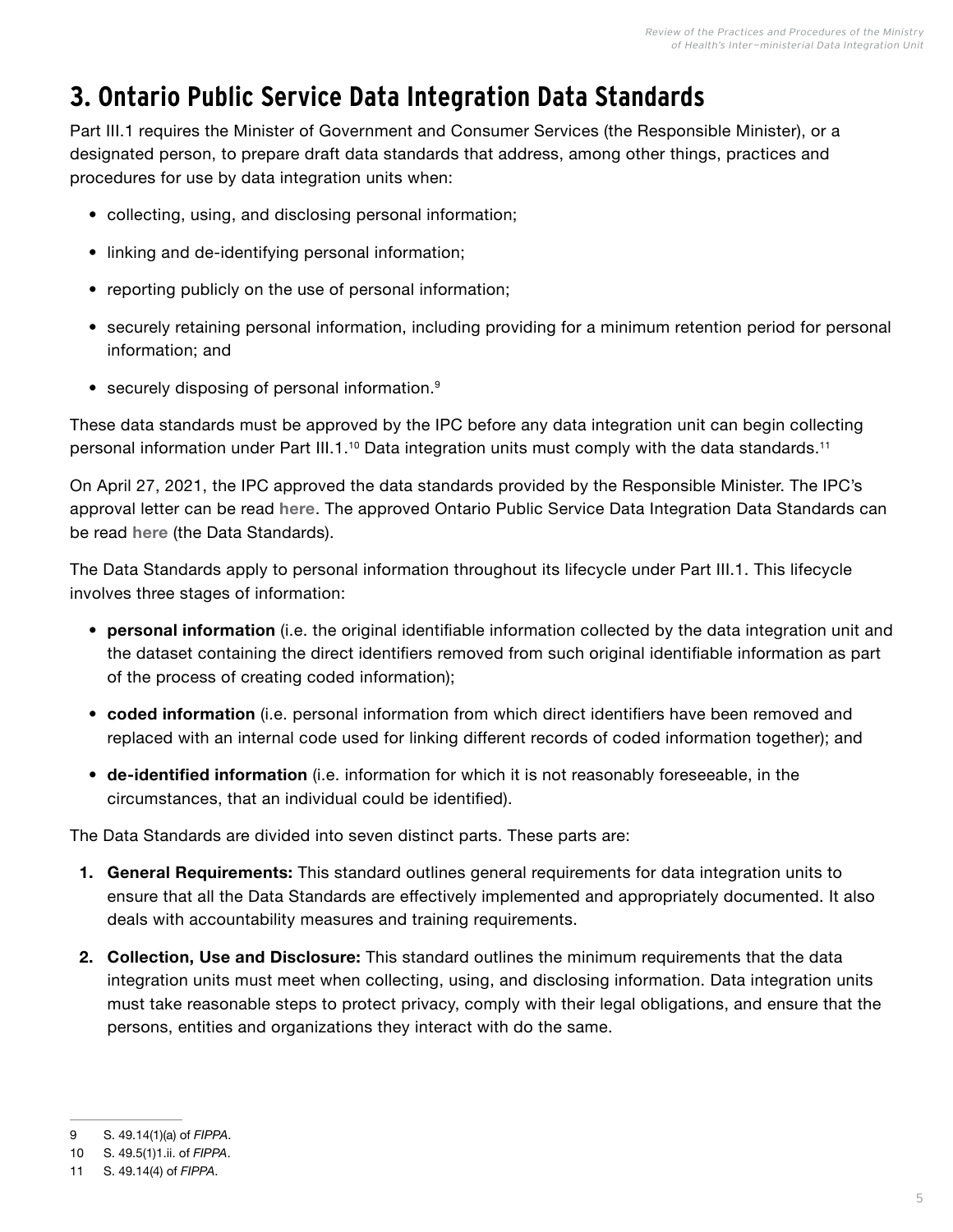# 3. Ontario Public Service Data Integration Data Standards

Part III.1 requires the Minister of Government and Consumer Services (the Responsible Minister), or a designated person, to prepare draft data standards that address, among other things, practices and procedures for use by data integration units when:

- collecting, using, and disclosing personal information;
- linking and de-identifying personal information;
- reporting publicly on the use of personal information;
- securely retaining personal information, including providing for a minimum retention period for personal information; and
- securely disposing of personal information.[9]

These data standards must be approved by the IPC before any data integration unit can begin collecting personal information under Part III.1.[10] Data integration units must comply with the data standards.[11]

On April 27, 2021, the IPC approved the data standards provided by the Responsible Minister. The IPC's approval letter can be read **here**. The approved Ontario Public Service Data Integration Data Standards can be read **here** (the Data Standards).

The Data Standards apply to personal information throughout its lifecycle under Part III.1. This lifecycle involves three stages of information:

- **personal information** (i.e. the original identifiable information collected by the data integration unit and the dataset containing the direct identifiers removed from such original identifiable information as part of the process of creating coded information);
- **coded information** (i.e. personal information from which direct identifiers have been removed and replaced with an internal code used for linking different records of coded information together); and
- **de-identified information** (i.e. information for which it is not reasonably foreseeable, in the circumstances, that an individual could be identified).

The Data Standards are divided into seven distinct parts. These parts are:

1. **General Requirements:** This standard outlines general requirements for data integration units to ensure that all the Data Standards are effectively implemented and appropriately documented. It also deals with accountability measures and training requirements.
2. **Collection, Use and Disclosure:** This standard outlines the minimum requirements that the data integration units must meet when collecting, using, and disclosing information. Data integration units must take reasonable steps to protect privacy, comply with their legal obligations, and ensure that the persons, entities and organizations they interact with do the same.

---

9 S. 49.14(1)(a) of *FIPPA*.

10 S. 49.5(1)1.ii. of *FIPPA*.

11 S. 49.14(4) of *FIPPA*.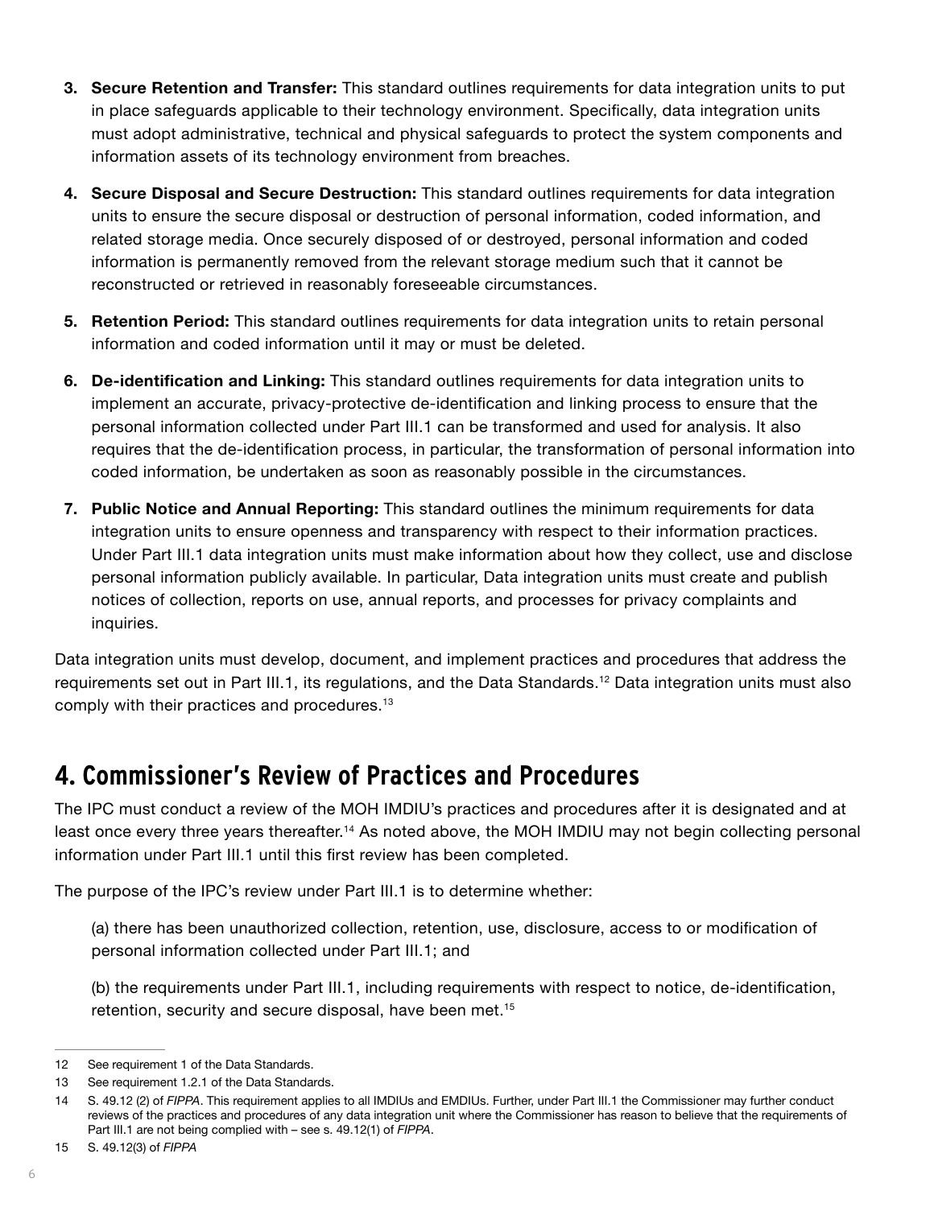3. **Secure Retention and Transfer:** This standard outlines requirements for data integration units to put in place safeguards applicable to their technology environment. Specifically, data integration units must adopt administrative, technical and physical safeguards to protect the system components and information assets of its technology environment from breaches.

4. **Secure Disposal and Secure Destruction:** This standard outlines requirements for data integration units to ensure the secure disposal or destruction of personal information, coded information, and related storage media. Once securely disposed of or destroyed, personal information and coded information is permanently removed from the relevant storage medium such that it cannot be reconstructed or retrieved in reasonably foreseeable circumstances.

5. **Retention Period:** This standard outlines requirements for data integration units to retain personal information and coded information until it may or must be deleted.

6. **De-identification and Linking:** This standard outlines requirements for data integration units to implement an accurate, privacy-protective de-identification and linking process to ensure that the personal information collected under Part III.1 can be transformed and used for analysis. It also requires that the de-identification process, in particular, the transformation of personal information into coded information, be undertaken as soon as reasonably possible in the circumstances.

7. **Public Notice and Annual Reporting:** This standard outlines the minimum requirements for data integration units to ensure openness and transparency with respect to their information practices. Under Part III.1 data integration units must make information about how they collect, use and disclose personal information publicly available. In particular, Data integration units must create and publish notices of collection, reports on use, annual reports, and processes for privacy complaints and inquiries.

Data integration units must develop, document, and implement practices and procedures that address the requirements set out in Part III.1, its regulations, and the Data Standards.[12] Data integration units must also comply with their practices and procedures.[13]

## 4. Commissioner's Review of Practices and Procedures

The IPC must conduct a review of the MOH IMDIU's practices and procedures after it is designated and at least once every three years thereafter.[14] As noted above, the MOH IMDIU may not begin collecting personal information under Part III.1 until this first review has been completed.

The purpose of the IPC's review under Part III.1 is to determine whether:

(a) there has been unauthorized collection, retention, use, disclosure, access to or modification of personal information collected under Part III.1; and

(b) the requirements under Part III.1, including requirements with respect to notice, de-identification, retention, security and secure disposal, have been met.[15]

---

12 See requirement 1 of the Data Standards.

13 See requirement 1.2.1 of the Data Standards.

14 S. 49.12 (2) of *FIPPA*. This requirement applies to all IMDIUs and EMDIUs. Further, under Part III.1 the Commissioner may further conduct reviews of the practices and procedures of any data integration unit where the Commissioner has reason to believe that the requirements of Part III.1 are not being complied with – see s. 49.12(1) of *FIPPA*.

15 S. 49.12(3) of *FIPPA*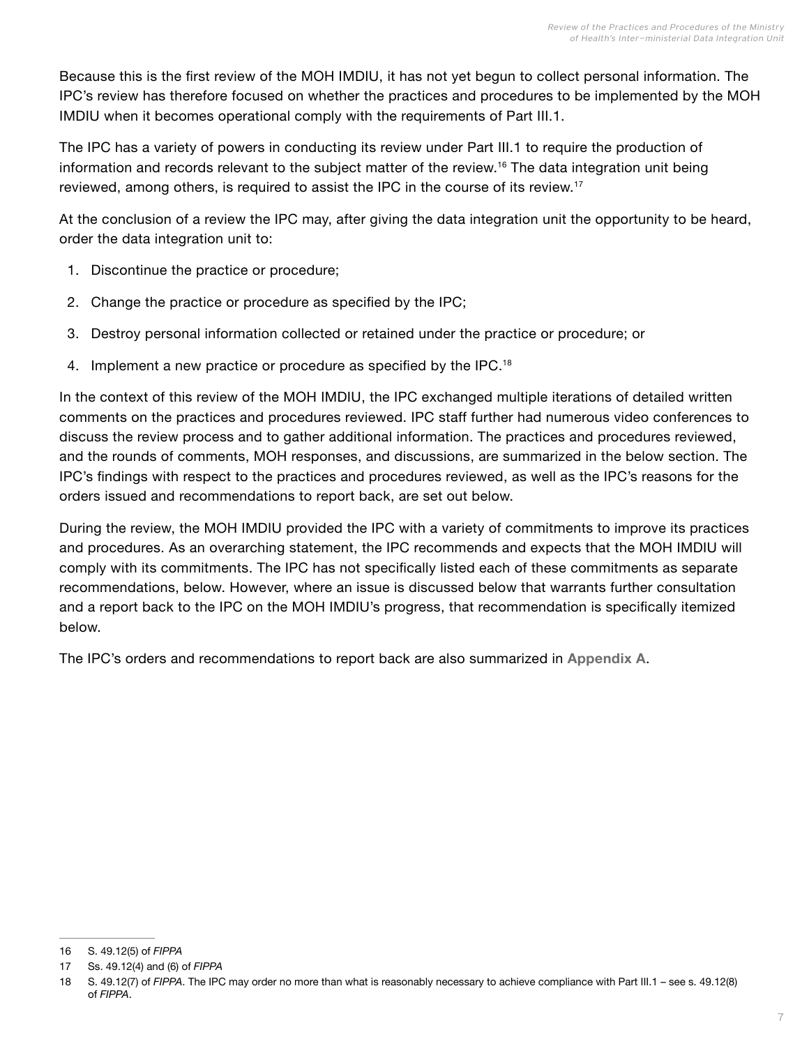Because this is the first review of the MOH IMDIU, it has not yet begun to collect personal information. The IPC's review has therefore focused on whether the practices and procedures to be implemented by the MOH IMDIU when it becomes operational comply with the requirements of Part III.1.

The IPC has a variety of powers in conducting its review under Part III.1 to require the production of information and records relevant to the subject matter of the review.[16] The data integration unit being reviewed, among others, is required to assist the IPC in the course of its review.[17]

At the conclusion of a review the IPC may, after giving the data integration unit the opportunity to be heard, order the data integration unit to:

1. Discontinue the practice or procedure;
2. Change the practice or procedure as specified by the IPC;
3. Destroy personal information collected or retained under the practice or procedure; or
4. Implement a new practice or procedure as specified by the IPC.[18]

In the context of this review of the MOH IMDIU, the IPC exchanged multiple iterations of detailed written comments on the practices and procedures reviewed. IPC staff further had numerous video conferences to discuss the review process and to gather additional information. The practices and procedures reviewed, and the rounds of comments, MOH responses, and discussions, are summarized in the below section. The IPC's findings with respect to the practices and procedures reviewed, as well as the IPC's reasons for the orders issued and recommendations to report back, are set out below.

During the review, the MOH IMDIU provided the IPC with a variety of commitments to improve its practices and procedures. As an overarching statement, the IPC recommends and expects that the MOH IMDIU will comply with its commitments. The IPC has not specifically listed each of these commitments as separate recommendations, below. However, where an issue is discussed below that warrants further consultation and a report back to the IPC on the MOH IMDIU's progress, that recommendation is specifically itemized below.

The IPC's orders and recommendations to report back are also summarized in **Appendix A**.

---

16 S. 49.12(5) of *FIPPA*

17 Ss. 49.12(4) and (6) of *FIPPA*

18 S. 49.12(7) of *FIPPA*. The IPC may order no more than what is reasonably necessary to achieve compliance with Part III.1 – see s. 49.12(8) of *FIPPA*.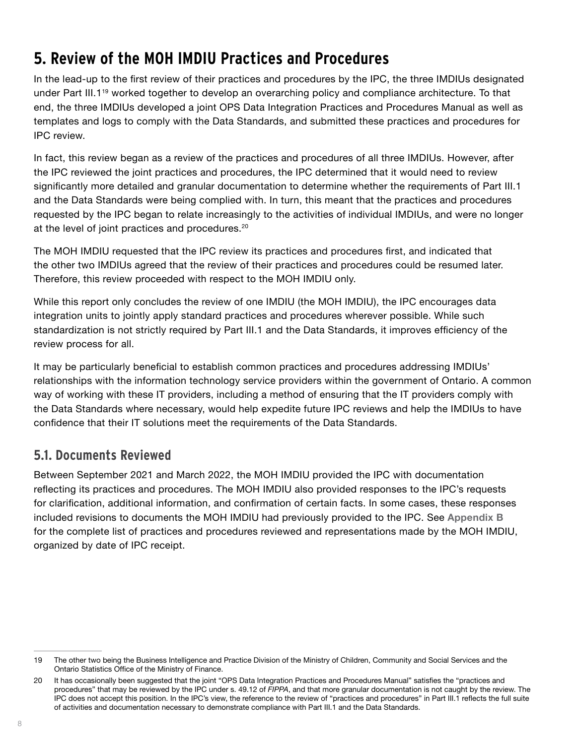# 5. Review of the MOH IMDIU Practices and Procedures

In the lead-up to the first review of their practices and procedures by the IPC, the three IMDIUs designated under Part III.1[19] worked together to develop an overarching policy and compliance architecture. To that end, the three IMDIUs developed a joint OPS Data Integration Practices and Procedures Manual as well as templates and logs to comply with the Data Standards, and submitted these practices and procedures for IPC review.

In fact, this review began as a review of the practices and procedures of all three IMDIUs. However, after the IPC reviewed the joint practices and procedures, the IPC determined that it would need to review significantly more detailed and granular documentation to determine whether the requirements of Part III.1 and the Data Standards were being complied with. In turn, this meant that the practices and procedures requested by the IPC began to relate increasingly to the activities of individual IMDIUs, and were no longer at the level of joint practices and procedures.[20]

The MOH IMDIU requested that the IPC review its practices and procedures first, and indicated that the other two IMDIUs agreed that the review of their practices and procedures could be resumed later. Therefore, this review proceeded with respect to the MOH IMDIU only.

While this report only concludes the review of one IMDIU (the MOH IMDIU), the IPC encourages data integration units to jointly apply standard practices and procedures wherever possible. While such standardization is not strictly required by Part III.1 and the Data Standards, it improves efficiency of the review process for all.

It may be particularly beneficial to establish common practices and procedures addressing IMDIUs' relationships with the information technology service providers within the government of Ontario. A common way of working with these IT providers, including a method of ensuring that the IT providers comply with the Data Standards where necessary, would help expedite future IPC reviews and help the IMDIUs to have confidence that their IT solutions meet the requirements of the Data Standards.

## 5.1. Documents Reviewed

Between September 2021 and March 2022, the MOH IMDIU provided the IPC with documentation reflecting its practices and procedures. The MOH IMDIU also provided responses to the IPC's requests for clarification, additional information, and confirmation of certain facts. In some cases, these responses included revisions to documents the MOH IMDIU had previously provided to the IPC. See **Appendix B** for the complete list of practices and procedures reviewed and representations made by the MOH IMDIU, organized by date of IPC receipt.

---

19 The other two being the Business Intelligence and Practice Division of the Ministry of Children, Community and Social Services and the Ontario Statistics Office of the Ministry of Finance.

20 It has occasionally been suggested that the joint "OPS Data Integration Practices and Procedures Manual" satisfies the "practices and procedures" that may be reviewed by the IPC under s. 49.12 of *FIPPA*, and that more granular documentation is not caught by the review. The IPC does not accept this position. In the IPC's view, the reference to the review of "practices and procedures" in Part III.1 reflects the full suite of activities and documentation necessary to demonstrate compliance with Part III.1 and the Data Standards.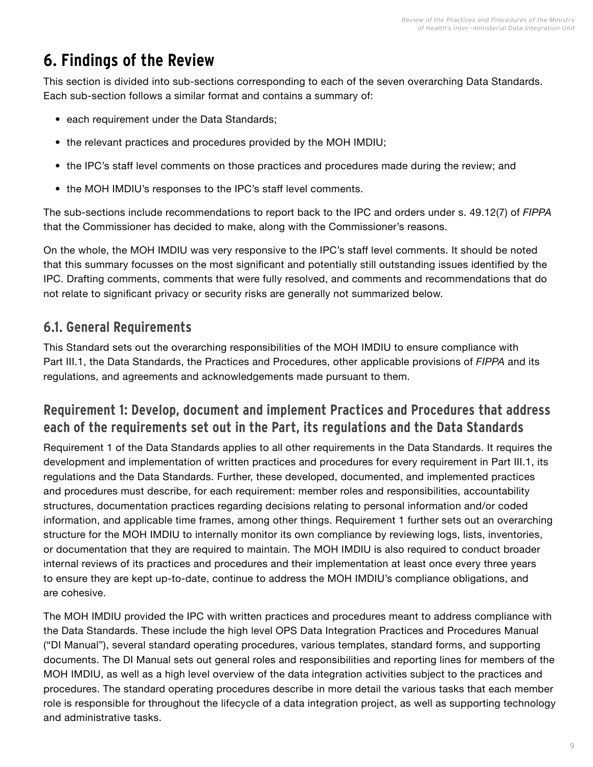# 6. Findings of the Review

This section is divided into sub-sections corresponding to each of the seven overarching Data Standards. Each sub-section follows a similar format and contains a summary of:

- each requirement under the Data Standards;
- the relevant practices and procedures provided by the MOH IMDIU;
- the IPC's staff level comments on those practices and procedures made during the review; and
- the MOH IMDIU's responses to the IPC's staff level comments.

The sub-sections include recommendations to report back to the IPC and orders under s. 49.12(7) of *FIPPA* that the Commissioner has decided to make, along with the Commissioner's reasons.

On the whole, the MOH IMDIU was very responsive to the IPC's staff level comments. It should be noted that this summary focusses on the most significant and potentially still outstanding issues identified by the IPC. Drafting comments, comments that were fully resolved, and comments and recommendations that do not relate to significant privacy or security risks are generally not summarized below.

## 6.1. General Requirements

This Standard sets out the overarching responsibilities of the MOH IMDIU to ensure compliance with Part III.1, the Data Standards, the Practices and Procedures, other applicable provisions of *FIPPA* and its regulations, and agreements and acknowledgements made pursuant to them.

### Requirement 1: Develop, document and implement Practices and Procedures that address each of the requirements set out in the Part, its regulations and the Data Standards

Requirement 1 of the Data Standards applies to all other requirements in the Data Standards. It requires the development and implementation of written practices and procedures for every requirement in Part III.1, its regulations and the Data Standards. Further, these developed, documented, and implemented practices and procedures must describe, for each requirement: member roles and responsibilities, accountability structures, documentation practices regarding decisions relating to personal information and/or coded information, and applicable time frames, among other things. Requirement 1 further sets out an overarching structure for the MOH IMDIU to internally monitor its own compliance by reviewing logs, lists, inventories, or documentation that they are required to maintain. The MOH IMDIU is also required to conduct broader internal reviews of its practices and procedures and their implementation at least once every three years to ensure they are kept up-to-date, continue to address the MOH IMDIU's compliance obligations, and are cohesive.

The MOH IMDIU provided the IPC with written practices and procedures meant to address compliance with the Data Standards. These include the high level OPS Data Integration Practices and Procedures Manual ("DI Manual"), several standard operating procedures, various templates, standard forms, and supporting documents. The DI Manual sets out general roles and responsibilities and reporting lines for members of the MOH IMDIU, as well as a high level overview of the data integration activities subject to the practices and procedures. The standard operating procedures describe in more detail the various tasks that each member role is responsible for throughout the lifecycle of a data integration project, as well as supporting technology and administrative tasks.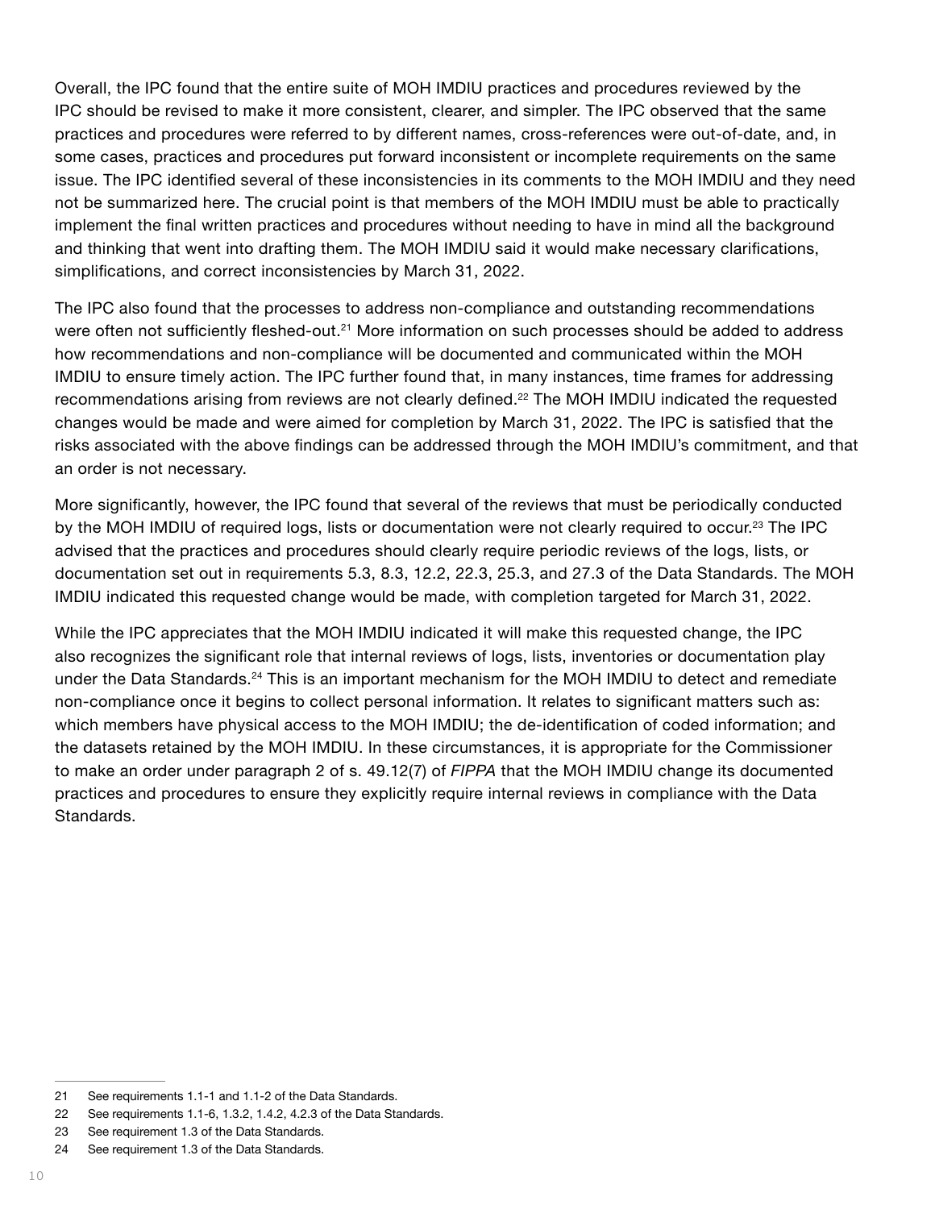Overall, the IPC found that the entire suite of MOH IMDIU practices and procedures reviewed by the IPC should be revised to make it more consistent, clearer, and simpler. The IPC observed that the same practices and procedures were referred to by different names, cross-references were out-of-date, and, in some cases, practices and procedures put forward inconsistent or incomplete requirements on the same issue. The IPC identified several of these inconsistencies in its comments to the MOH IMDIU and they need not be summarized here. The crucial point is that members of the MOH IMDIU must be able to practically implement the final written practices and procedures without needing to have in mind all the background and thinking that went into drafting them. The MOH IMDIU said it would make necessary clarifications, simplifications, and correct inconsistencies by March 31, 2022.

The IPC also found that the processes to address non-compliance and outstanding recommendations were often not sufficiently fleshed-out.[21] More information on such processes should be added to address how recommendations and non-compliance will be documented and communicated within the MOH IMDIU to ensure timely action. The IPC further found that, in many instances, time frames for addressing recommendations arising from reviews are not clearly defined.[22] The MOH IMDIU indicated the requested changes would be made and were aimed for completion by March 31, 2022. The IPC is satisfied that the risks associated with the above findings can be addressed through the MOH IMDIU's commitment, and that an order is not necessary.

More significantly, however, the IPC found that several of the reviews that must be periodically conducted by the MOH IMDIU of required logs, lists or documentation were not clearly required to occur.[23] The IPC advised that the practices and procedures should clearly require periodic reviews of the logs, lists, or documentation set out in requirements 5.3, 8.3, 12.2, 22.3, 25.3, and 27.3 of the Data Standards. The MOH IMDIU indicated this requested change would be made, with completion targeted for March 31, 2022.

While the IPC appreciates that the MOH IMDIU indicated it will make this requested change, the IPC also recognizes the significant role that internal reviews of logs, lists, inventories or documentation play under the Data Standards.[24] This is an important mechanism for the MOH IMDIU to detect and remediate non-compliance once it begins to collect personal information. It relates to significant matters such as: which members have physical access to the MOH IMDIU; the de-identification of coded information; and the datasets retained by the MOH IMDIU. In these circumstances, it is appropriate for the Commissioner to make an order under paragraph 2 of s. 49.12(7) of *FIPPA* that the MOH IMDIU change its documented practices and procedures to ensure they explicitly require internal reviews in compliance with the Data Standards.

---

21 See requirements 1.1-1 and 1.1-2 of the Data Standards.

22 See requirements 1.1-6, 1.3.2, 1.4.2, 4.2.3 of the Data Standards.

23 See requirement 1.3 of the Data Standards.

24 See requirement 1.3 of the Data Standards.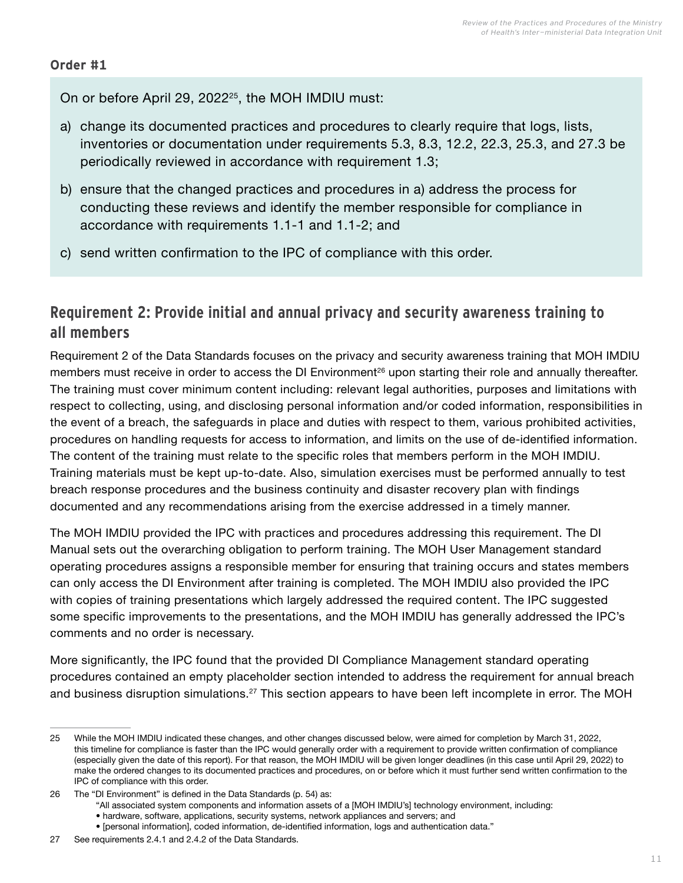**Order #1**

On or before April 29, 2022[25], the MOH IMDIU must:

a) change its documented practices and procedures to clearly require that logs, lists, inventories or documentation under requirements 5.3, 8.3, 12.2, 22.3, 25.3, and 27.3 be periodically reviewed in accordance with requirement 1.3;

b) ensure that the changed practices and procedures in a) address the process for conducting these reviews and identify the member responsible for compliance in accordance with requirements 1.1-1 and 1.1-2; and

c) send written confirmation to the IPC of compliance with this order.

## Requirement 2: Provide initial and annual privacy and security awareness training to all members

Requirement 2 of the Data Standards focuses on the privacy and security awareness training that MOH IMDIU members must receive in order to access the DI Environment[26] upon starting their role and annually thereafter. The training must cover minimum content including: relevant legal authorities, purposes and limitations with respect to collecting, using, and disclosing personal information and/or coded information, responsibilities in the event of a breach, the safeguards in place and duties with respect to them, various prohibited activities, procedures on handling requests for access to information, and limits on the use of de-identified information. The content of the training must relate to the specific roles that members perform in the MOH IMDIU. Training materials must be kept up-to-date. Also, simulation exercises must be performed annually to test breach response procedures and the business continuity and disaster recovery plan with findings documented and any recommendations arising from the exercise addressed in a timely manner.

The MOH IMDIU provided the IPC with practices and procedures addressing this requirement. The DI Manual sets out the overarching obligation to perform training. The MOH User Management standard operating procedures assigns a responsible member for ensuring that training occurs and states members can only access the DI Environment after training is completed. The MOH IMDIU also provided the IPC with copies of training presentations which largely addressed the required content. The IPC suggested some specific improvements to the presentations, and the MOH IMDIU has generally addressed the IPC's comments and no order is necessary.

More significantly, the IPC found that the provided DI Compliance Management standard operating procedures contained an empty placeholder section intended to address the requirement for annual breach and business disruption simulations.[27] This section appears to have been left incomplete in error. The MOH

---

25 While the MOH IMDIU indicated these changes, and other changes discussed below, were aimed for completion by March 31, 2022, this timeline for compliance is faster than the IPC would generally order with a requirement to provide written confirmation of compliance (especially given the date of this report). For that reason, the MOH IMDIU will be given longer deadlines (in this case until April 29, 2022) to make the ordered changes to its documented practices and procedures, on or before which it must further send written confirmation to the IPC of compliance with this order.

26 The "DI Environment" is defined in the Data Standards (p. 54) as:
"All associated system components and information assets of a [MOH IMDIU's] technology environment, including:
• hardware, software, applications, security systems, network appliances and servers; and
• [personal information], coded information, de-identified information, logs and authentication data."

27 See requirements 2.4.1 and 2.4.2 of the Data Standards.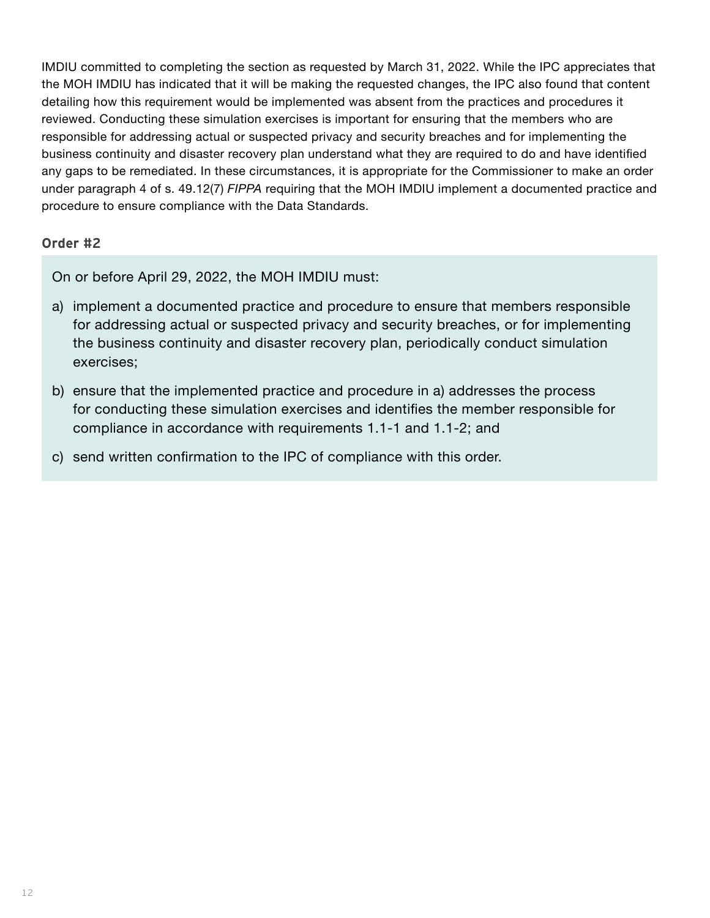IMDIU committed to completing the section as requested by March 31, 2022. While the IPC appreciates that the MOH IMDIU has indicated that it will be making the requested changes, the IPC also found that content detailing how this requirement would be implemented was absent from the practices and procedures it reviewed. Conducting these simulation exercises is important for ensuring that the members who are responsible for addressing actual or suspected privacy and security breaches and for implementing the business continuity and disaster recovery plan understand what they are required to do and have identified any gaps to be remediated. In these circumstances, it is appropriate for the Commissioner to make an order under paragraph 4 of s. 49.12(7) *FIPPA* requiring that the MOH IMDIU implement a documented practice and procedure to ensure compliance with the Data Standards.

**Order #2**

On or before April 29, 2022, the MOH IMDIU must:

a) implement a documented practice and procedure to ensure that members responsible for addressing actual or suspected privacy and security breaches, or for implementing the business continuity and disaster recovery plan, periodically conduct simulation exercises;

b) ensure that the implemented practice and procedure in a) addresses the process for conducting these simulation exercises and identifies the member responsible for compliance in accordance with requirements 1.1-1 and 1.1-2; and

c) send written confirmation to the IPC of compliance with this order.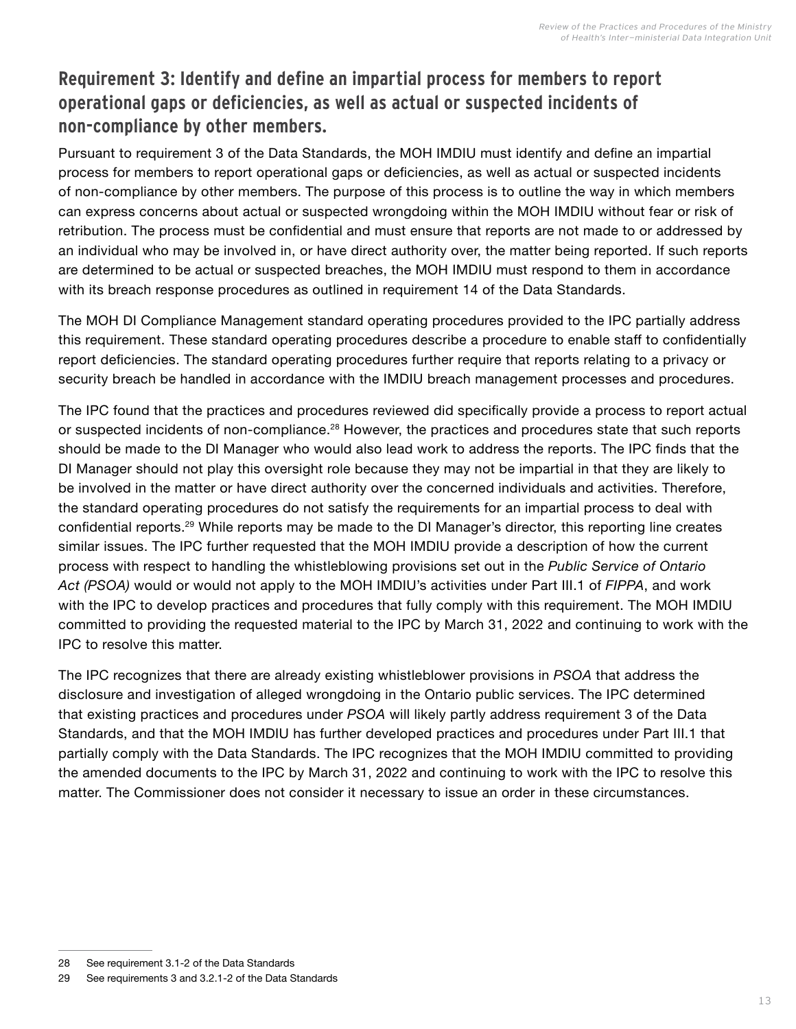## Requirement 3: Identify and define an impartial process for members to report operational gaps or deficiencies, as well as actual or suspected incidents of non-compliance by other members.

Pursuant to requirement 3 of the Data Standards, the MOH IMDIU must identify and define an impartial process for members to report operational gaps or deficiencies, as well as actual or suspected incidents of non-compliance by other members. The purpose of this process is to outline the way in which members can express concerns about actual or suspected wrongdoing within the MOH IMDIU without fear or risk of retribution. The process must be confidential and must ensure that reports are not made to or addressed by an individual who may be involved in, or have direct authority over, the matter being reported. If such reports are determined to be actual or suspected breaches, the MOH IMDIU must respond to them in accordance with its breach response procedures as outlined in requirement 14 of the Data Standards.

The MOH DI Compliance Management standard operating procedures provided to the IPC partially address this requirement. These standard operating procedures describe a procedure to enable staff to confidentially report deficiencies. The standard operating procedures further require that reports relating to a privacy or security breach be handled in accordance with the IMDIU breach management processes and procedures.

The IPC found that the practices and procedures reviewed did specifically provide a process to report actual or suspected incidents of non-compliance.[28] However, the practices and procedures state that such reports should be made to the DI Manager who would also lead work to address the reports. The IPC finds that the DI Manager should not play this oversight role because they may not be impartial in that they are likely to be involved in the matter or have direct authority over the concerned individuals and activities. Therefore, the standard operating procedures do not satisfy the requirements for an impartial process to deal with confidential reports.[29] While reports may be made to the DI Manager's director, this reporting line creates similar issues. The IPC further requested that the MOH IMDIU provide a description of how the current process with respect to handling the whistleblowing provisions set out in the *Public Service of Ontario Act (PSOA)* would or would not apply to the MOH IMDIU's activities under Part III.1 of *FIPPA*, and work with the IPC to develop practices and procedures that fully comply with this requirement. The MOH IMDIU committed to providing the requested material to the IPC by March 31, 2022 and continuing to work with the IPC to resolve this matter.

The IPC recognizes that there are already existing whistleblower provisions in *PSOA* that address the disclosure and investigation of alleged wrongdoing in the Ontario public services. The IPC determined that existing practices and procedures under *PSOA* will likely partly address requirement 3 of the Data Standards, and that the MOH IMDIU has further developed practices and procedures under Part III.1 that partially comply with the Data Standards. The IPC recognizes that the MOH IMDIU committed to providing the amended documents to the IPC by March 31, 2022 and continuing to work with the IPC to resolve this matter. The Commissioner does not consider it necessary to issue an order in these circumstances.

---

28 See requirement 3.1-2 of the Data Standards

29 See requirements 3 and 3.2.1-2 of the Data Standards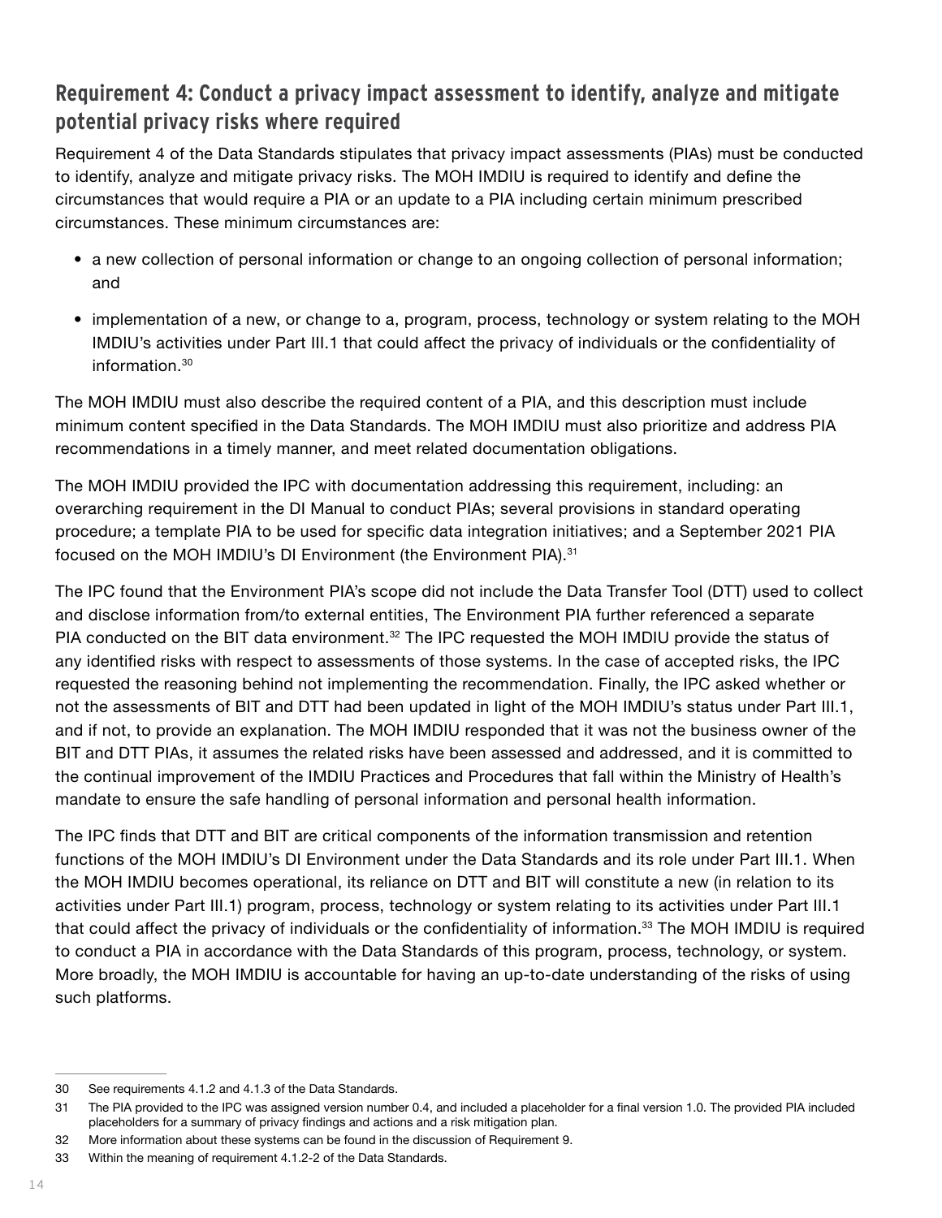## Requirement 4: Conduct a privacy impact assessment to identify, analyze and mitigate potential privacy risks where required

Requirement 4 of the Data Standards stipulates that privacy impact assessments (PIAs) must be conducted to identify, analyze and mitigate privacy risks. The MOH IMDIU is required to identify and define the circumstances that would require a PIA or an update to a PIA including certain minimum prescribed circumstances. These minimum circumstances are:

- a new collection of personal information or change to an ongoing collection of personal information; and
- implementation of a new, or change to a, program, process, technology or system relating to the MOH IMDIU's activities under Part III.1 that could affect the privacy of individuals or the confidentiality of information.[30]

The MOH IMDIU must also describe the required content of a PIA, and this description must include minimum content specified in the Data Standards. The MOH IMDIU must also prioritize and address PIA recommendations in a timely manner, and meet related documentation obligations.

The MOH IMDIU provided the IPC with documentation addressing this requirement, including: an overarching requirement in the DI Manual to conduct PIAs; several provisions in standard operating procedure; a template PIA to be used for specific data integration initiatives; and a September 2021 PIA focused on the MOH IMDIU's DI Environment (the Environment PIA).[31]

The IPC found that the Environment PIA's scope did not include the Data Transfer Tool (DTT) used to collect and disclose information from/to external entities, The Environment PIA further referenced a separate PIA conducted on the BIT data environment.[32] The IPC requested the MOH IMDIU provide the status of any identified risks with respect to assessments of those systems. In the case of accepted risks, the IPC requested the reasoning behind not implementing the recommendation. Finally, the IPC asked whether or not the assessments of BIT and DTT had been updated in light of the MOH IMDIU's status under Part III.1, and if not, to provide an explanation. The MOH IMDIU responded that it was not the business owner of the BIT and DTT PIAs, it assumes the related risks have been assessed and addressed, and it is committed to the continual improvement of the IMDIU Practices and Procedures that fall within the Ministry of Health's mandate to ensure the safe handling of personal information and personal health information.

The IPC finds that DTT and BIT are critical components of the information transmission and retention functions of the MOH IMDIU's DI Environment under the Data Standards and its role under Part III.1. When the MOH IMDIU becomes operational, its reliance on DTT and BIT will constitute a new (in relation to its activities under Part III.1) program, process, technology or system relating to its activities under Part III.1 that could affect the privacy of individuals or the confidentiality of information.[33] The MOH IMDIU is required to conduct a PIA in accordance with the Data Standards of this program, process, technology, or system. More broadly, the MOH IMDIU is accountable for having an up-to-date understanding of the risks of using such platforms.

---

30 See requirements 4.1.2 and 4.1.3 of the Data Standards.

31 The PIA provided to the IPC was assigned version number 0.4, and included a placeholder for a final version 1.0. The provided PIA included placeholders for a summary of privacy findings and actions and a risk mitigation plan.

32 More information about these systems can be found in the discussion of Requirement 9.

33 Within the meaning of requirement 4.1.2-2 of the Data Standards.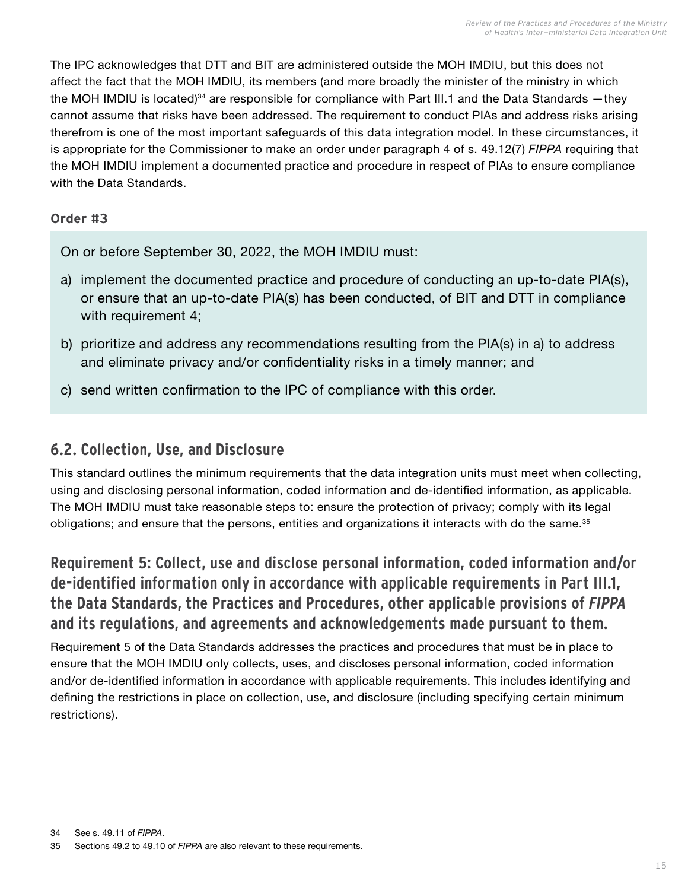The IPC acknowledges that DTT and BIT are administered outside the MOH IMDIU, but this does not affect the fact that the MOH IMDIU, its members (and more broadly the minister of the ministry in which the MOH IMDIU is located)[34] are responsible for compliance with Part III.1 and the Data Standards —they cannot assume that risks have been addressed. The requirement to conduct PIAs and address risks arising therefrom is one of the most important safeguards of this data integration model. In these circumstances, it is appropriate for the Commissioner to make an order under paragraph 4 of s. 49.12(7) *FIPPA* requiring that the MOH IMDIU implement a documented practice and procedure in respect of PIAs to ensure compliance with the Data Standards.

**Order #3**

On or before September 30, 2022, the MOH IMDIU must:

a) implement the documented practice and procedure of conducting an up-to-date PIA(s), or ensure that an up-to-date PIA(s) has been conducted, of BIT and DTT in compliance with requirement 4;

b) prioritize and address any recommendations resulting from the PIA(s) in a) to address and eliminate privacy and/or confidentiality risks in a timely manner; and

c) send written confirmation to the IPC of compliance with this order.

## 6.2. Collection, Use, and Disclosure

This standard outlines the minimum requirements that the data integration units must meet when collecting, using and disclosing personal information, coded information and de-identified information, as applicable. The MOH IMDIU must take reasonable steps to: ensure the protection of privacy; comply with its legal obligations; and ensure that the persons, entities and organizations it interacts with do the same.[35]

### Requirement 5: Collect, use and disclose personal information, coded information and/or de-identified information only in accordance with applicable requirements in Part III.1, the Data Standards, the Practices and Procedures, other applicable provisions of *FIPPA* and its regulations, and agreements and acknowledgements made pursuant to them.

Requirement 5 of the Data Standards addresses the practices and procedures that must be in place to ensure that the MOH IMDIU only collects, uses, and discloses personal information, coded information and/or de-identified information in accordance with applicable requirements. This includes identifying and defining the restrictions in place on collection, use, and disclosure (including specifying certain minimum restrictions).

---

34 See s. 49.11 of *FIPPA*.

35 Sections 49.2 to 49.10 of *FIPPA* are also relevant to these requirements.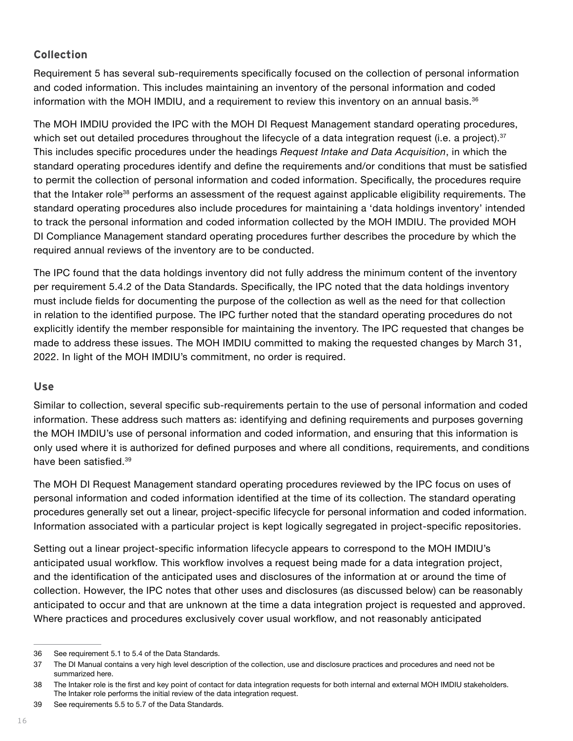### Collection

Requirement 5 has several sub-requirements specifically focused on the collection of personal information and coded information. This includes maintaining an inventory of the personal information and coded information with the MOH IMDIU, and a requirement to review this inventory on an annual basis.[36]

The MOH IMDIU provided the IPC with the MOH DI Request Management standard operating procedures, which set out detailed procedures throughout the lifecycle of a data integration request (i.e. a project).[37] This includes specific procedures under the headings *Request Intake and Data Acquisition*, in which the standard operating procedures identify and define the requirements and/or conditions that must be satisfied to permit the collection of personal information and coded information. Specifically, the procedures require that the Intaker role[38] performs an assessment of the request against applicable eligibility requirements. The standard operating procedures also include procedures for maintaining a 'data holdings inventory' intended to track the personal information and coded information collected by the MOH IMDIU. The provided MOH DI Compliance Management standard operating procedures further describes the procedure by which the required annual reviews of the inventory are to be conducted.

The IPC found that the data holdings inventory did not fully address the minimum content of the inventory per requirement 5.4.2 of the Data Standards. Specifically, the IPC noted that the data holdings inventory must include fields for documenting the purpose of the collection as well as the need for that collection in relation to the identified purpose. The IPC further noted that the standard operating procedures do not explicitly identify the member responsible for maintaining the inventory. The IPC requested that changes be made to address these issues. The MOH IMDIU committed to making the requested changes by March 31, 2022. In light of the MOH IMDIU's commitment, no order is required.

### Use

Similar to collection, several specific sub-requirements pertain to the use of personal information and coded information. These address such matters as: identifying and defining requirements and purposes governing the MOH IMDIU's use of personal information and coded information, and ensuring that this information is only used where it is authorized for defined purposes and where all conditions, requirements, and conditions have been satisfied.[39]

The MOH DI Request Management standard operating procedures reviewed by the IPC focus on uses of personal information and coded information identified at the time of its collection. The standard operating procedures generally set out a linear, project-specific lifecycle for personal information and coded information. Information associated with a particular project is kept logically segregated in project-specific repositories.

Setting out a linear project-specific information lifecycle appears to correspond to the MOH IMDIU's anticipated usual workflow. This workflow involves a request being made for a data integration project, and the identification of the anticipated uses and disclosures of the information at or around the time of collection. However, the IPC notes that other uses and disclosures (as discussed below) can be reasonably anticipated to occur and that are unknown at the time a data integration project is requested and approved. Where practices and procedures exclusively cover usual workflow, and not reasonably anticipated

---

36 See requirement 5.1 to 5.4 of the Data Standards.

37 The DI Manual contains a very high level description of the collection, use and disclosure practices and procedures and need not be summarized here.

38 The Intaker role is the first and key point of contact for data integration requests for both internal and external MOH IMDIU stakeholders. The Intaker role performs the initial review of the data integration request.

39 See requirements 5.5 to 5.7 of the Data Standards.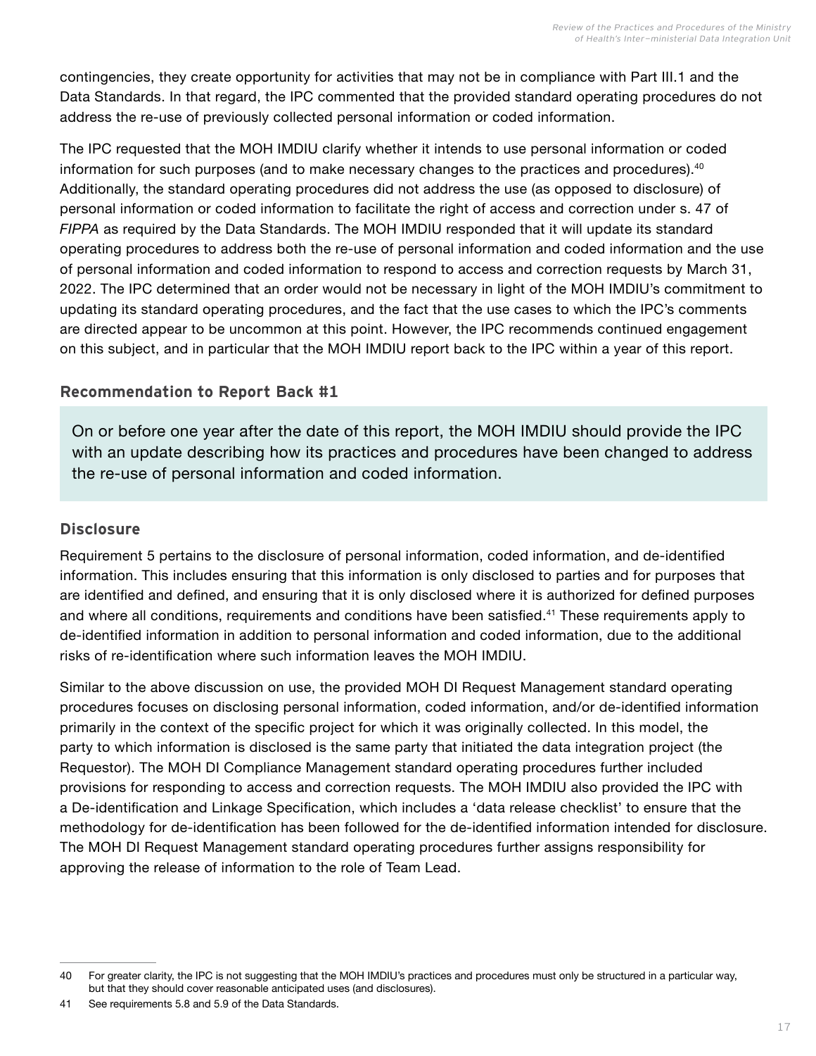contingencies, they create opportunity for activities that may not be in compliance with Part III.1 and the Data Standards. In that regard, the IPC commented that the provided standard operating procedures do not address the re-use of previously collected personal information or coded information.

The IPC requested that the MOH IMDIU clarify whether it intends to use personal information or coded information for such purposes (and to make necessary changes to the practices and procedures).[40] Additionally, the standard operating procedures did not address the use (as opposed to disclosure) of personal information or coded information to facilitate the right of access and correction under s. 47 of *FIPPA* as required by the Data Standards. The MOH IMDIU responded that it will update its standard operating procedures to address both the re-use of personal information and coded information and the use of personal information and coded information to respond to access and correction requests by March 31, 2022. The IPC determined that an order would not be necessary in light of the MOH IMDIU's commitment to updating its standard operating procedures, and the fact that the use cases to which the IPC's comments are directed appear to be uncommon at this point. However, the IPC recommends continued engagement on this subject, and in particular that the MOH IMDIU report back to the IPC within a year of this report.

### Recommendation to Report Back #1

On or before one year after the date of this report, the MOH IMDIU should provide the IPC with an update describing how its practices and procedures have been changed to address the re-use of personal information and coded information.

### Disclosure

Requirement 5 pertains to the disclosure of personal information, coded information, and de-identified information. This includes ensuring that this information is only disclosed to parties and for purposes that are identified and defined, and ensuring that it is only disclosed where it is authorized for defined purposes and where all conditions, requirements and conditions have been satisfied.[41] These requirements apply to de-identified information in addition to personal information and coded information, due to the additional risks of re-identification where such information leaves the MOH IMDIU.

Similar to the above discussion on use, the provided MOH DI Request Management standard operating procedures focuses on disclosing personal information, coded information, and/or de-identified information primarily in the context of the specific project for which it was originally collected. In this model, the party to which information is disclosed is the same party that initiated the data integration project (the Requestor). The MOH DI Compliance Management standard operating procedures further included provisions for responding to access and correction requests. The MOH IMDIU also provided the IPC with a De-identification and Linkage Specification, which includes a 'data release checklist' to ensure that the methodology for de-identification has been followed for the de-identified information intended for disclosure. The MOH DI Request Management standard operating procedures further assigns responsibility for approving the release of information to the role of Team Lead.

---

40 For greater clarity, the IPC is not suggesting that the MOH IMDIU's practices and procedures must only be structured in a particular way, but that they should cover reasonable anticipated uses (and disclosures).

41 See requirements 5.8 and 5.9 of the Data Standards.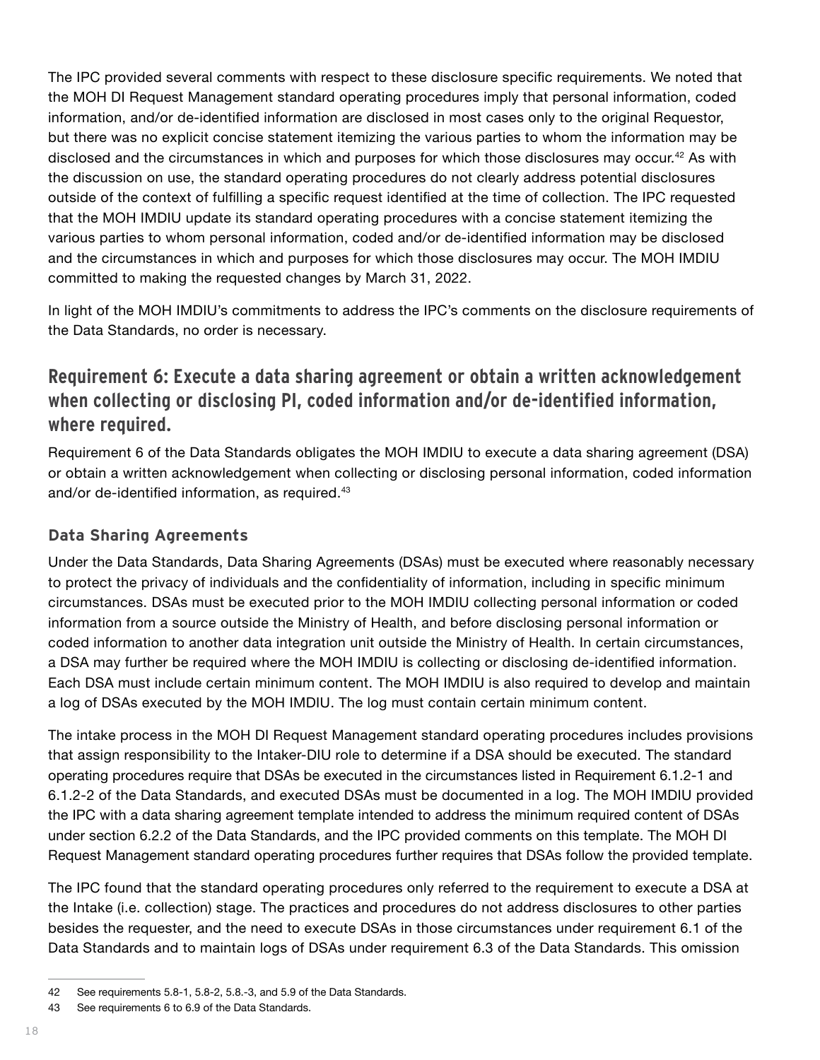The IPC provided several comments with respect to these disclosure specific requirements. We noted that the MOH DI Request Management standard operating procedures imply that personal information, coded information, and/or de-identified information are disclosed in most cases only to the original Requestor, but there was no explicit concise statement itemizing the various parties to whom the information may be disclosed and the circumstances in which and purposes for which those disclosures may occur.[42] As with the discussion on use, the standard operating procedures do not clearly address potential disclosures outside of the context of fulfilling a specific request identified at the time of collection. The IPC requested that the MOH IMDIU update its standard operating procedures with a concise statement itemizing the various parties to whom personal information, coded and/or de-identified information may be disclosed and the circumstances in which and purposes for which those disclosures may occur. The MOH IMDIU committed to making the requested changes by March 31, 2022.

In light of the MOH IMDIU's commitments to address the IPC's comments on the disclosure requirements of the Data Standards, no order is necessary.

## Requirement 6: Execute a data sharing agreement or obtain a written acknowledgement when collecting or disclosing PI, coded information and/or de-identified information, where required.

Requirement 6 of the Data Standards obligates the MOH IMDIU to execute a data sharing agreement (DSA) or obtain a written acknowledgement when collecting or disclosing personal information, coded information and/or de-identified information, as required.[43]

### Data Sharing Agreements

Under the Data Standards, Data Sharing Agreements (DSAs) must be executed where reasonably necessary to protect the privacy of individuals and the confidentiality of information, including in specific minimum circumstances. DSAs must be executed prior to the MOH IMDIU collecting personal information or coded information from a source outside the Ministry of Health, and before disclosing personal information or coded information to another data integration unit outside the Ministry of Health. In certain circumstances, a DSA may further be required where the MOH IMDIU is collecting or disclosing de-identified information. Each DSA must include certain minimum content. The MOH IMDIU is also required to develop and maintain a log of DSAs executed by the MOH IMDIU. The log must contain certain minimum content.

The intake process in the MOH DI Request Management standard operating procedures includes provisions that assign responsibility to the Intaker-DIU role to determine if a DSA should be executed. The standard operating procedures require that DSAs be executed in the circumstances listed in Requirement 6.1.2-1 and 6.1.2-2 of the Data Standards, and executed DSAs must be documented in a log. The MOH IMDIU provided the IPC with a data sharing agreement template intended to address the minimum required content of DSAs under section 6.2.2 of the Data Standards, and the IPC provided comments on this template. The MOH DI Request Management standard operating procedures further requires that DSAs follow the provided template.

The IPC found that the standard operating procedures only referred to the requirement to execute a DSA at the Intake (i.e. collection) stage. The practices and procedures do not address disclosures to other parties besides the requester, and the need to execute DSAs in those circumstances under requirement 6.1 of the Data Standards and to maintain logs of DSAs under requirement 6.3 of the Data Standards. This omission

---

42 See requirements 5.8-1, 5.8-2, 5.8.-3, and 5.9 of the Data Standards.

43 See requirements 6 to 6.9 of the Data Standards.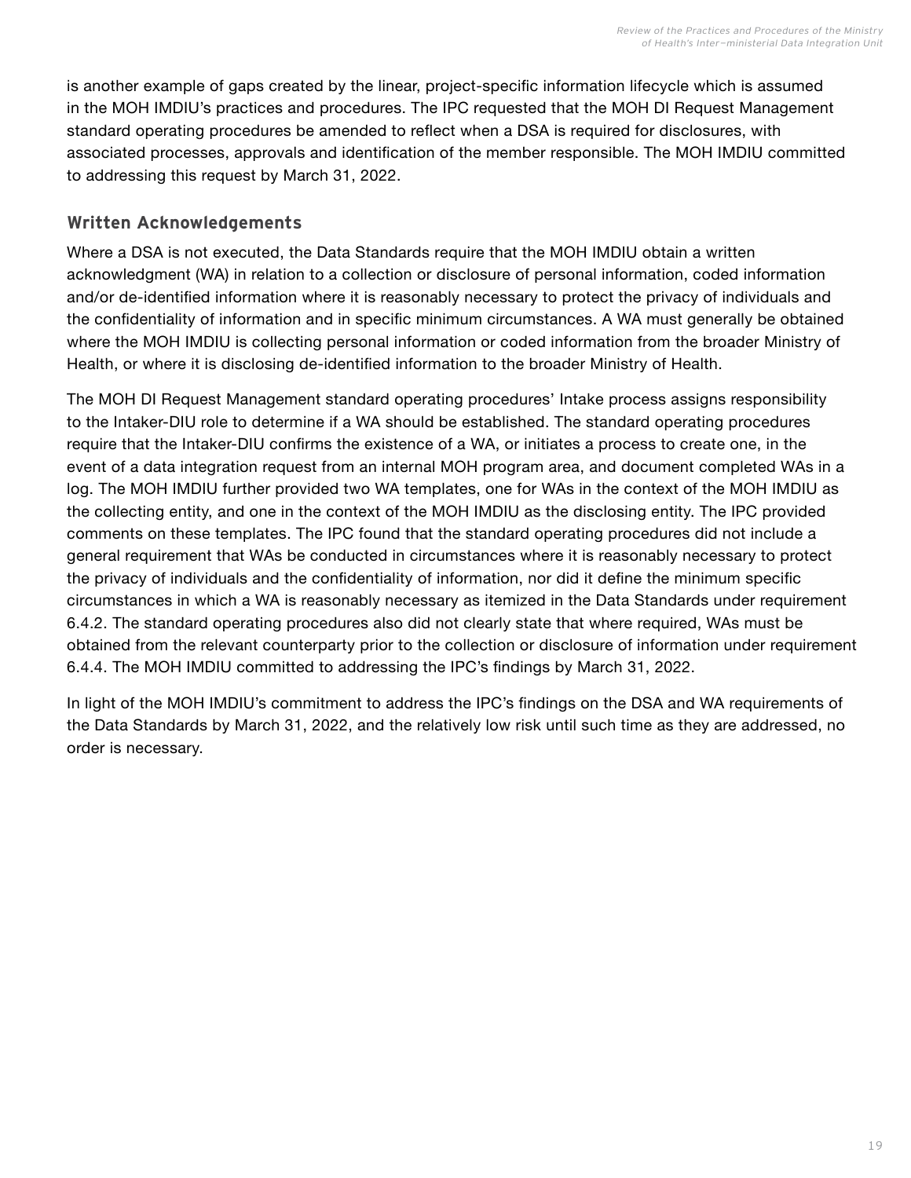is another example of gaps created by the linear, project-specific information lifecycle which is assumed in the MOH IMDIU's practices and procedures. The IPC requested that the MOH DI Request Management standard operating procedures be amended to reflect when a DSA is required for disclosures, with associated processes, approvals and identification of the member responsible. The MOH IMDIU committed to addressing this request by March 31, 2022.

### Written Acknowledgements

Where a DSA is not executed, the Data Standards require that the MOH IMDIU obtain a written acknowledgment (WA) in relation to a collection or disclosure of personal information, coded information and/or de-identified information where it is reasonably necessary to protect the privacy of individuals and the confidentiality of information and in specific minimum circumstances. A WA must generally be obtained where the MOH IMDIU is collecting personal information or coded information from the broader Ministry of Health, or where it is disclosing de-identified information to the broader Ministry of Health.

The MOH DI Request Management standard operating procedures' Intake process assigns responsibility to the Intaker-DIU role to determine if a WA should be established. The standard operating procedures require that the Intaker-DIU confirms the existence of a WA, or initiates a process to create one, in the event of a data integration request from an internal MOH program area, and document completed WAs in a log. The MOH IMDIU further provided two WA templates, one for WAs in the context of the MOH IMDIU as the collecting entity, and one in the context of the MOH IMDIU as the disclosing entity. The IPC provided comments on these templates. The IPC found that the standard operating procedures did not include a general requirement that WAs be conducted in circumstances where it is reasonably necessary to protect the privacy of individuals and the confidentiality of information, nor did it define the minimum specific circumstances in which a WA is reasonably necessary as itemized in the Data Standards under requirement 6.4.2. The standard operating procedures also did not clearly state that where required, WAs must be obtained from the relevant counterparty prior to the collection or disclosure of information under requirement 6.4.4. The MOH IMDIU committed to addressing the IPC's findings by March 31, 2022.

In light of the MOH IMDIU's commitment to address the IPC's findings on the DSA and WA requirements of the Data Standards by March 31, 2022, and the relatively low risk until such time as they are addressed, no order is necessary.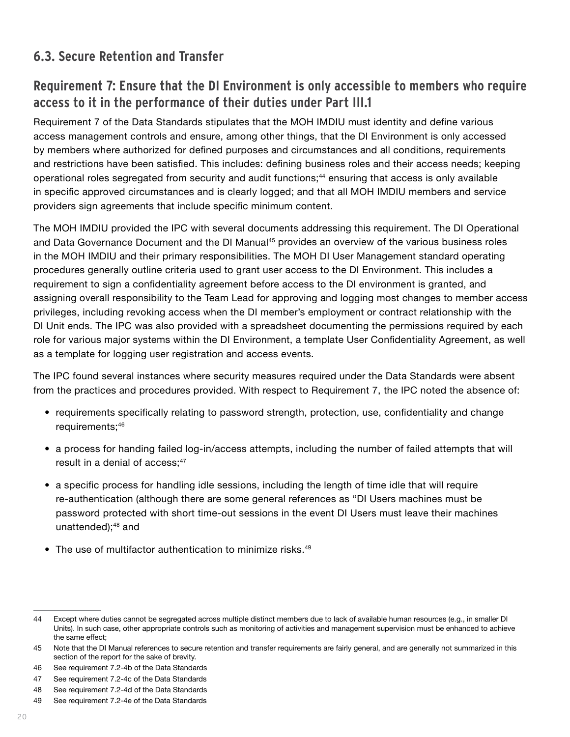## 6.3. Secure Retention and Transfer

### Requirement 7: Ensure that the DI Environment is only accessible to members who require access to it in the performance of their duties under Part III.1

Requirement 7 of the Data Standards stipulates that the MOH IMDIU must identity and define various access management controls and ensure, among other things, that the DI Environment is only accessed by members where authorized for defined purposes and circumstances and all conditions, requirements and restrictions have been satisfied. This includes: defining business roles and their access needs; keeping operational roles segregated from security and audit functions;[44] ensuring that access is only available in specific approved circumstances and is clearly logged; and that all MOH IMDIU members and service providers sign agreements that include specific minimum content.

The MOH IMDIU provided the IPC with several documents addressing this requirement. The DI Operational and Data Governance Document and the DI Manual[45] provides an overview of the various business roles in the MOH IMDIU and their primary responsibilities. The MOH DI User Management standard operating procedures generally outline criteria used to grant user access to the DI Environment. This includes a requirement to sign a confidentiality agreement before access to the DI environment is granted, and assigning overall responsibility to the Team Lead for approving and logging most changes to member access privileges, including revoking access when the DI member's employment or contract relationship with the DI Unit ends. The IPC was also provided with a spreadsheet documenting the permissions required by each role for various major systems within the DI Environment, a template User Confidentiality Agreement, as well as a template for logging user registration and access events.

The IPC found several instances where security measures required under the Data Standards were absent from the practices and procedures provided. With respect to Requirement 7, the IPC noted the absence of:

- requirements specifically relating to password strength, protection, use, confidentiality and change requirements;[46]
- a process for handing failed log-in/access attempts, including the number of failed attempts that will result in a denial of access;[47]
- a specific process for handling idle sessions, including the length of time idle that will require re-authentication (although there are some general references as "DI Users machines must be password protected with short time-out sessions in the event DI Users must leave their machines unattended);[48] and
- The use of multifactor authentication to minimize risks.[49]

---

44 Except where duties cannot be segregated across multiple distinct members due to lack of available human resources (e.g., in smaller DI Units). In such case, other appropriate controls such as monitoring of activities and management supervision must be enhanced to achieve the same effect;

45 Note that the DI Manual references to secure retention and transfer requirements are fairly general, and are generally not summarized in this section of the report for the sake of brevity.

46 See requirement 7.2-4b of the Data Standards

47 See requirement 7.2-4c of the Data Standards

48 See requirement 7.2-4d of the Data Standards

49 See requirement 7.2-4e of the Data Standards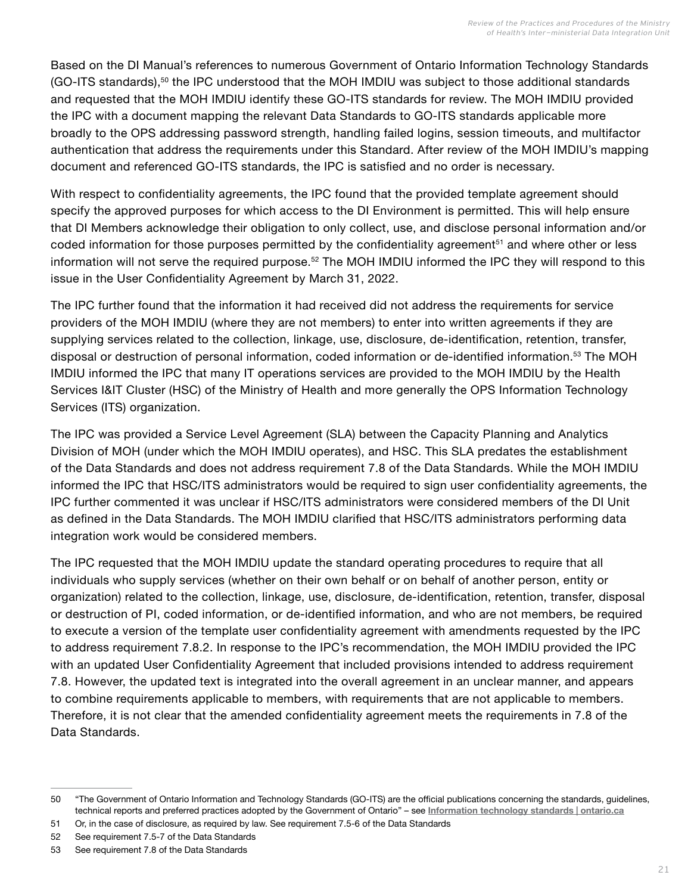Based on the DI Manual's references to numerous Government of Ontario Information Technology Standards (GO-ITS standards),[50] the IPC understood that the MOH IMDIU was subject to those additional standards and requested that the MOH IMDIU identify these GO-ITS standards for review. The MOH IMDIU provided the IPC with a document mapping the relevant Data Standards to GO-ITS standards applicable more broadly to the OPS addressing password strength, handling failed logins, session timeouts, and multifactor authentication that address the requirements under this Standard. After review of the MOH IMDIU's mapping document and referenced GO-ITS standards, the IPC is satisfied and no order is necessary.

With respect to confidentiality agreements, the IPC found that the provided template agreement should specify the approved purposes for which access to the DI Environment is permitted. This will help ensure that DI Members acknowledge their obligation to only collect, use, and disclose personal information and/or coded information for those purposes permitted by the confidentiality agreement[51] and where other or less information will not serve the required purpose.[52] The MOH IMDIU informed the IPC they will respond to this issue in the User Confidentiality Agreement by March 31, 2022.

The IPC further found that the information it had received did not address the requirements for service providers of the MOH IMDIU (where they are not members) to enter into written agreements if they are supplying services related to the collection, linkage, use, disclosure, de-identification, retention, transfer, disposal or destruction of personal information, coded information or de-identified information.[53] The MOH IMDIU informed the IPC that many IT operations services are provided to the MOH IMDIU by the Health Services I&IT Cluster (HSC) of the Ministry of Health and more generally the OPS Information Technology Services (ITS) organization.

The IPC was provided a Service Level Agreement (SLA) between the Capacity Planning and Analytics Division of MOH (under which the MOH IMDIU operates), and HSC. This SLA predates the establishment of the Data Standards and does not address requirement 7.8 of the Data Standards. While the MOH IMDIU informed the IPC that HSC/ITS administrators would be required to sign user confidentiality agreements, the IPC further commented it was unclear if HSC/ITS administrators were considered members of the DI Unit as defined in the Data Standards. The MOH IMDIU clarified that HSC/ITS administrators performing data integration work would be considered members.

The IPC requested that the MOH IMDIU update the standard operating procedures to require that all individuals who supply services (whether on their own behalf or on behalf of another person, entity or organization) related to the collection, linkage, use, disclosure, de-identification, retention, transfer, disposal or destruction of PI, coded information, or de-identified information, and who are not members, be required to execute a version of the template user confidentiality agreement with amendments requested by the IPC to address requirement 7.8.2. In response to the IPC's recommendation, the MOH IMDIU provided the IPC with an updated User Confidentiality Agreement that included provisions intended to address requirement 7.8. However, the updated text is integrated into the overall agreement in an unclear manner, and appears to combine requirements applicable to members, with requirements that are not applicable to members. Therefore, it is not clear that the amended confidentiality agreement meets the requirements in 7.8 of the Data Standards.

---

50 "The Government of Ontario Information and Technology Standards (GO-ITS) are the official publications concerning the standards, guidelines, technical reports and preferred practices adopted by the Government of Ontario" – see **Information technology standards | ontario.ca**

51 Or, in the case of disclosure, as required by law. See requirement 7.5-6 of the Data Standards

52 See requirement 7.5-7 of the Data Standards

53 See requirement 7.8 of the Data Standards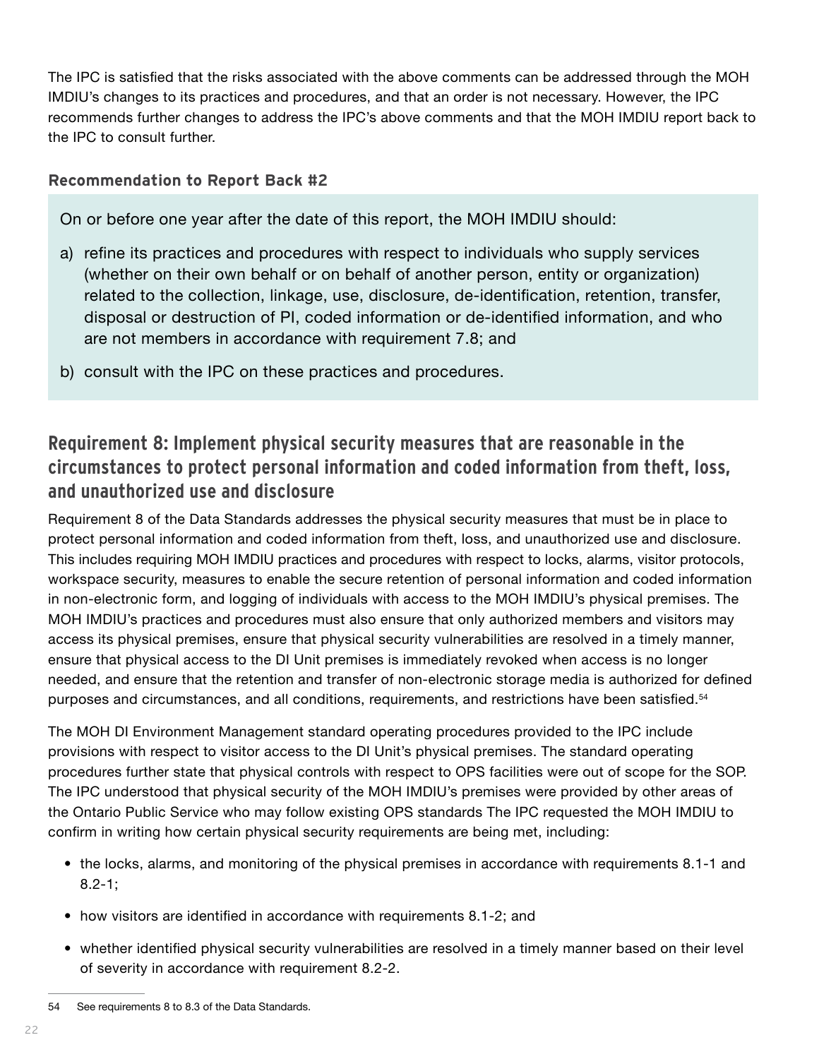The IPC is satisfied that the risks associated with the above comments can be addressed through the MOH IMDIU's changes to its practices and procedures, and that an order is not necessary. However, the IPC recommends further changes to address the IPC's above comments and that the MOH IMDIU report back to the IPC to consult further.

#### Recommendation to Report Back #2

On or before one year after the date of this report, the MOH IMDIU should:

a) refine its practices and procedures with respect to individuals who supply services (whether on their own behalf or on behalf of another person, entity or organization) related to the collection, linkage, use, disclosure, de-identification, retention, transfer, disposal or destruction of PI, coded information or de-identified information, and who are not members in accordance with requirement 7.8; and

b) consult with the IPC on these practices and procedures.

### Requirement 8: Implement physical security measures that are reasonable in the circumstances to protect personal information and coded information from theft, loss, and unauthorized use and disclosure

Requirement 8 of the Data Standards addresses the physical security measures that must be in place to protect personal information and coded information from theft, loss, and unauthorized use and disclosure. This includes requiring MOH IMDIU practices and procedures with respect to locks, alarms, visitor protocols, workspace security, measures to enable the secure retention of personal information and coded information in non-electronic form, and logging of individuals with access to the MOH IMDIU's physical premises. The MOH IMDIU's practices and procedures must also ensure that only authorized members and visitors may access its physical premises, ensure that physical security vulnerabilities are resolved in a timely manner, ensure that physical access to the DI Unit premises is immediately revoked when access is no longer needed, and ensure that the retention and transfer of non-electronic storage media is authorized for defined purposes and circumstances, and all conditions, requirements, and restrictions have been satisfied.[54]

The MOH DI Environment Management standard operating procedures provided to the IPC include provisions with respect to visitor access to the DI Unit's physical premises. The standard operating procedures further state that physical controls with respect to OPS facilities were out of scope for the SOP. The IPC understood that physical security of the MOH IMDIU's premises were provided by other areas of the Ontario Public Service who may follow existing OPS standards The IPC requested the MOH IMDIU to confirm in writing how certain physical security requirements are being met, including:

- the locks, alarms, and monitoring of the physical premises in accordance with requirements 8.1-1 and 8.2-1;
- how visitors are identified in accordance with requirements 8.1-2; and
- whether identified physical security vulnerabilities are resolved in a timely manner based on their level of severity in accordance with requirement 8.2-2.

---

54 See requirements 8 to 8.3 of the Data Standards.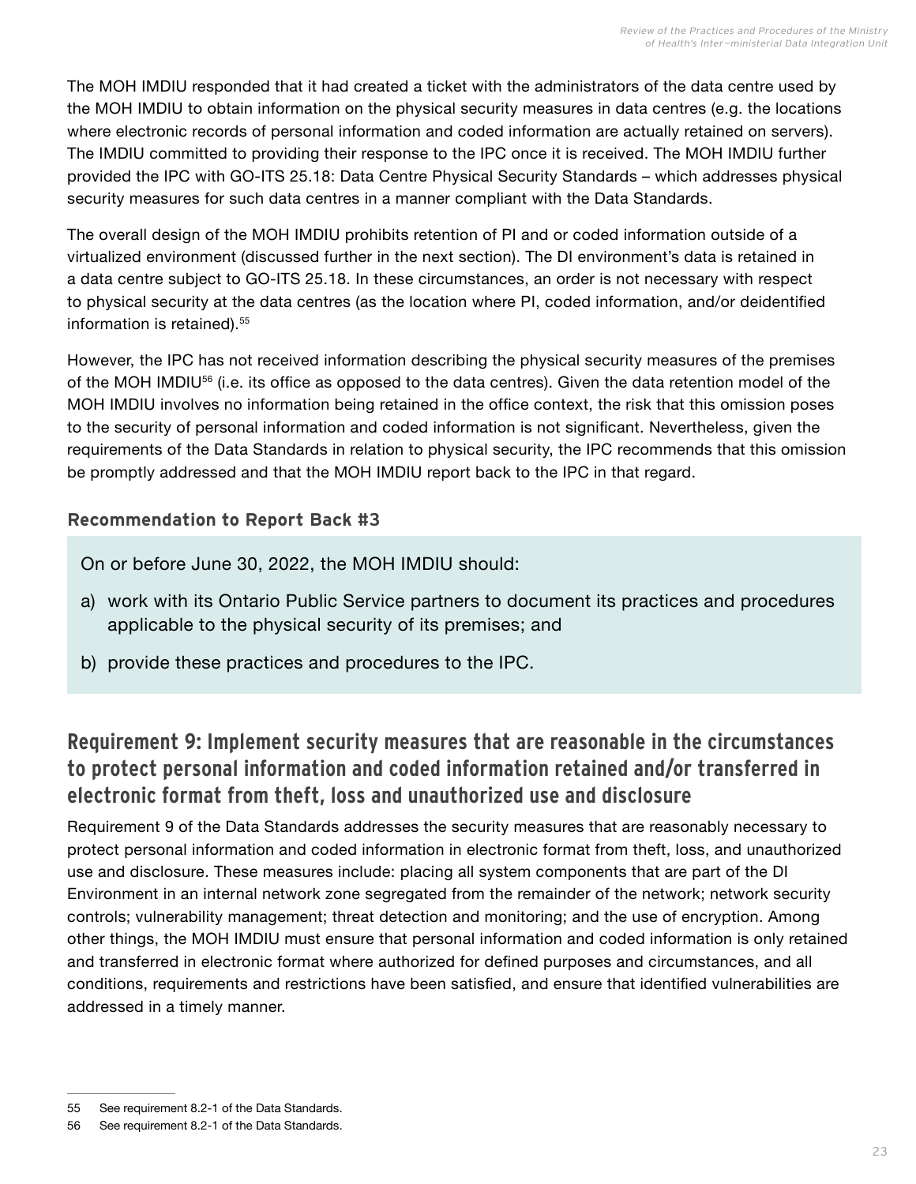The MOH IMDIU responded that it had created a ticket with the administrators of the data centre used by the MOH IMDIU to obtain information on the physical security measures in data centres (e.g. the locations where electronic records of personal information and coded information are actually retained on servers). The IMDIU committed to providing their response to the IPC once it is received. The MOH IMDIU further provided the IPC with GO-ITS 25.18: Data Centre Physical Security Standards – which addresses physical security measures for such data centres in a manner compliant with the Data Standards.

The overall design of the MOH IMDIU prohibits retention of PI and or coded information outside of a virtualized environment (discussed further in the next section). The DI environment's data is retained in a data centre subject to GO-ITS 25.18. In these circumstances, an order is not necessary with respect to physical security at the data centres (as the location where PI, coded information, and/or deidentified information is retained).[55]

However, the IPC has not received information describing the physical security measures of the premises of the MOH IMDIU[56] (i.e. its office as opposed to the data centres). Given the data retention model of the MOH IMDIU involves no information being retained in the office context, the risk that this omission poses to the security of personal information and coded information is not significant. Nevertheless, given the requirements of the Data Standards in relation to physical security, the IPC recommends that this omission be promptly addressed and that the MOH IMDIU report back to the IPC in that regard.

#### Recommendation to Report Back #3

On or before June 30, 2022, the MOH IMDIU should:

a) work with its Ontario Public Service partners to document its practices and procedures applicable to the physical security of its premises; and

b) provide these practices and procedures to the IPC.

## Requirement 9: Implement security measures that are reasonable in the circumstances to protect personal information and coded information retained and/or transferred in electronic format from theft, loss and unauthorized use and disclosure

Requirement 9 of the Data Standards addresses the security measures that are reasonably necessary to protect personal information and coded information in electronic format from theft, loss, and unauthorized use and disclosure. These measures include: placing all system components that are part of the DI Environment in an internal network zone segregated from the remainder of the network; network security controls; vulnerability management; threat detection and monitoring; and the use of encryption. Among other things, the MOH IMDIU must ensure that personal information and coded information is only retained and transferred in electronic format where authorized for defined purposes and circumstances, and all conditions, requirements and restrictions have been satisfied, and ensure that identified vulnerabilities are addressed in a timely manner.

---

55 See requirement 8.2-1 of the Data Standards.

56 See requirement 8.2-1 of the Data Standards.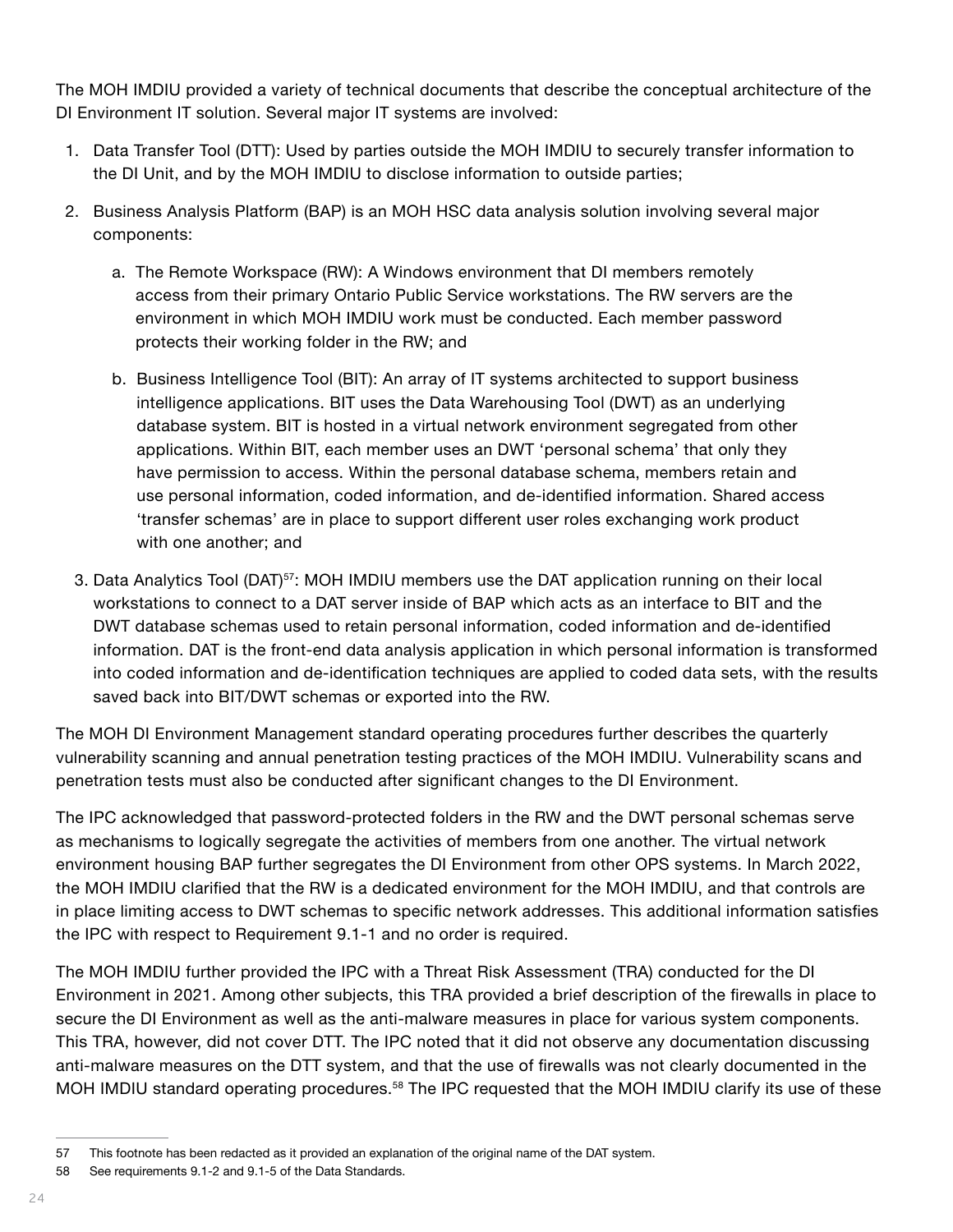The MOH IMDIU provided a variety of technical documents that describe the conceptual architecture of the DI Environment IT solution. Several major IT systems are involved:

1. Data Transfer Tool (DTT): Used by parties outside the MOH IMDIU to securely transfer information to the DI Unit, and by the MOH IMDIU to disclose information to outside parties;
2. Business Analysis Platform (BAP) is an MOH HSC data analysis solution involving several major components:
   a. The Remote Workspace (RW): A Windows environment that DI members remotely access from their primary Ontario Public Service workstations. The RW servers are the environment in which MOH IMDIU work must be conducted. Each member password protects their working folder in the RW; and
   b. Business Intelligence Tool (BIT): An array of IT systems architected to support business intelligence applications. BIT uses the Data Warehousing Tool (DWT) as an underlying database system. BIT is hosted in a virtual network environment segregated from other applications. Within BIT, each member uses an DWT 'personal schema' that only they have permission to access. Within the personal database schema, members retain and use personal information, coded information, and de-identified information. Shared access 'transfer schemas' are in place to support different user roles exchanging work product with one another; and
3. Data Analytics Tool (DAT)[57]: MOH IMDIU members use the DAT application running on their local workstations to connect to a DAT server inside of BAP which acts as an interface to BIT and the DWT database schemas used to retain personal information, coded information and de-identified information. DAT is the front-end data analysis application in which personal information is transformed into coded information and de-identification techniques are applied to coded data sets, with the results saved back into BIT/DWT schemas or exported into the RW.

The MOH DI Environment Management standard operating procedures further describes the quarterly vulnerability scanning and annual penetration testing practices of the MOH IMDIU. Vulnerability scans and penetration tests must also be conducted after significant changes to the DI Environment.

The IPC acknowledged that password-protected folders in the RW and the DWT personal schemas serve as mechanisms to logically segregate the activities of members from one another. The virtual network environment housing BAP further segregates the DI Environment from other OPS systems. In March 2022, the MOH IMDIU clarified that the RW is a dedicated environment for the MOH IMDIU, and that controls are in place limiting access to DWT schemas to specific network addresses. This additional information satisfies the IPC with respect to Requirement 9.1-1 and no order is required.

The MOH IMDIU further provided the IPC with a Threat Risk Assessment (TRA) conducted for the DI Environment in 2021. Among other subjects, this TRA provided a brief description of the firewalls in place to secure the DI Environment as well as the anti-malware measures in place for various system components. This TRA, however, did not cover DTT. The IPC noted that it did not observe any documentation discussing anti-malware measures on the DTT system, and that the use of firewalls was not clearly documented in the MOH IMDIU standard operating procedures.[58] The IPC requested that the MOH IMDIU clarify its use of these

---

57 This footnote has been redacted as it provided an explanation of the original name of the DAT system.

58 See requirements 9.1-2 and 9.1-5 of the Data Standards.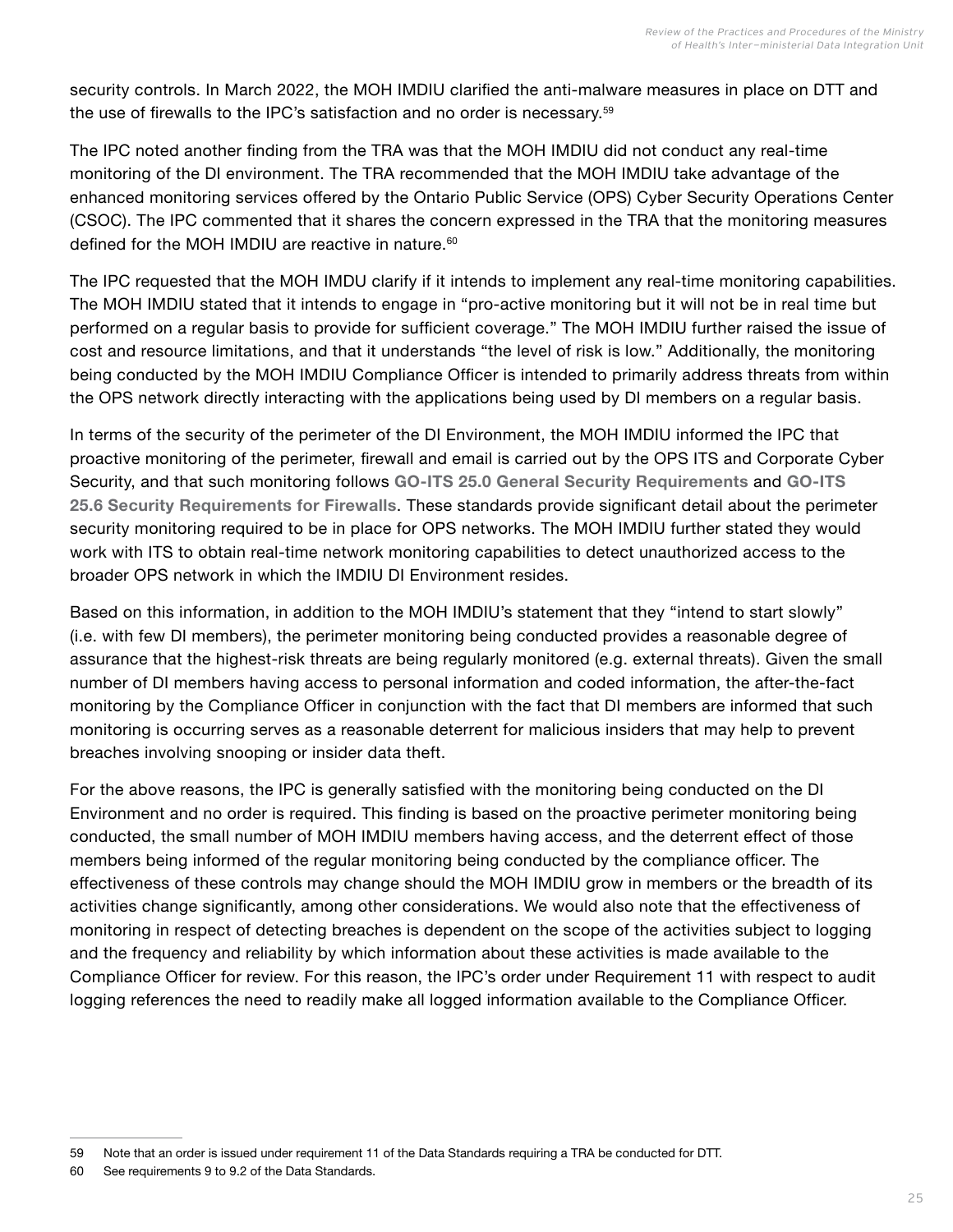security controls. In March 2022, the MOH IMDIU clarified the anti-malware measures in place on DTT and the use of firewalls to the IPC's satisfaction and no order is necessary.[59]

The IPC noted another finding from the TRA was that the MOH IMDIU did not conduct any real-time monitoring of the DI environment. The TRA recommended that the MOH IMDIU take advantage of the enhanced monitoring services offered by the Ontario Public Service (OPS) Cyber Security Operations Center (CSOC). The IPC commented that it shares the concern expressed in the TRA that the monitoring measures defined for the MOH IMDIU are reactive in nature.[60]

The IPC requested that the MOH IMDU clarify if it intends to implement any real-time monitoring capabilities. The MOH IMDIU stated that it intends to engage in "pro-active monitoring but it will not be in real time but performed on a regular basis to provide for sufficient coverage." The MOH IMDIU further raised the issue of cost and resource limitations, and that it understands "the level of risk is low." Additionally, the monitoring being conducted by the MOH IMDIU Compliance Officer is intended to primarily address threats from within the OPS network directly interacting with the applications being used by DI members on a regular basis.

In terms of the security of the perimeter of the DI Environment, the MOH IMDIU informed the IPC that proactive monitoring of the perimeter, firewall and email is carried out by the OPS ITS and Corporate Cyber Security, and that such monitoring follows **GO-ITS 25.0 General Security Requirements** and **GO-ITS 25.6 Security Requirements for Firewalls**. These standards provide significant detail about the perimeter security monitoring required to be in place for OPS networks. The MOH IMDIU further stated they would work with ITS to obtain real-time network monitoring capabilities to detect unauthorized access to the broader OPS network in which the IMDIU DI Environment resides.

Based on this information, in addition to the MOH IMDIU's statement that they "intend to start slowly" (i.e. with few DI members), the perimeter monitoring being conducted provides a reasonable degree of assurance that the highest-risk threats are being regularly monitored (e.g. external threats). Given the small number of DI members having access to personal information and coded information, the after-the-fact monitoring by the Compliance Officer in conjunction with the fact that DI members are informed that such monitoring is occurring serves as a reasonable deterrent for malicious insiders that may help to prevent breaches involving snooping or insider data theft.

For the above reasons, the IPC is generally satisfied with the monitoring being conducted on the DI Environment and no order is required. This finding is based on the proactive perimeter monitoring being conducted, the small number of MOH IMDIU members having access, and the deterrent effect of those members being informed of the regular monitoring being conducted by the compliance officer. The effectiveness of these controls may change should the MOH IMDIU grow in members or the breadth of its activities change significantly, among other considerations. We would also note that the effectiveness of monitoring in respect of detecting breaches is dependent on the scope of the activities subject to logging and the frequency and reliability by which information about these activities is made available to the Compliance Officer for review. For this reason, the IPC's order under Requirement 11 with respect to audit logging references the need to readily make all logged information available to the Compliance Officer.

---

59 Note that an order is issued under requirement 11 of the Data Standards requiring a TRA be conducted for DTT.

60 See requirements 9 to 9.2 of the Data Standards.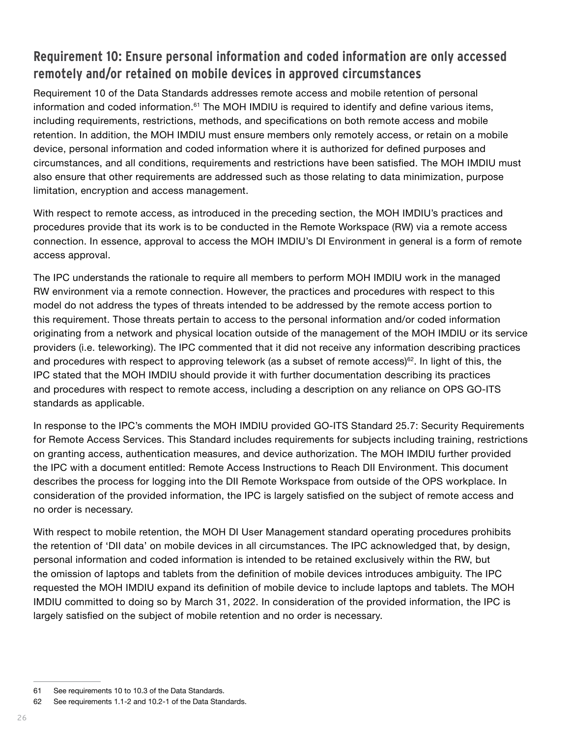## Requirement 10: Ensure personal information and coded information are only accessed remotely and/or retained on mobile devices in approved circumstances

Requirement 10 of the Data Standards addresses remote access and mobile retention of personal information and coded information.[61] The MOH IMDIU is required to identify and define various items, including requirements, restrictions, methods, and specifications on both remote access and mobile retention. In addition, the MOH IMDIU must ensure members only remotely access, or retain on a mobile device, personal information and coded information where it is authorized for defined purposes and circumstances, and all conditions, requirements and restrictions have been satisfied. The MOH IMDIU must also ensure that other requirements are addressed such as those relating to data minimization, purpose limitation, encryption and access management.

With respect to remote access, as introduced in the preceding section, the MOH IMDIU's practices and procedures provide that its work is to be conducted in the Remote Workspace (RW) via a remote access connection. In essence, approval to access the MOH IMDIU's DI Environment in general is a form of remote access approval.

The IPC understands the rationale to require all members to perform MOH IMDIU work in the managed RW environment via a remote connection. However, the practices and procedures with respect to this model do not address the types of threats intended to be addressed by the remote access portion to this requirement. Those threats pertain to access to the personal information and/or coded information originating from a network and physical location outside of the management of the MOH IMDIU or its service providers (i.e. teleworking). The IPC commented that it did not receive any information describing practices and procedures with respect to approving telework (as a subset of remote access)[62]. In light of this, the IPC stated that the MOH IMDIU should provide it with further documentation describing its practices and procedures with respect to remote access, including a description on any reliance on OPS GO-ITS standards as applicable.

In response to the IPC's comments the MOH IMDIU provided GO-ITS Standard 25.7: Security Requirements for Remote Access Services. This Standard includes requirements for subjects including training, restrictions on granting access, authentication measures, and device authorization. The MOH IMDIU further provided the IPC with a document entitled: Remote Access Instructions to Reach DII Environment. This document describes the process for logging into the DII Remote Workspace from outside of the OPS workplace. In consideration of the provided information, the IPC is largely satisfied on the subject of remote access and no order is necessary.

With respect to mobile retention, the MOH DI User Management standard operating procedures prohibits the retention of 'DII data' on mobile devices in all circumstances. The IPC acknowledged that, by design, personal information and coded information is intended to be retained exclusively within the RW, but the omission of laptops and tablets from the definition of mobile devices introduces ambiguity. The IPC requested the MOH IMDIU expand its definition of mobile device to include laptops and tablets. The MOH IMDIU committed to doing so by March 31, 2022. In consideration of the provided information, the IPC is largely satisfied on the subject of mobile retention and no order is necessary.

---

61 See requirements 10 to 10.3 of the Data Standards.

62 See requirements 1.1-2 and 10.2-1 of the Data Standards.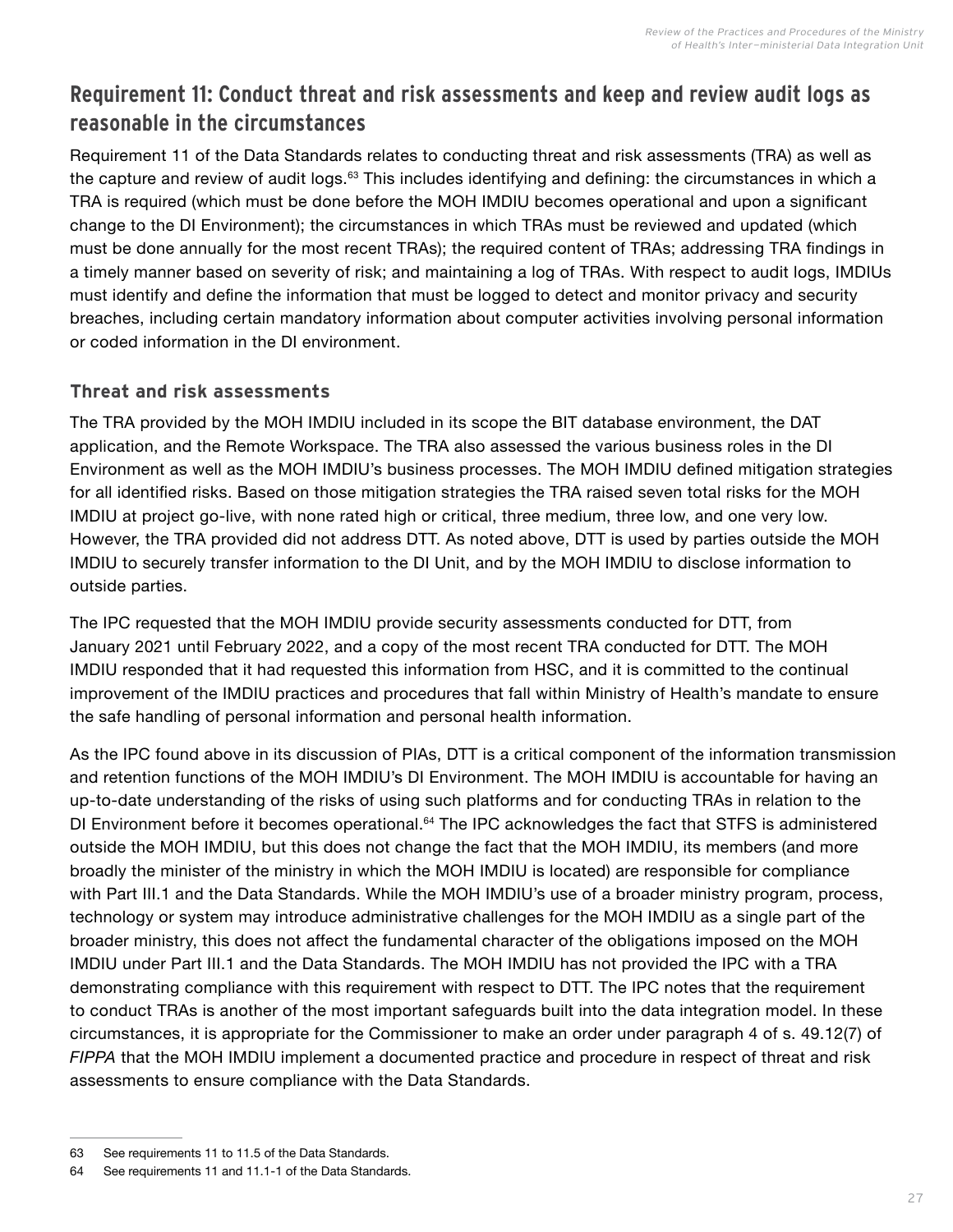## Requirement 11: Conduct threat and risk assessments and keep and review audit logs as reasonable in the circumstances

Requirement 11 of the Data Standards relates to conducting threat and risk assessments (TRA) as well as the capture and review of audit logs.[63] This includes identifying and defining: the circumstances in which a TRA is required (which must be done before the MOH IMDIU becomes operational and upon a significant change to the DI Environment); the circumstances in which TRAs must be reviewed and updated (which must be done annually for the most recent TRAs); the required content of TRAs; addressing TRA findings in a timely manner based on severity of risk; and maintaining a log of TRAs. With respect to audit logs, IMDIUs must identify and define the information that must be logged to detect and monitor privacy and security breaches, including certain mandatory information about computer activities involving personal information or coded information in the DI environment.

### Threat and risk assessments

The TRA provided by the MOH IMDIU included in its scope the BIT database environment, the DAT application, and the Remote Workspace. The TRA also assessed the various business roles in the DI Environment as well as the MOH IMDIU's business processes. The MOH IMDIU defined mitigation strategies for all identified risks. Based on those mitigation strategies the TRA raised seven total risks for the MOH IMDIU at project go-live, with none rated high or critical, three medium, three low, and one very low. However, the TRA provided did not address DTT. As noted above, DTT is used by parties outside the MOH IMDIU to securely transfer information to the DI Unit, and by the MOH IMDIU to disclose information to outside parties.

The IPC requested that the MOH IMDIU provide security assessments conducted for DTT, from January 2021 until February 2022, and a copy of the most recent TRA conducted for DTT. The MOH IMDIU responded that it had requested this information from HSC, and it is committed to the continual improvement of the IMDIU practices and procedures that fall within Ministry of Health's mandate to ensure the safe handling of personal information and personal health information.

As the IPC found above in its discussion of PIAs, DTT is a critical component of the information transmission and retention functions of the MOH IMDIU's DI Environment. The MOH IMDIU is accountable for having an up-to-date understanding of the risks of using such platforms and for conducting TRAs in relation to the DI Environment before it becomes operational.[64] The IPC acknowledges the fact that STFS is administered outside the MOH IMDIU, but this does not change the fact that the MOH IMDIU, its members (and more broadly the minister of the ministry in which the MOH IMDIU is located) are responsible for compliance with Part III.1 and the Data Standards. While the MOH IMDIU's use of a broader ministry program, process, technology or system may introduce administrative challenges for the MOH IMDIU as a single part of the broader ministry, this does not affect the fundamental character of the obligations imposed on the MOH IMDIU under Part III.1 and the Data Standards. The MOH IMDIU has not provided the IPC with a TRA demonstrating compliance with this requirement with respect to DTT. The IPC notes that the requirement to conduct TRAs is another of the most important safeguards built into the data integration model. In these circumstances, it is appropriate for the Commissioner to make an order under paragraph 4 of s. 49.12(7) of *FIPPA* that the MOH IMDIU implement a documented practice and procedure in respect of threat and risk assessments to ensure compliance with the Data Standards.

---

63 See requirements 11 to 11.5 of the Data Standards.

64 See requirements 11 and 11.1-1 of the Data Standards.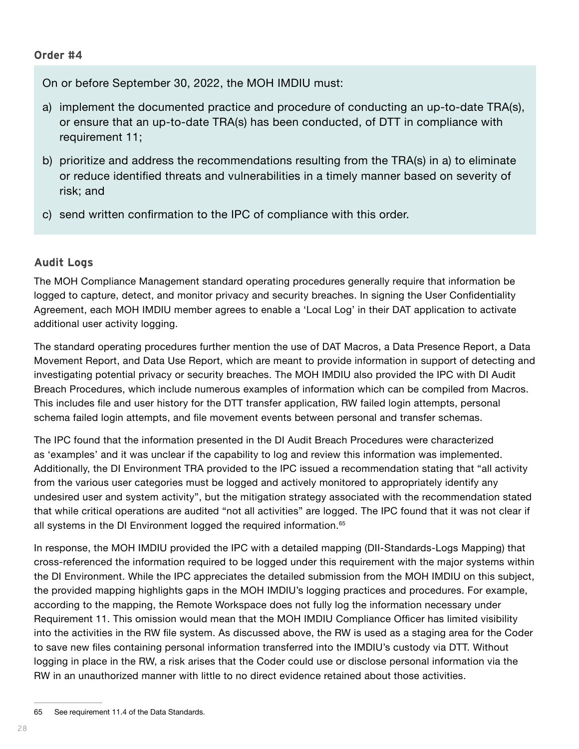**Order #4**

On or before September 30, 2022, the MOH IMDIU must:

a) implement the documented practice and procedure of conducting an up-to-date TRA(s), or ensure that an up-to-date TRA(s) has been conducted, of DTT in compliance with requirement 11;

b) prioritize and address the recommendations resulting from the TRA(s) in a) to eliminate or reduce identified threats and vulnerabilities in a timely manner based on severity of risk; and

c) send written confirmation to the IPC of compliance with this order.

### Audit Logs

The MOH Compliance Management standard operating procedures generally require that information be logged to capture, detect, and monitor privacy and security breaches. In signing the User Confidentiality Agreement, each MOH IMDIU member agrees to enable a 'Local Log' in their DAT application to activate additional user activity logging.

The standard operating procedures further mention the use of DAT Macros, a Data Presence Report, a Data Movement Report, and Data Use Report, which are meant to provide information in support of detecting and investigating potential privacy or security breaches. The MOH IMDIU also provided the IPC with DI Audit Breach Procedures, which include numerous examples of information which can be compiled from Macros. This includes file and user history for the DTT transfer application, RW failed login attempts, personal schema failed login attempts, and file movement events between personal and transfer schemas.

The IPC found that the information presented in the DI Audit Breach Procedures were characterized as 'examples' and it was unclear if the capability to log and review this information was implemented. Additionally, the DI Environment TRA provided to the IPC issued a recommendation stating that "all activity from the various user categories must be logged and actively monitored to appropriately identify any undesired user and system activity", but the mitigation strategy associated with the recommendation stated that while critical operations are audited "not all activities" are logged. The IPC found that it was not clear if all systems in the DI Environment logged the required information.[65]

In response, the MOH IMDIU provided the IPC with a detailed mapping (DII-Standards-Logs Mapping) that cross-referenced the information required to be logged under this requirement with the major systems within the DI Environment. While the IPC appreciates the detailed submission from the MOH IMDIU on this subject, the provided mapping highlights gaps in the MOH IMDIU's logging practices and procedures. For example, according to the mapping, the Remote Workspace does not fully log the information necessary under Requirement 11. This omission would mean that the MOH IMDIU Compliance Officer has limited visibility into the activities in the RW file system. As discussed above, the RW is used as a staging area for the Coder to save new files containing personal information transferred into the IMDIU's custody via DTT. Without logging in place in the RW, a risk arises that the Coder could use or disclose personal information via the RW in an unauthorized manner with little to no direct evidence retained about those activities.

---

65 See requirement 11.4 of the Data Standards.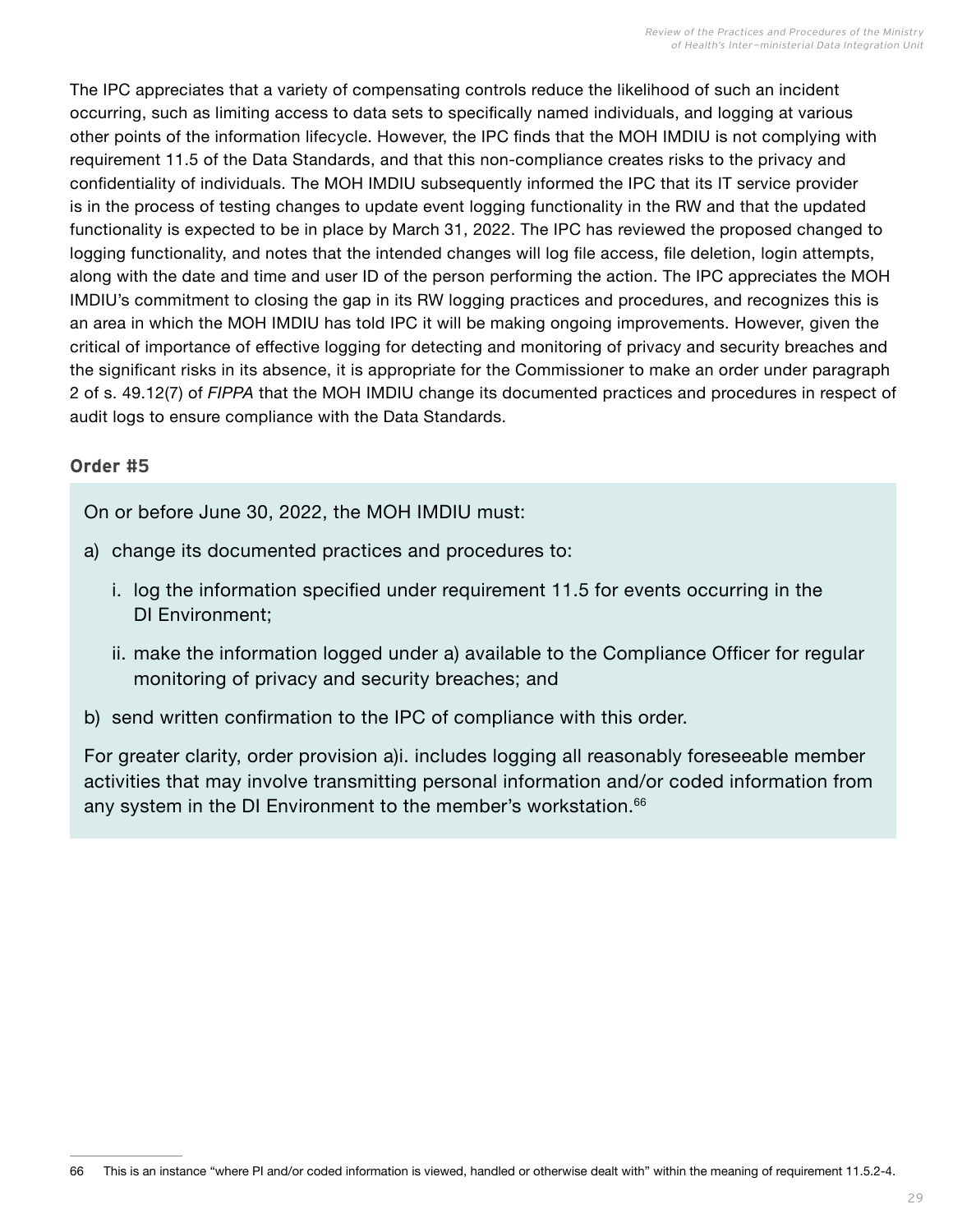The IPC appreciates that a variety of compensating controls reduce the likelihood of such an incident occurring, such as limiting access to data sets to specifically named individuals, and logging at various other points of the information lifecycle. However, the IPC finds that the MOH IMDIU is not complying with requirement 11.5 of the Data Standards, and that this non-compliance creates risks to the privacy and confidentiality of individuals. The MOH IMDIU subsequently informed the IPC that its IT service provider is in the process of testing changes to update event logging functionality in the RW and that the updated functionality is expected to be in place by March 31, 2022. The IPC has reviewed the proposed changed to logging functionality, and notes that the intended changes will log file access, file deletion, login attempts, along with the date and time and user ID of the person performing the action. The IPC appreciates the MOH IMDIU's commitment to closing the gap in its RW logging practices and procedures, and recognizes this is an area in which the MOH IMDIU has told IPC it will be making ongoing improvements. However, given the critical of importance of effective logging for detecting and monitoring of privacy and security breaches and the significant risks in its absence, it is appropriate for the Commissioner to make an order under paragraph 2 of s. 49.12(7) of *FIPPA* that the MOH IMDIU change its documented practices and procedures in respect of audit logs to ensure compliance with the Data Standards.

### Order #5

On or before June 30, 2022, the MOH IMDIU must:

a) change its documented practices and procedures to:

   i. log the information specified under requirement 11.5 for events occurring in the DI Environment;

   ii. make the information logged under a) available to the Compliance Officer for regular monitoring of privacy and security breaches; and

b) send written confirmation to the IPC of compliance with this order.

For greater clarity, order provision a)i. includes logging all reasonably foreseeable member activities that may involve transmitting personal information and/or coded information from any system in the DI Environment to the member's workstation.[66]

---

66 This is an instance "where PI and/or coded information is viewed, handled or otherwise dealt with" within the meaning of requirement 11.5.2-4.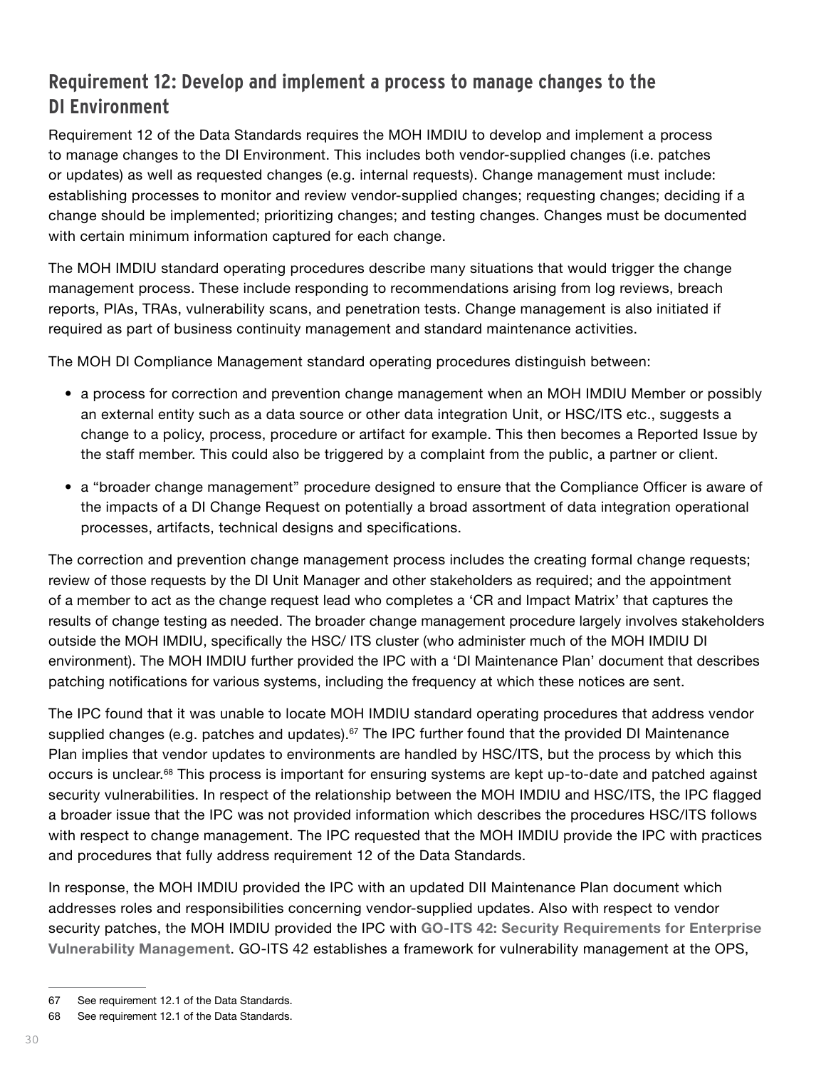## Requirement 12: Develop and implement a process to manage changes to the DI Environment

Requirement 12 of the Data Standards requires the MOH IMDIU to develop and implement a process to manage changes to the DI Environment. This includes both vendor-supplied changes (i.e. patches or updates) as well as requested changes (e.g. internal requests). Change management must include: establishing processes to monitor and review vendor-supplied changes; requesting changes; deciding if a change should be implemented; prioritizing changes; and testing changes. Changes must be documented with certain minimum information captured for each change.

The MOH IMDIU standard operating procedures describe many situations that would trigger the change management process. These include responding to recommendations arising from log reviews, breach reports, PIAs, TRAs, vulnerability scans, and penetration tests. Change management is also initiated if required as part of business continuity management and standard maintenance activities.

The MOH DI Compliance Management standard operating procedures distinguish between:

- a process for correction and prevention change management when an MOH IMDIU Member or possibly an external entity such as a data source or other data integration Unit, or HSC/ITS etc., suggests a change to a policy, process, procedure or artifact for example. This then becomes a Reported Issue by the staff member. This could also be triggered by a complaint from the public, a partner or client.
- a "broader change management" procedure designed to ensure that the Compliance Officer is aware of the impacts of a DI Change Request on potentially a broad assortment of data integration operational processes, artifacts, technical designs and specifications.

The correction and prevention change management process includes the creating formal change requests; review of those requests by the DI Unit Manager and other stakeholders as required; and the appointment of a member to act as the change request lead who completes a 'CR and Impact Matrix' that captures the results of change testing as needed. The broader change management procedure largely involves stakeholders outside the MOH IMDIU, specifically the HSC/ ITS cluster (who administer much of the MOH IMDIU DI environment). The MOH IMDIU further provided the IPC with a 'DI Maintenance Plan' document that describes patching notifications for various systems, including the frequency at which these notices are sent.

The IPC found that it was unable to locate MOH IMDIU standard operating procedures that address vendor supplied changes (e.g. patches and updates).[67] The IPC further found that the provided DI Maintenance Plan implies that vendor updates to environments are handled by HSC/ITS, but the process by which this occurs is unclear.[68] This process is important for ensuring systems are kept up-to-date and patched against security vulnerabilities. In respect of the relationship between the MOH IMDIU and HSC/ITS, the IPC flagged a broader issue that the IPC was not provided information which describes the procedures HSC/ITS follows with respect to change management. The IPC requested that the MOH IMDIU provide the IPC with practices and procedures that fully address requirement 12 of the Data Standards.

In response, the MOH IMDIU provided the IPC with an updated DII Maintenance Plan document which addresses roles and responsibilities concerning vendor-supplied updates. Also with respect to vendor security patches, the MOH IMDIU provided the IPC with **GO-ITS 42: Security Requirements for Enterprise Vulnerability Management**. GO-ITS 42 establishes a framework for vulnerability management at the OPS,

---

67 See requirement 12.1 of the Data Standards.

68 See requirement 12.1 of the Data Standards.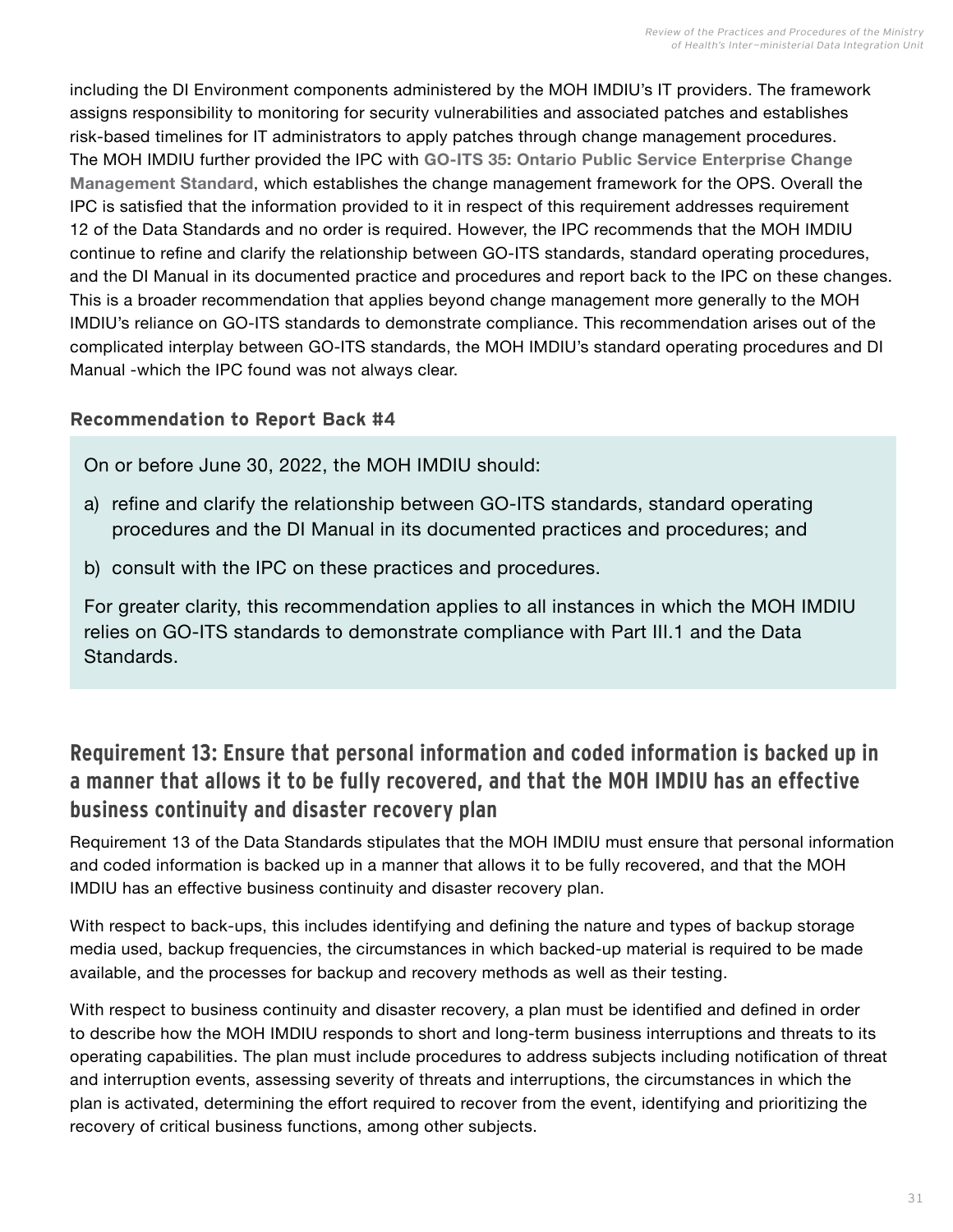including the DI Environment components administered by the MOH IMDIU's IT providers. The framework assigns responsibility to monitoring for security vulnerabilities and associated patches and establishes risk-based timelines for IT administrators to apply patches through change management procedures. The MOH IMDIU further provided the IPC with **GO-ITS 35: Ontario Public Service Enterprise Change Management Standard**, which establishes the change management framework for the OPS. Overall the IPC is satisfied that the information provided to it in respect of this requirement addresses requirement 12 of the Data Standards and no order is required. However, the IPC recommends that the MOH IMDIU continue to refine and clarify the relationship between GO-ITS standards, standard operating procedures, and the DI Manual in its documented practice and procedures and report back to the IPC on these changes. This is a broader recommendation that applies beyond change management more generally to the MOH IMDIU's reliance on GO-ITS standards to demonstrate compliance. This recommendation arises out of the complicated interplay between GO-ITS standards, the MOH IMDIU's standard operating procedures and DI Manual -which the IPC found was not always clear.

#### Recommendation to Report Back #4

On or before June 30, 2022, the MOH IMDIU should:

a) refine and clarify the relationship between GO-ITS standards, standard operating procedures and the DI Manual in its documented practices and procedures; and

b) consult with the IPC on these practices and procedures.

For greater clarity, this recommendation applies to all instances in which the MOH IMDIU relies on GO-ITS standards to demonstrate compliance with Part III.1 and the Data Standards.

### Requirement 13: Ensure that personal information and coded information is backed up in a manner that allows it to be fully recovered, and that the MOH IMDIU has an effective business continuity and disaster recovery plan

Requirement 13 of the Data Standards stipulates that the MOH IMDIU must ensure that personal information and coded information is backed up in a manner that allows it to be fully recovered, and that the MOH IMDIU has an effective business continuity and disaster recovery plan.

With respect to back-ups, this includes identifying and defining the nature and types of backup storage media used, backup frequencies, the circumstances in which backed-up material is required to be made available, and the processes for backup and recovery methods as well as their testing.

With respect to business continuity and disaster recovery, a plan must be identified and defined in order to describe how the MOH IMDIU responds to short and long-term business interruptions and threats to its operating capabilities. The plan must include procedures to address subjects including notification of threat and interruption events, assessing severity of threats and interruptions, the circumstances in which the plan is activated, determining the effort required to recover from the event, identifying and prioritizing the recovery of critical business functions, among other subjects.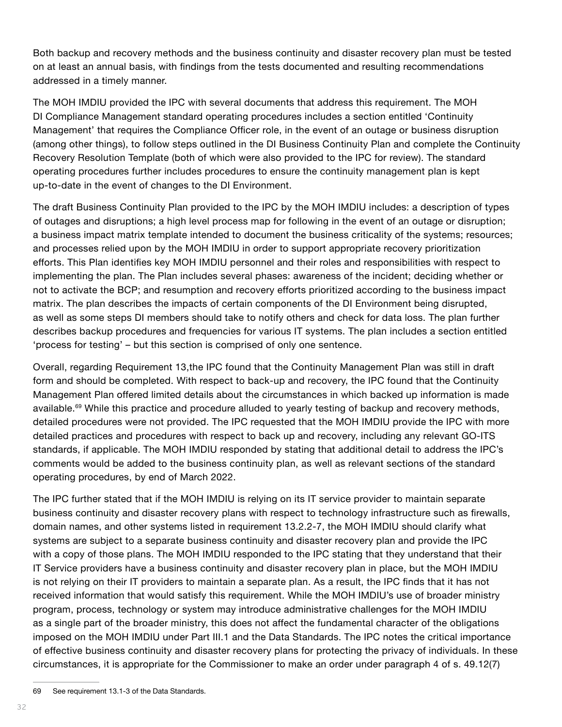Both backup and recovery methods and the business continuity and disaster recovery plan must be tested on at least an annual basis, with findings from the tests documented and resulting recommendations addressed in a timely manner.

The MOH IMDIU provided the IPC with several documents that address this requirement. The MOH DI Compliance Management standard operating procedures includes a section entitled 'Continuity Management' that requires the Compliance Officer role, in the event of an outage or business disruption (among other things), to follow steps outlined in the DI Business Continuity Plan and complete the Continuity Recovery Resolution Template (both of which were also provided to the IPC for review). The standard operating procedures further includes procedures to ensure the continuity management plan is kept up-to-date in the event of changes to the DI Environment.

The draft Business Continuity Plan provided to the IPC by the MOH IMDIU includes: a description of types of outages and disruptions; a high level process map for following in the event of an outage or disruption; a business impact matrix template intended to document the business criticality of the systems; resources; and processes relied upon by the MOH IMDIU in order to support appropriate recovery prioritization efforts. This Plan identifies key MOH IMDIU personnel and their roles and responsibilities with respect to implementing the plan. The Plan includes several phases: awareness of the incident; deciding whether or not to activate the BCP; and resumption and recovery efforts prioritized according to the business impact matrix. The plan describes the impacts of certain components of the DI Environment being disrupted, as well as some steps DI members should take to notify others and check for data loss. The plan further describes backup procedures and frequencies for various IT systems. The plan includes a section entitled 'process for testing' – but this section is comprised of only one sentence.

Overall, regarding Requirement 13,the IPC found that the Continuity Management Plan was still in draft form and should be completed. With respect to back-up and recovery, the IPC found that the Continuity Management Plan offered limited details about the circumstances in which backed up information is made available.[69] While this practice and procedure alluded to yearly testing of backup and recovery methods, detailed procedures were not provided. The IPC requested that the MOH IMDIU provide the IPC with more detailed practices and procedures with respect to back up and recovery, including any relevant GO-ITS standards, if applicable. The MOH IMDIU responded by stating that additional detail to address the IPC's comments would be added to the business continuity plan, as well as relevant sections of the standard operating procedures, by end of March 2022.

The IPC further stated that if the MOH IMDIU is relying on its IT service provider to maintain separate business continuity and disaster recovery plans with respect to technology infrastructure such as firewalls, domain names, and other systems listed in requirement 13.2.2-7, the MOH IMDIU should clarify what systems are subject to a separate business continuity and disaster recovery plan and provide the IPC with a copy of those plans. The MOH IMDIU responded to the IPC stating that they understand that their IT Service providers have a business continuity and disaster recovery plan in place, but the MOH IMDIU is not relying on their IT providers to maintain a separate plan. As a result, the IPC finds that it has not received information that would satisfy this requirement. While the MOH IMDIU's use of broader ministry program, process, technology or system may introduce administrative challenges for the MOH IMDIU as a single part of the broader ministry, this does not affect the fundamental character of the obligations imposed on the MOH IMDIU under Part III.1 and the Data Standards. The IPC notes the critical importance of effective business continuity and disaster recovery plans for protecting the privacy of individuals. In these circumstances, it is appropriate for the Commissioner to make an order under paragraph 4 of s. 49.12(7)

---

69 See requirement 13.1-3 of the Data Standards.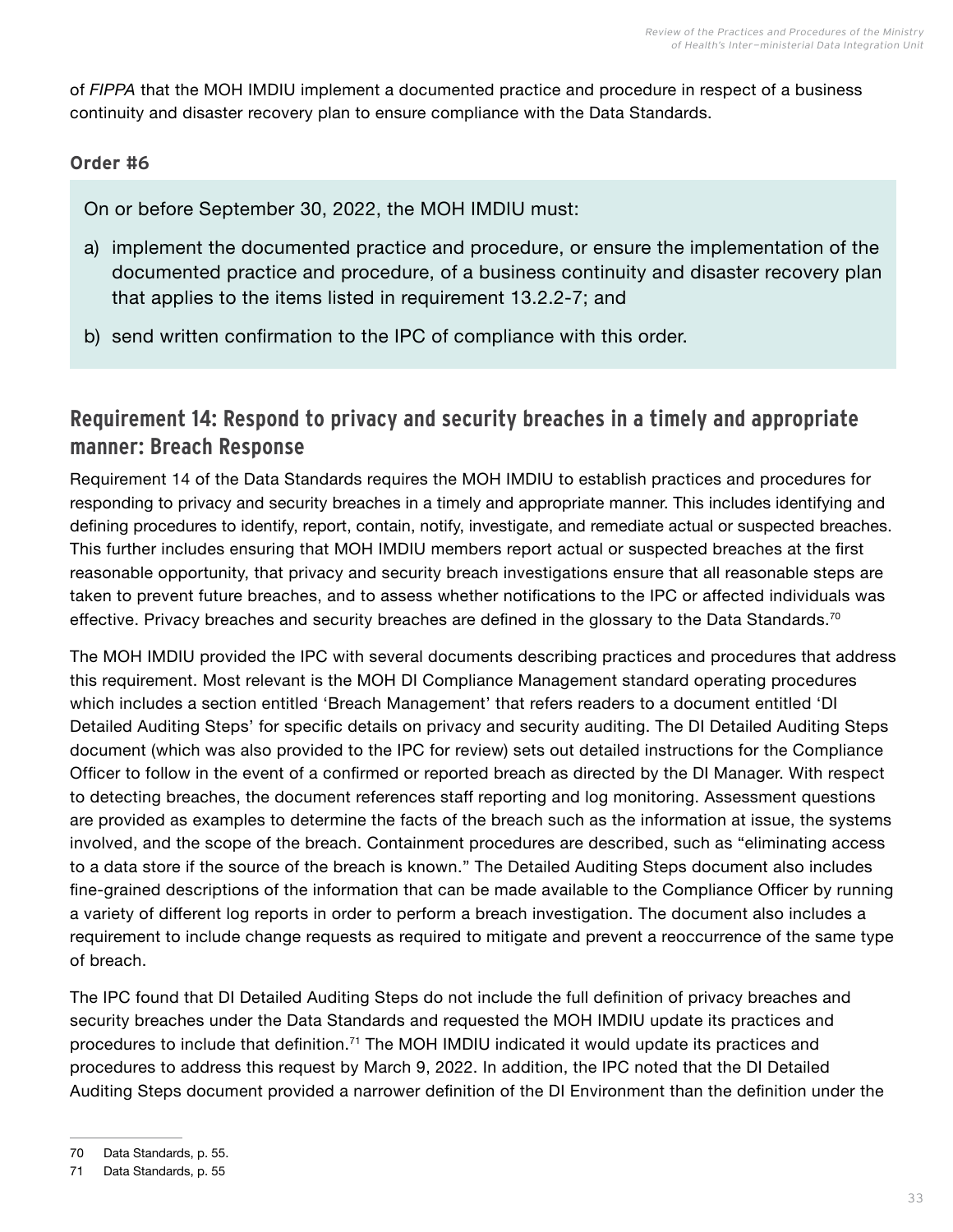of *FIPPA* that the MOH IMDIU implement a documented practice and procedure in respect of a business continuity and disaster recovery plan to ensure compliance with the Data Standards.

**Order #6**

On or before September 30, 2022, the MOH IMDIU must:

a) implement the documented practice and procedure, or ensure the implementation of the documented practice and procedure, of a business continuity and disaster recovery plan that applies to the items listed in requirement 13.2.2-7; and

b) send written confirmation to the IPC of compliance with this order.

## Requirement 14: Respond to privacy and security breaches in a timely and appropriate manner: Breach Response

Requirement 14 of the Data Standards requires the MOH IMDIU to establish practices and procedures for responding to privacy and security breaches in a timely and appropriate manner. This includes identifying and defining procedures to identify, report, contain, notify, investigate, and remediate actual or suspected breaches. This further includes ensuring that MOH IMDIU members report actual or suspected breaches at the first reasonable opportunity, that privacy and security breach investigations ensure that all reasonable steps are taken to prevent future breaches, and to assess whether notifications to the IPC or affected individuals was effective. Privacy breaches and security breaches are defined in the glossary to the Data Standards.[70]

The MOH IMDIU provided the IPC with several documents describing practices and procedures that address this requirement. Most relevant is the MOH DI Compliance Management standard operating procedures which includes a section entitled 'Breach Management' that refers readers to a document entitled 'DI Detailed Auditing Steps' for specific details on privacy and security auditing. The DI Detailed Auditing Steps document (which was also provided to the IPC for review) sets out detailed instructions for the Compliance Officer to follow in the event of a confirmed or reported breach as directed by the DI Manager. With respect to detecting breaches, the document references staff reporting and log monitoring. Assessment questions are provided as examples to determine the facts of the breach such as the information at issue, the systems involved, and the scope of the breach. Containment procedures are described, such as "eliminating access to a data store if the source of the breach is known." The Detailed Auditing Steps document also includes fine-grained descriptions of the information that can be made available to the Compliance Officer by running a variety of different log reports in order to perform a breach investigation. The document also includes a requirement to include change requests as required to mitigate and prevent a reoccurrence of the same type of breach.

The IPC found that DI Detailed Auditing Steps do not include the full definition of privacy breaches and security breaches under the Data Standards and requested the MOH IMDIU update its practices and procedures to include that definition.[71] The MOH IMDIU indicated it would update its practices and procedures to address this request by March 9, 2022. In addition, the IPC noted that the DI Detailed Auditing Steps document provided a narrower definition of the DI Environment than the definition under the

70 Data Standards, p. 55.

71 Data Standards, p. 55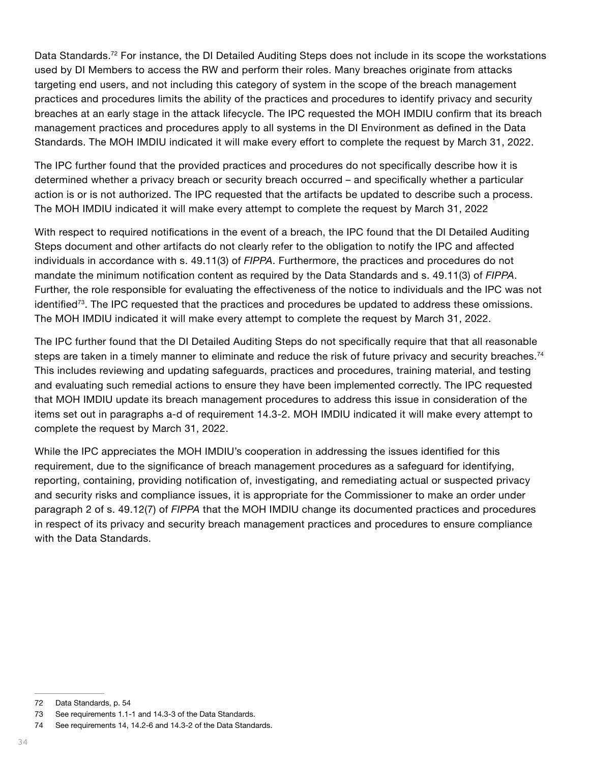Data Standards.[72] For instance, the DI Detailed Auditing Steps does not include in its scope the workstations used by DI Members to access the RW and perform their roles. Many breaches originate from attacks targeting end users, and not including this category of system in the scope of the breach management practices and procedures limits the ability of the practices and procedures to identify privacy and security breaches at an early stage in the attack lifecycle. The IPC requested the MOH IMDIU confirm that its breach management practices and procedures apply to all systems in the DI Environment as defined in the Data Standards. The MOH IMDIU indicated it will make every effort to complete the request by March 31, 2022.

The IPC further found that the provided practices and procedures do not specifically describe how it is determined whether a privacy breach or security breach occurred – and specifically whether a particular action is or is not authorized. The IPC requested that the artifacts be updated to describe such a process. The MOH IMDIU indicated it will make every attempt to complete the request by March 31, 2022

With respect to required notifications in the event of a breach, the IPC found that the DI Detailed Auditing Steps document and other artifacts do not clearly refer to the obligation to notify the IPC and affected individuals in accordance with s. 49.11(3) of *FIPPA*. Furthermore, the practices and procedures do not mandate the minimum notification content as required by the Data Standards and s. 49.11(3) of *FIPPA*. Further, the role responsible for evaluating the effectiveness of the notice to individuals and the IPC was not identified[73]. The IPC requested that the practices and procedures be updated to address these omissions. The MOH IMDIU indicated it will make every attempt to complete the request by March 31, 2022.

The IPC further found that the DI Detailed Auditing Steps do not specifically require that that all reasonable steps are taken in a timely manner to eliminate and reduce the risk of future privacy and security breaches.[74] This includes reviewing and updating safeguards, practices and procedures, training material, and testing and evaluating such remedial actions to ensure they have been implemented correctly. The IPC requested that MOH IMDIU update its breach management procedures to address this issue in consideration of the items set out in paragraphs a-d of requirement 14.3-2. MOH IMDIU indicated it will make every attempt to complete the request by March 31, 2022.

While the IPC appreciates the MOH IMDIU's cooperation in addressing the issues identified for this requirement, due to the significance of breach management procedures as a safeguard for identifying, reporting, containing, providing notification of, investigating, and remediating actual or suspected privacy and security risks and compliance issues, it is appropriate for the Commissioner to make an order under paragraph 2 of s. 49.12(7) of *FIPPA* that the MOH IMDIU change its documented practices and procedures in respect of its privacy and security breach management practices and procedures to ensure compliance with the Data Standards.

---

72 Data Standards, p. 54

73 See requirements 1.1-1 and 14.3-3 of the Data Standards.

74 See requirements 14, 14.2-6 and 14.3-2 of the Data Standards.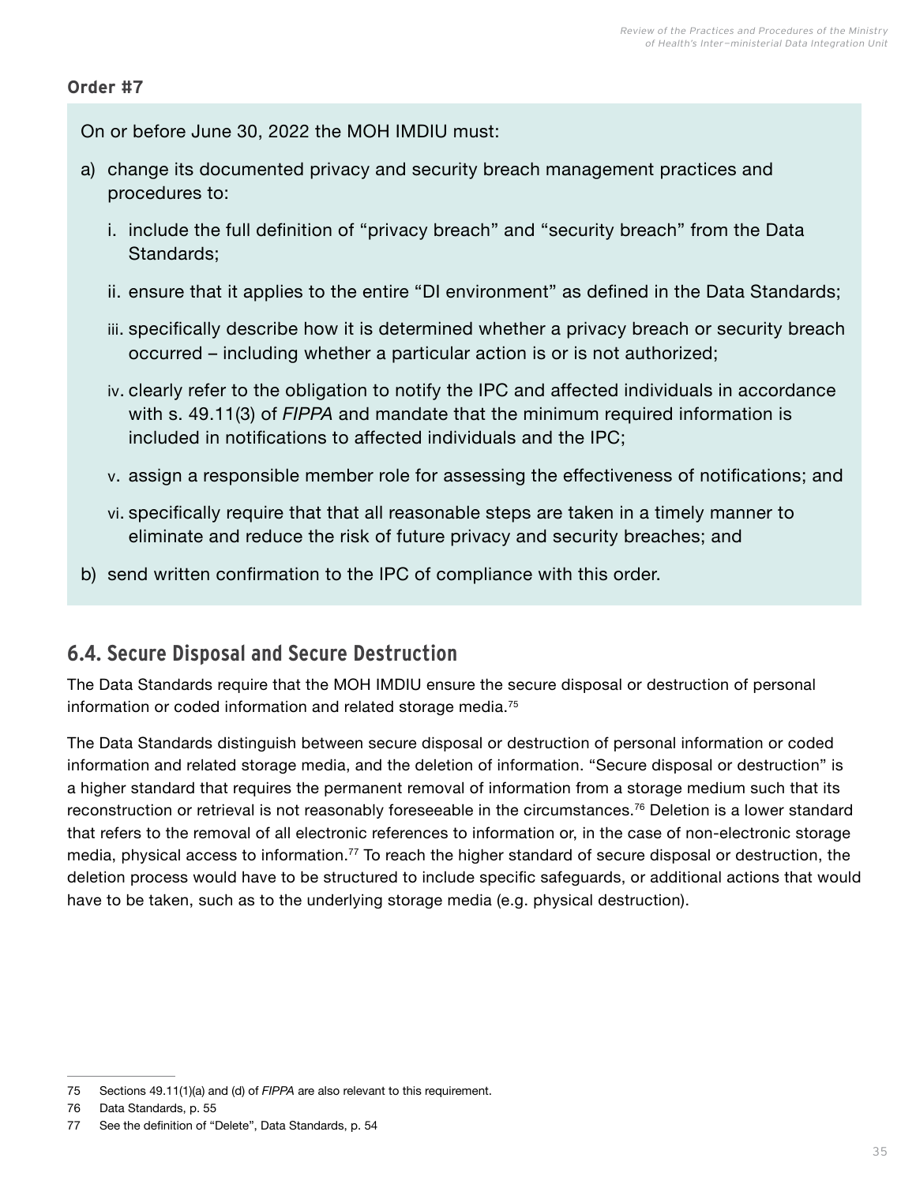**Order #7**

On or before June 30, 2022 the MOH IMDIU must:

a) change its documented privacy and security breach management practices and procedures to:

   i. include the full definition of "privacy breach" and "security breach" from the Data Standards;

   ii. ensure that it applies to the entire "DI environment" as defined in the Data Standards;

   iii. specifically describe how it is determined whether a privacy breach or security breach occurred – including whether a particular action is or is not authorized;

   iv. clearly refer to the obligation to notify the IPC and affected individuals in accordance with s. 49.11(3) of *FIPPA* and mandate that the minimum required information is included in notifications to affected individuals and the IPC;

   v. assign a responsible member role for assessing the effectiveness of notifications; and

   vi. specifically require that that all reasonable steps are taken in a timely manner to eliminate and reduce the risk of future privacy and security breaches; and

b) send written confirmation to the IPC of compliance with this order.

## 6.4. Secure Disposal and Secure Destruction

The Data Standards require that the MOH IMDIU ensure the secure disposal or destruction of personal information or coded information and related storage media.[75]

The Data Standards distinguish between secure disposal or destruction of personal information or coded information and related storage media, and the deletion of information. "Secure disposal or destruction" is a higher standard that requires the permanent removal of information from a storage medium such that its reconstruction or retrieval is not reasonably foreseeable in the circumstances.[76] Deletion is a lower standard that refers to the removal of all electronic references to information or, in the case of non-electronic storage media, physical access to information.[77] To reach the higher standard of secure disposal or destruction, the deletion process would have to be structured to include specific safeguards, or additional actions that would have to be taken, such as to the underlying storage media (e.g. physical destruction).

---

75 Sections 49.11(1)(a) and (d) of *FIPPA* are also relevant to this requirement.

76 Data Standards, p. 55

77 See the definition of "Delete", Data Standards, p. 54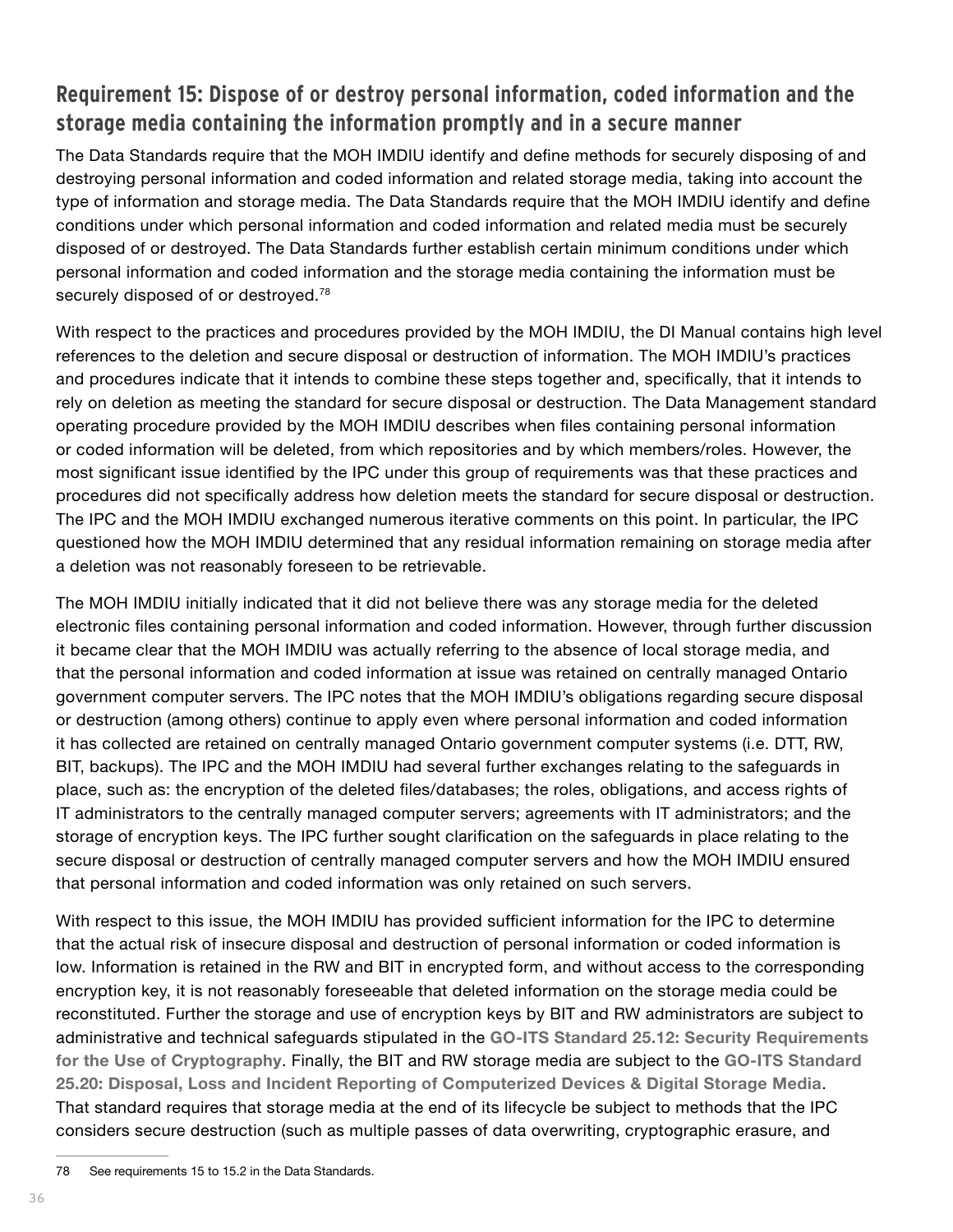## Requirement 15: Dispose of or destroy personal information, coded information and the storage media containing the information promptly and in a secure manner

The Data Standards require that the MOH IMDIU identify and define methods for securely disposing of and destroying personal information and coded information and related storage media, taking into account the type of information and storage media. The Data Standards require that the MOH IMDIU identify and define conditions under which personal information and coded information and related media must be securely disposed of or destroyed. The Data Standards further establish certain minimum conditions under which personal information and coded information and the storage media containing the information must be securely disposed of or destroyed.[78]

With respect to the practices and procedures provided by the MOH IMDIU, the DI Manual contains high level references to the deletion and secure disposal or destruction of information. The MOH IMDIU's practices and procedures indicate that it intends to combine these steps together and, specifically, that it intends to rely on deletion as meeting the standard for secure disposal or destruction. The Data Management standard operating procedure provided by the MOH IMDIU describes when files containing personal information or coded information will be deleted, from which repositories and by which members/roles. However, the most significant issue identified by the IPC under this group of requirements was that these practices and procedures did not specifically address how deletion meets the standard for secure disposal or destruction. The IPC and the MOH IMDIU exchanged numerous iterative comments on this point. In particular, the IPC questioned how the MOH IMDIU determined that any residual information remaining on storage media after a deletion was not reasonably foreseen to be retrievable.

The MOH IMDIU initially indicated that it did not believe there was any storage media for the deleted electronic files containing personal information and coded information. However, through further discussion it became clear that the MOH IMDIU was actually referring to the absence of local storage media, and that the personal information and coded information at issue was retained on centrally managed Ontario government computer servers. The IPC notes that the MOH IMDIU's obligations regarding secure disposal or destruction (among others) continue to apply even where personal information and coded information it has collected are retained on centrally managed Ontario government computer systems (i.e. DTT, RW, BIT, backups). The IPC and the MOH IMDIU had several further exchanges relating to the safeguards in place, such as: the encryption of the deleted files/databases; the roles, obligations, and access rights of IT administrators to the centrally managed computer servers; agreements with IT administrators; and the storage of encryption keys. The IPC further sought clarification on the safeguards in place relating to the secure disposal or destruction of centrally managed computer servers and how the MOH IMDIU ensured that personal information and coded information was only retained on such servers.

With respect to this issue, the MOH IMDIU has provided sufficient information for the IPC to determine that the actual risk of insecure disposal and destruction of personal information or coded information is low. Information is retained in the RW and BIT in encrypted form, and without access to the corresponding encryption key, it is not reasonably foreseeable that deleted information on the storage media could be reconstituted. Further the storage and use of encryption keys by BIT and RW administrators are subject to administrative and technical safeguards stipulated in the **GO-ITS Standard 25.12: Security Requirements for the Use of Cryptography**. Finally, the BIT and RW storage media are subject to the **GO-ITS Standard 25.20: Disposal, Loss and Incident Reporting of Computerized Devices & Digital Storage Media**. That standard requires that storage media at the end of its lifecycle be subject to methods that the IPC considers secure destruction (such as multiple passes of data overwriting, cryptographic erasure, and

78 See requirements 15 to 15.2 in the Data Standards.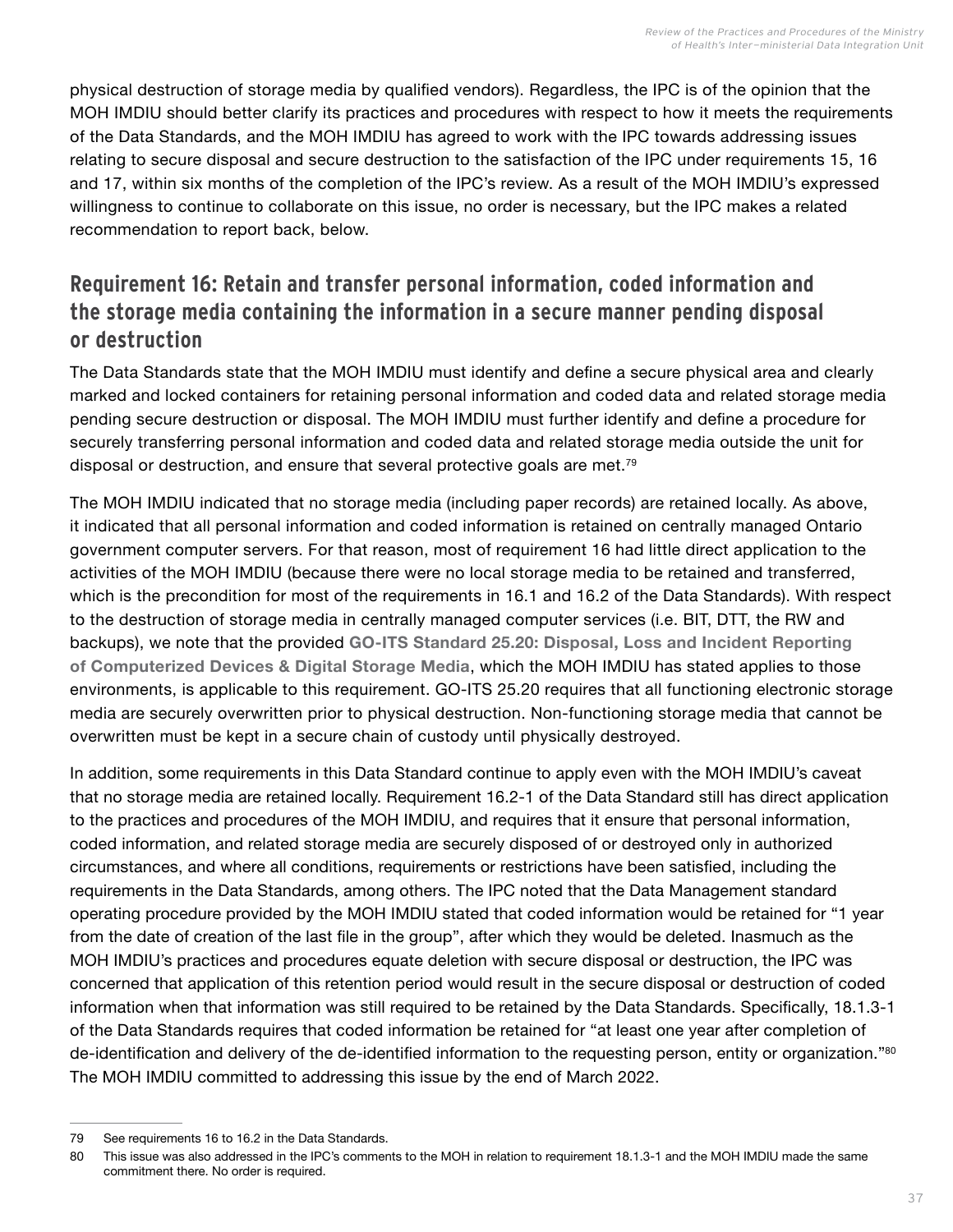physical destruction of storage media by qualified vendors). Regardless, the IPC is of the opinion that the MOH IMDIU should better clarify its practices and procedures with respect to how it meets the requirements of the Data Standards, and the MOH IMDIU has agreed to work with the IPC towards addressing issues relating to secure disposal and secure destruction to the satisfaction of the IPC under requirements 15, 16 and 17, within six months of the completion of the IPC's review. As a result of the MOH IMDIU's expressed willingness to continue to collaborate on this issue, no order is necessary, but the IPC makes a related recommendation to report back, below.

## Requirement 16: Retain and transfer personal information, coded information and the storage media containing the information in a secure manner pending disposal or destruction

The Data Standards state that the MOH IMDIU must identify and define a secure physical area and clearly marked and locked containers for retaining personal information and coded data and related storage media pending secure destruction or disposal. The MOH IMDIU must further identify and define a procedure for securely transferring personal information and coded data and related storage media outside the unit for disposal or destruction, and ensure that several protective goals are met.[79]

The MOH IMDIU indicated that no storage media (including paper records) are retained locally. As above, it indicated that all personal information and coded information is retained on centrally managed Ontario government computer servers. For that reason, most of requirement 16 had little direct application to the activities of the MOH IMDIU (because there were no local storage media to be retained and transferred, which is the precondition for most of the requirements in 16.1 and 16.2 of the Data Standards). With respect to the destruction of storage media in centrally managed computer services (i.e. BIT, DTT, the RW and backups), we note that the provided **GO-ITS Standard 25.20: Disposal, Loss and Incident Reporting of Computerized Devices & Digital Storage Media**, which the MOH IMDIU has stated applies to those environments, is applicable to this requirement. GO-ITS 25.20 requires that all functioning electronic storage media are securely overwritten prior to physical destruction. Non-functioning storage media that cannot be overwritten must be kept in a secure chain of custody until physically destroyed.

In addition, some requirements in this Data Standard continue to apply even with the MOH IMDIU's caveat that no storage media are retained locally. Requirement 16.2-1 of the Data Standard still has direct application to the practices and procedures of the MOH IMDIU, and requires that it ensure that personal information, coded information, and related storage media are securely disposed of or destroyed only in authorized circumstances, and where all conditions, requirements or restrictions have been satisfied, including the requirements in the Data Standards, among others. The IPC noted that the Data Management standard operating procedure provided by the MOH IMDIU stated that coded information would be retained for "1 year from the date of creation of the last file in the group", after which they would be deleted. Inasmuch as the MOH IMDIU's practices and procedures equate deletion with secure disposal or destruction, the IPC was concerned that application of this retention period would result in the secure disposal or destruction of coded information when that information was still required to be retained by the Data Standards. Specifically, 18.1.3-1 of the Data Standards requires that coded information be retained for "at least one year after completion of de-identification and delivery of the de-identified information to the requesting person, entity or organization."[80] The MOH IMDIU committed to addressing this issue by the end of March 2022.

---

79 See requirements 16 to 16.2 in the Data Standards.

80 This issue was also addressed in the IPC's comments to the MOH in relation to requirement 18.1.3-1 and the MOH IMDIU made the same commitment there. No order is required.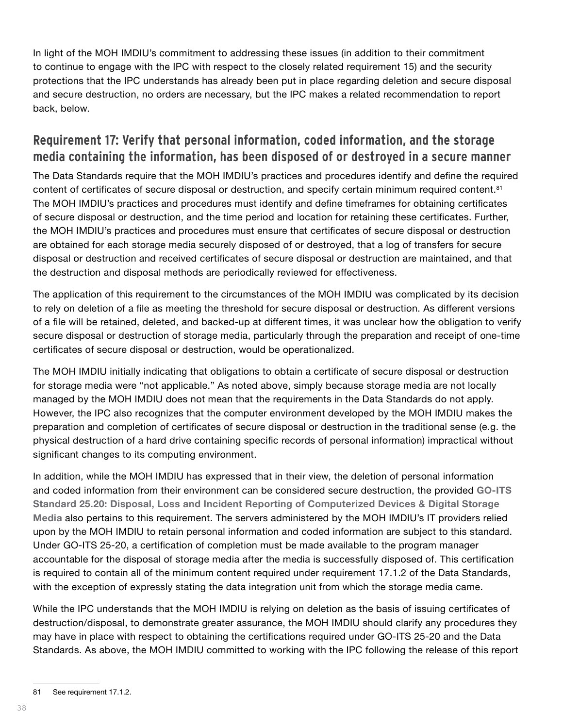In light of the MOH IMDIU's commitment to addressing these issues (in addition to their commitment to continue to engage with the IPC with respect to the closely related requirement 15) and the security protections that the IPC understands has already been put in place regarding deletion and secure disposal and secure destruction, no orders are necessary, but the IPC makes a related recommendation to report back, below.

## Requirement 17: Verify that personal information, coded information, and the storage media containing the information, has been disposed of or destroyed in a secure manner

The Data Standards require that the MOH IMDIU's practices and procedures identify and define the required content of certificates of secure disposal or destruction, and specify certain minimum required content.[81] The MOH IMDIU's practices and procedures must identify and define timeframes for obtaining certificates of secure disposal or destruction, and the time period and location for retaining these certificates. Further, the MOH IMDIU's practices and procedures must ensure that certificates of secure disposal or destruction are obtained for each storage media securely disposed of or destroyed, that a log of transfers for secure disposal or destruction and received certificates of secure disposal or destruction are maintained, and that the destruction and disposal methods are periodically reviewed for effectiveness.

The application of this requirement to the circumstances of the MOH IMDIU was complicated by its decision to rely on deletion of a file as meeting the threshold for secure disposal or destruction. As different versions of a file will be retained, deleted, and backed-up at different times, it was unclear how the obligation to verify secure disposal or destruction of storage media, particularly through the preparation and receipt of one-time certificates of secure disposal or destruction, would be operationalized.

The MOH IMDIU initially indicating that obligations to obtain a certificate of secure disposal or destruction for storage media were "not applicable." As noted above, simply because storage media are not locally managed by the MOH IMDIU does not mean that the requirements in the Data Standards do not apply. However, the IPC also recognizes that the computer environment developed by the MOH IMDIU makes the preparation and completion of certificates of secure disposal or destruction in the traditional sense (e.g. the physical destruction of a hard drive containing specific records of personal information) impractical without significant changes to its computing environment.

In addition, while the MOH IMDIU has expressed that in their view, the deletion of personal information and coded information from their environment can be considered secure destruction, the provided **GO-ITS Standard 25.20: Disposal, Loss and Incident Reporting of Computerized Devices & Digital Storage Media** also pertains to this requirement. The servers administered by the MOH IMDIU's IT providers relied upon by the MOH IMDIU to retain personal information and coded information are subject to this standard. Under GO-ITS 25-20, a certification of completion must be made available to the program manager accountable for the disposal of storage media after the media is successfully disposed of. This certification is required to contain all of the minimum content required under requirement 17.1.2 of the Data Standards, with the exception of expressly stating the data integration unit from which the storage media came.

While the IPC understands that the MOH IMDIU is relying on deletion as the basis of issuing certificates of destruction/disposal, to demonstrate greater assurance, the MOH IMDIU should clarify any procedures they may have in place with respect to obtaining the certifications required under GO-ITS 25-20 and the Data Standards. As above, the MOH IMDIU committed to working with the IPC following the release of this report

81 See requirement 17.1.2.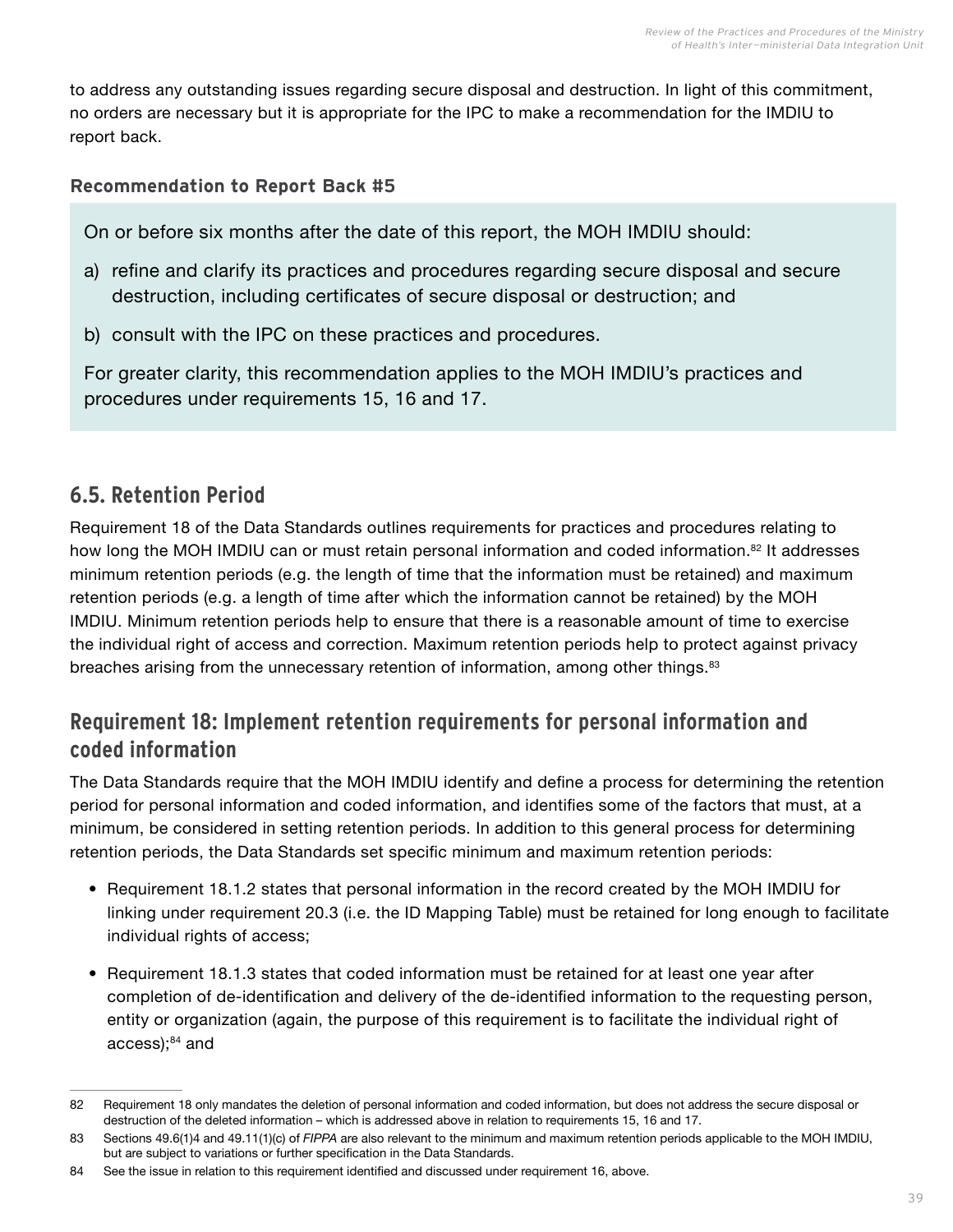to address any outstanding issues regarding secure disposal and destruction. In light of this commitment, no orders are necessary but it is appropriate for the IPC to make a recommendation for the IMDIU to report back.

**Recommendation to Report Back #5**

> On or before six months after the date of this report, the MOH IMDIU should:
>
> a) refine and clarify its practices and procedures regarding secure disposal and secure destruction, including certificates of secure disposal or destruction; and
>
> b) consult with the IPC on these practices and procedures.
>
> For greater clarity, this recommendation applies to the MOH IMDIU's practices and procedures under requirements 15, 16 and 17.

## 6.5. Retention Period

Requirement 18 of the Data Standards outlines requirements for practices and procedures relating to how long the MOH IMDIU can or must retain personal information and coded information.[82] It addresses minimum retention periods (e.g. the length of time that the information must be retained) and maximum retention periods (e.g. a length of time after which the information cannot be retained) by the MOH IMDIU. Minimum retention periods help to ensure that there is a reasonable amount of time to exercise the individual right of access and correction. Maximum retention periods help to protect against privacy breaches arising from the unnecessary retention of information, among other things.[83]

### Requirement 18: Implement retention requirements for personal information and coded information

The Data Standards require that the MOH IMDIU identify and define a process for determining the retention period for personal information and coded information, and identifies some of the factors that must, at a minimum, be considered in setting retention periods. In addition to this general process for determining retention periods, the Data Standards set specific minimum and maximum retention periods:

- Requirement 18.1.2 states that personal information in the record created by the MOH IMDIU for linking under requirement 20.3 (i.e. the ID Mapping Table) must be retained for long enough to facilitate individual rights of access;
- Requirement 18.1.3 states that coded information must be retained for at least one year after completion of de-identification and delivery of the de-identified information to the requesting person, entity or organization (again, the purpose of this requirement is to facilitate the individual right of access);[84] and

---

82 Requirement 18 only mandates the deletion of personal information and coded information, but does not address the secure disposal or destruction of the deleted information – which is addressed above in relation to requirements 15, 16 and 17.

83 Sections 49.6(1)4 and 49.11(1)(c) of *FIPPA* are also relevant to the minimum and maximum retention periods applicable to the MOH IMDIU, but are subject to variations or further specification in the Data Standards.

84 See the issue in relation to this requirement identified and discussed under requirement 16, above.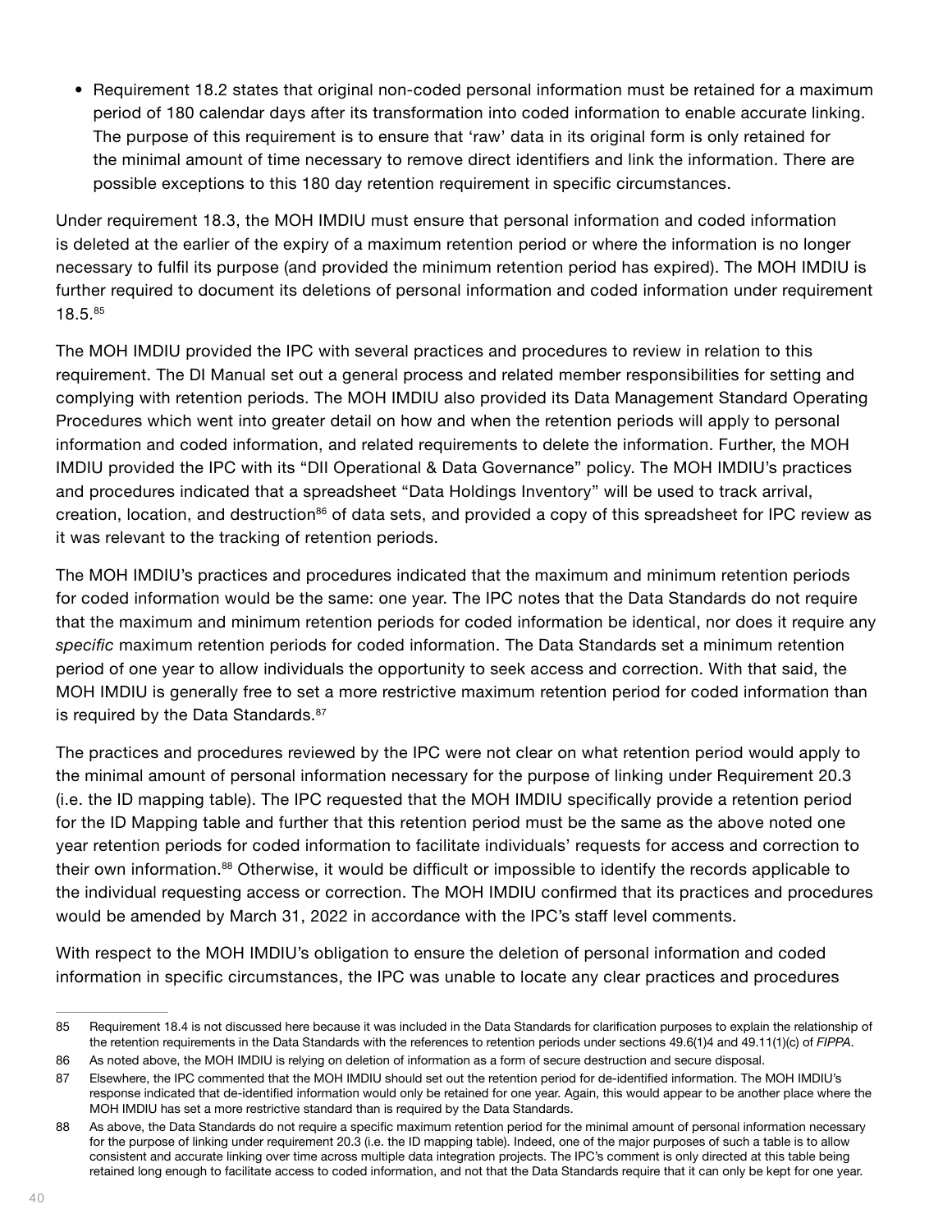- Requirement 18.2 states that original non-coded personal information must be retained for a maximum period of 180 calendar days after its transformation into coded information to enable accurate linking. The purpose of this requirement is to ensure that 'raw' data in its original form is only retained for the minimal amount of time necessary to remove direct identifiers and link the information. There are possible exceptions to this 180 day retention requirement in specific circumstances.

Under requirement 18.3, the MOH IMDIU must ensure that personal information and coded information is deleted at the earlier of the expiry of a maximum retention period or where the information is no longer necessary to fulfil its purpose (and provided the minimum retention period has expired). The MOH IMDIU is further required to document its deletions of personal information and coded information under requirement 18.5.[85]

The MOH IMDIU provided the IPC with several practices and procedures to review in relation to this requirement. The DI Manual set out a general process and related member responsibilities for setting and complying with retention periods. The MOH IMDIU also provided its Data Management Standard Operating Procedures which went into greater detail on how and when the retention periods will apply to personal information and coded information, and related requirements to delete the information. Further, the MOH IMDIU provided the IPC with its "DII Operational & Data Governance" policy. The MOH IMDIU's practices and procedures indicated that a spreadsheet "Data Holdings Inventory" will be used to track arrival, creation, location, and destruction[86] of data sets, and provided a copy of this spreadsheet for IPC review as it was relevant to the tracking of retention periods.

The MOH IMDIU's practices and procedures indicated that the maximum and minimum retention periods for coded information would be the same: one year. The IPC notes that the Data Standards do not require that the maximum and minimum retention periods for coded information be identical, nor does it require any *specific* maximum retention periods for coded information. The Data Standards set a minimum retention period of one year to allow individuals the opportunity to seek access and correction. With that said, the MOH IMDIU is generally free to set a more restrictive maximum retention period for coded information than is required by the Data Standards.[87]

The practices and procedures reviewed by the IPC were not clear on what retention period would apply to the minimal amount of personal information necessary for the purpose of linking under Requirement 20.3 (i.e. the ID mapping table). The IPC requested that the MOH IMDIU specifically provide a retention period for the ID Mapping table and further that this retention period must be the same as the above noted one year retention periods for coded information to facilitate individuals' requests for access and correction to their own information.[88] Otherwise, it would be difficult or impossible to identify the records applicable to the individual requesting access or correction. The MOH IMDIU confirmed that its practices and procedures would be amended by March 31, 2022 in accordance with the IPC's staff level comments.

With respect to the MOH IMDIU's obligation to ensure the deletion of personal information and coded information in specific circumstances, the IPC was unable to locate any clear practices and procedures

---

85 Requirement 18.4 is not discussed here because it was included in the Data Standards for clarification purposes to explain the relationship of the retention requirements in the Data Standards with the references to retention periods under sections 49.6(1)4 and 49.11(1)(c) of *FIPPA*.

86 As noted above, the MOH IMDIU is relying on deletion of information as a form of secure destruction and secure disposal.

87 Elsewhere, the IPC commented that the MOH IMDIU should set out the retention period for de-identified information. The MOH IMDIU's response indicated that de-identified information would only be retained for one year. Again, this would appear to be another place where the MOH IMDIU has set a more restrictive standard than is required by the Data Standards.

88 As above, the Data Standards do not require a specific maximum retention period for the minimal amount of personal information necessary for the purpose of linking under requirement 20.3 (i.e. the ID mapping table). Indeed, one of the major purposes of such a table is to allow consistent and accurate linking over time across multiple data integration projects. The IPC's comment is only directed at this table being retained long enough to facilitate access to coded information, and not that the Data Standards require that it can only be kept for one year.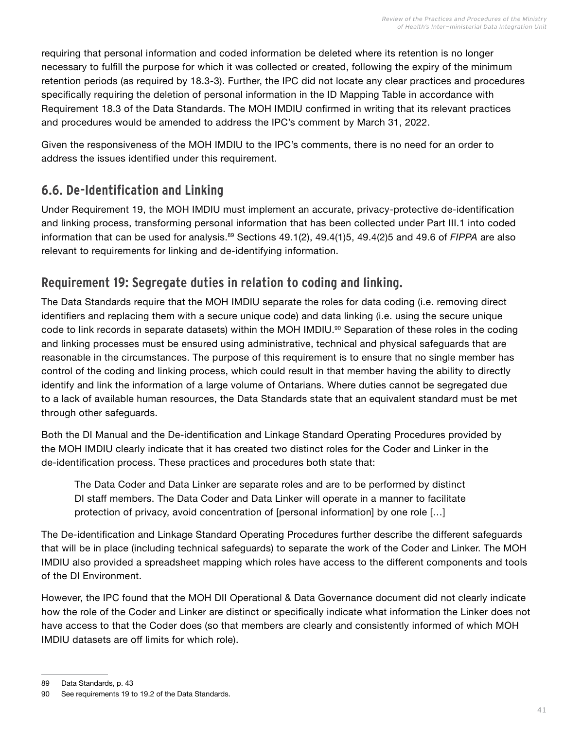requiring that personal information and coded information be deleted where its retention is no longer necessary to fulfill the purpose for which it was collected or created, following the expiry of the minimum retention periods (as required by 18.3-3). Further, the IPC did not locate any clear practices and procedures specifically requiring the deletion of personal information in the ID Mapping Table in accordance with Requirement 18.3 of the Data Standards. The MOH IMDIU confirmed in writing that its relevant practices and procedures would be amended to address the IPC's comment by March 31, 2022.

Given the responsiveness of the MOH IMDIU to the IPC's comments, there is no need for an order to address the issues identified under this requirement.

## 6.6. De-Identification and Linking

Under Requirement 19, the MOH IMDIU must implement an accurate, privacy-protective de-identification and linking process, transforming personal information that has been collected under Part III.1 into coded information that can be used for analysis.[89] Sections 49.1(2), 49.4(1)5, 49.4(2)5 and 49.6 of *FIPPA* are also relevant to requirements for linking and de-identifying information.

## Requirement 19: Segregate duties in relation to coding and linking.

The Data Standards require that the MOH IMDIU separate the roles for data coding (i.e. removing direct identifiers and replacing them with a secure unique code) and data linking (i.e. using the secure unique code to link records in separate datasets) within the MOH IMDIU.[90] Separation of these roles in the coding and linking processes must be ensured using administrative, technical and physical safeguards that are reasonable in the circumstances. The purpose of this requirement is to ensure that no single member has control of the coding and linking process, which could result in that member having the ability to directly identify and link the information of a large volume of Ontarians. Where duties cannot be segregated due to a lack of available human resources, the Data Standards state that an equivalent standard must be met through other safeguards.

Both the DI Manual and the De-identification and Linkage Standard Operating Procedures provided by the MOH IMDIU clearly indicate that it has created two distinct roles for the Coder and Linker in the de-identification process. These practices and procedures both state that:

> The Data Coder and Data Linker are separate roles and are to be performed by distinct DI staff members. The Data Coder and Data Linker will operate in a manner to facilitate protection of privacy, avoid concentration of [personal information] by one role […]

The De-identification and Linkage Standard Operating Procedures further describe the different safeguards that will be in place (including technical safeguards) to separate the work of the Coder and Linker. The MOH IMDIU also provided a spreadsheet mapping which roles have access to the different components and tools of the DI Environment.

However, the IPC found that the MOH DII Operational & Data Governance document did not clearly indicate how the role of the Coder and Linker are distinct or specifically indicate what information the Linker does not have access to that the Coder does (so that members are clearly and consistently informed of which MOH IMDIU datasets are off limits for which role).

---

89 Data Standards, p. 43

90 See requirements 19 to 19.2 of the Data Standards.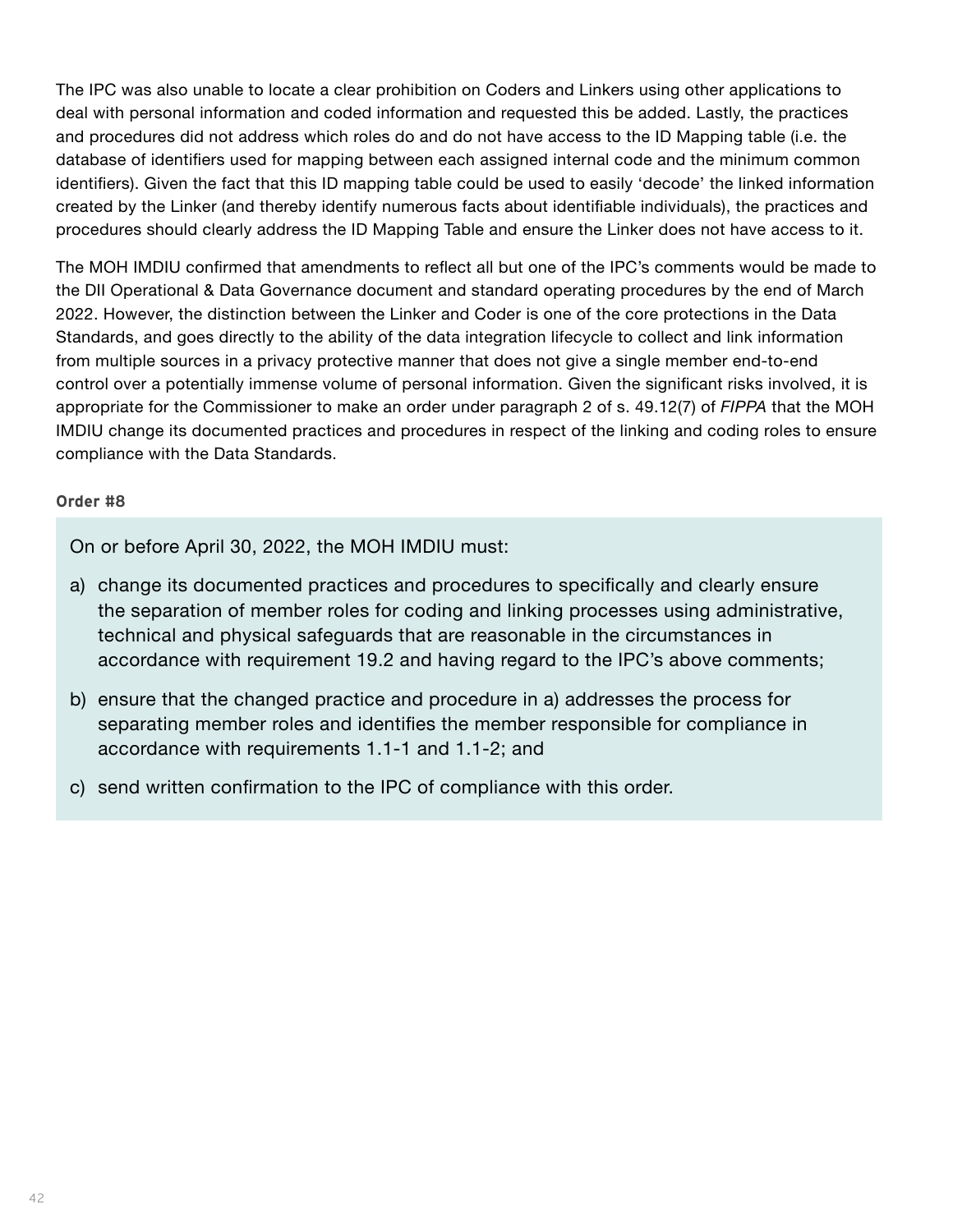The IPC was also unable to locate a clear prohibition on Coders and Linkers using other applications to deal with personal information and coded information and requested this be added. Lastly, the practices and procedures did not address which roles do and do not have access to the ID Mapping table (i.e. the database of identifiers used for mapping between each assigned internal code and the minimum common identifiers). Given the fact that this ID mapping table could be used to easily 'decode' the linked information created by the Linker (and thereby identify numerous facts about identifiable individuals), the practices and procedures should clearly address the ID Mapping Table and ensure the Linker does not have access to it.

The MOH IMDIU confirmed that amendments to reflect all but one of the IPC's comments would be made to the DII Operational & Data Governance document and standard operating procedures by the end of March 2022. However, the distinction between the Linker and Coder is one of the core protections in the Data Standards, and goes directly to the ability of the data integration lifecycle to collect and link information from multiple sources in a privacy protective manner that does not give a single member end-to-end control over a potentially immense volume of personal information. Given the significant risks involved, it is appropriate for the Commissioner to make an order under paragraph 2 of s. 49.12(7) of *FIPPA* that the MOH IMDIU change its documented practices and procedures in respect of the linking and coding roles to ensure compliance with the Data Standards.

**Order #8**

On or before April 30, 2022, the MOH IMDIU must:

a) change its documented practices and procedures to specifically and clearly ensure the separation of member roles for coding and linking processes using administrative, technical and physical safeguards that are reasonable in the circumstances in accordance with requirement 19.2 and having regard to the IPC's above comments;

b) ensure that the changed practice and procedure in a) addresses the process for separating member roles and identifies the member responsible for compliance in accordance with requirements 1.1-1 and 1.1-2; and

c) send written confirmation to the IPC of compliance with this order.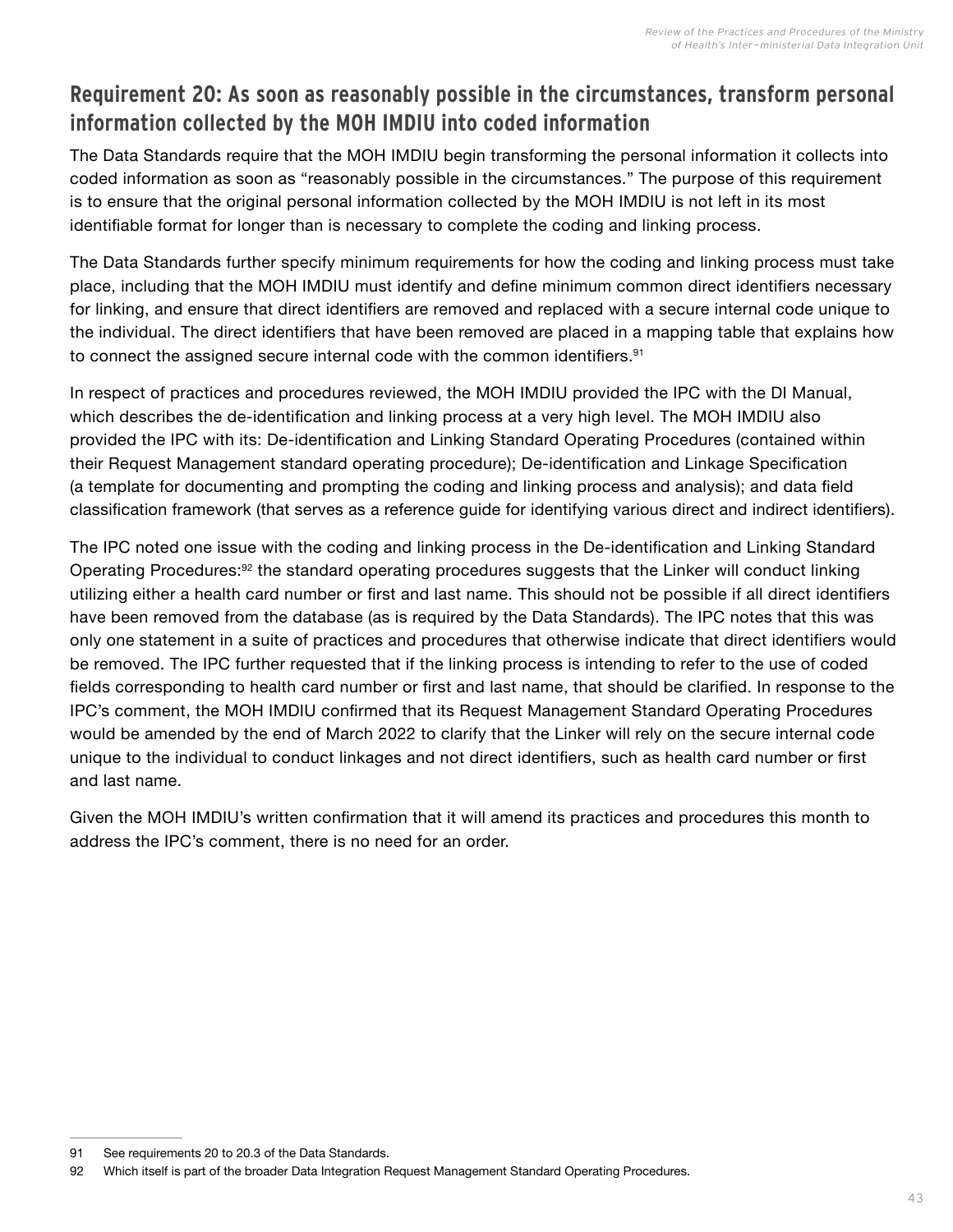## Requirement 20: As soon as reasonably possible in the circumstances, transform personal information collected by the MOH IMDIU into coded information

The Data Standards require that the MOH IMDIU begin transforming the personal information it collects into coded information as soon as "reasonably possible in the circumstances." The purpose of this requirement is to ensure that the original personal information collected by the MOH IMDIU is not left in its most identifiable format for longer than is necessary to complete the coding and linking process.

The Data Standards further specify minimum requirements for how the coding and linking process must take place, including that the MOH IMDIU must identify and define minimum common direct identifiers necessary for linking, and ensure that direct identifiers are removed and replaced with a secure internal code unique to the individual. The direct identifiers that have been removed are placed in a mapping table that explains how to connect the assigned secure internal code with the common identifiers.[91]

In respect of practices and procedures reviewed, the MOH IMDIU provided the IPC with the DI Manual, which describes the de-identification and linking process at a very high level. The MOH IMDIU also provided the IPC with its: De-identification and Linking Standard Operating Procedures (contained within their Request Management standard operating procedure); De-identification and Linkage Specification (a template for documenting and prompting the coding and linking process and analysis); and data field classification framework (that serves as a reference guide for identifying various direct and indirect identifiers).

The IPC noted one issue with the coding and linking process in the De-identification and Linking Standard Operating Procedures:[92] the standard operating procedures suggests that the Linker will conduct linking utilizing either a health card number or first and last name. This should not be possible if all direct identifiers have been removed from the database (as is required by the Data Standards). The IPC notes that this was only one statement in a suite of practices and procedures that otherwise indicate that direct identifiers would be removed. The IPC further requested that if the linking process is intending to refer to the use of coded fields corresponding to health card number or first and last name, that should be clarified. In response to the IPC's comment, the MOH IMDIU confirmed that its Request Management Standard Operating Procedures would be amended by the end of March 2022 to clarify that the Linker will rely on the secure internal code unique to the individual to conduct linkages and not direct identifiers, such as health card number or first and last name.

Given the MOH IMDIU's written confirmation that it will amend its practices and procedures this month to address the IPC's comment, there is no need for an order.

---

91 See requirements 20 to 20.3 of the Data Standards.

92 Which itself is part of the broader Data Integration Request Management Standard Operating Procedures.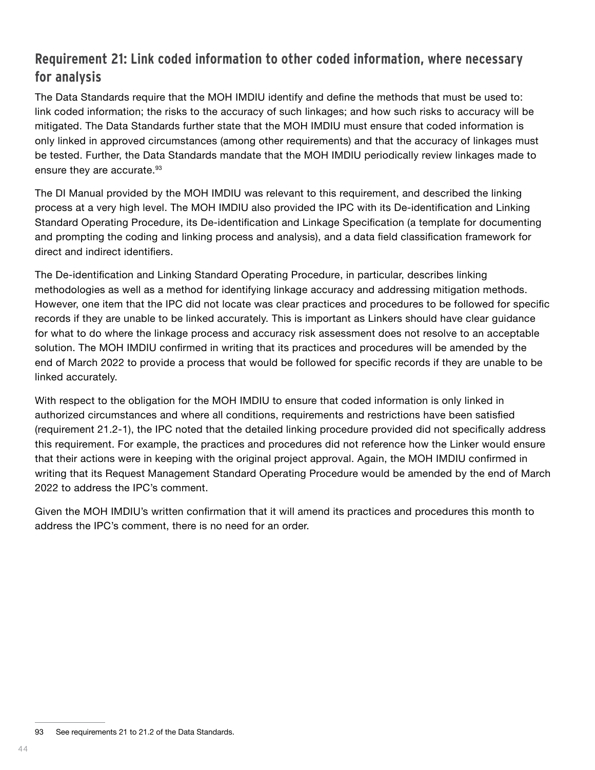## Requirement 21: Link coded information to other coded information, where necessary for analysis

The Data Standards require that the MOH IMDIU identify and define the methods that must be used to: link coded information; the risks to the accuracy of such linkages; and how such risks to accuracy will be mitigated. The Data Standards further state that the MOH IMDIU must ensure that coded information is only linked in approved circumstances (among other requirements) and that the accuracy of linkages must be tested. Further, the Data Standards mandate that the MOH IMDIU periodically review linkages made to ensure they are accurate.[93]

The DI Manual provided by the MOH IMDIU was relevant to this requirement, and described the linking process at a very high level. The MOH IMDIU also provided the IPC with its De-identification and Linking Standard Operating Procedure, its De-identification and Linkage Specification (a template for documenting and prompting the coding and linking process and analysis), and a data field classification framework for direct and indirect identifiers.

The De-identification and Linking Standard Operating Procedure, in particular, describes linking methodologies as well as a method for identifying linkage accuracy and addressing mitigation methods. However, one item that the IPC did not locate was clear practices and procedures to be followed for specific records if they are unable to be linked accurately. This is important as Linkers should have clear guidance for what to do where the linkage process and accuracy risk assessment does not resolve to an acceptable solution. The MOH IMDIU confirmed in writing that its practices and procedures will be amended by the end of March 2022 to provide a process that would be followed for specific records if they are unable to be linked accurately.

With respect to the obligation for the MOH IMDIU to ensure that coded information is only linked in authorized circumstances and where all conditions, requirements and restrictions have been satisfied (requirement 21.2-1), the IPC noted that the detailed linking procedure provided did not specifically address this requirement. For example, the practices and procedures did not reference how the Linker would ensure that their actions were in keeping with the original project approval. Again, the MOH IMDIU confirmed in writing that its Request Management Standard Operating Procedure would be amended by the end of March 2022 to address the IPC's comment.

Given the MOH IMDIU's written confirmation that it will amend its practices and procedures this month to address the IPC's comment, there is no need for an order.

---

93 See requirements 21 to 21.2 of the Data Standards.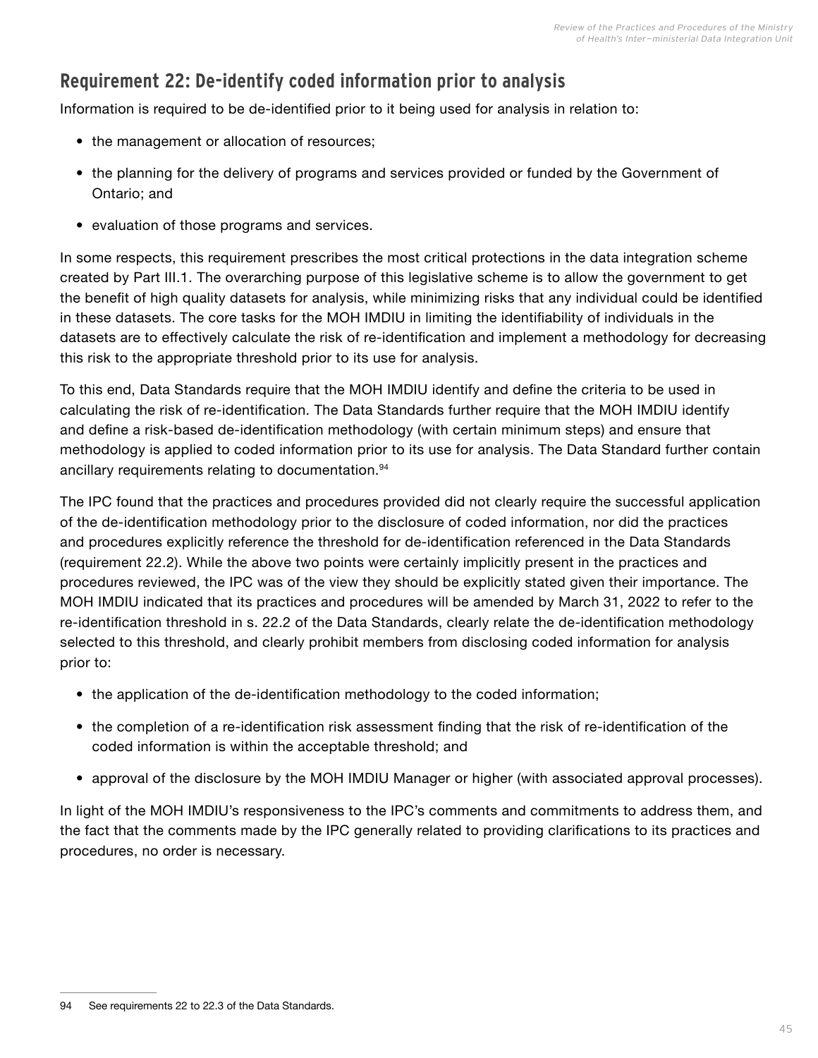## Requirement 22: De-identify coded information prior to analysis

Information is required to be de-identified prior to it being used for analysis in relation to:

- the management or allocation of resources;
- the planning for the delivery of programs and services provided or funded by the Government of Ontario; and
- evaluation of those programs and services.

In some respects, this requirement prescribes the most critical protections in the data integration scheme created by Part III.1. The overarching purpose of this legislative scheme is to allow the government to get the benefit of high quality datasets for analysis, while minimizing risks that any individual could be identified in these datasets. The core tasks for the MOH IMDIU in limiting the identifiability of individuals in the datasets are to effectively calculate the risk of re-identification and implement a methodology for decreasing this risk to the appropriate threshold prior to its use for analysis.

To this end, Data Standards require that the MOH IMDIU identify and define the criteria to be used in calculating the risk of re-identification. The Data Standards further require that the MOH IMDIU identify and define a risk-based de-identification methodology (with certain minimum steps) and ensure that methodology is applied to coded information prior to its use for analysis. The Data Standard further contain ancillary requirements relating to documentation.[94]

The IPC found that the practices and procedures provided did not clearly require the successful application of the de-identification methodology prior to the disclosure of coded information, nor did the practices and procedures explicitly reference the threshold for de-identification referenced in the Data Standards (requirement 22.2). While the above two points were certainly implicitly present in the practices and procedures reviewed, the IPC was of the view they should be explicitly stated given their importance. The MOH IMDIU indicated that its practices and procedures will be amended by March 31, 2022 to refer to the re-identification threshold in s. 22.2 of the Data Standards, clearly relate the de-identification methodology selected to this threshold, and clearly prohibit members from disclosing coded information for analysis prior to:

- the application of the de-identification methodology to the coded information;
- the completion of a re-identification risk assessment finding that the risk of re-identification of the coded information is within the acceptable threshold; and
- approval of the disclosure by the MOH IMDIU Manager or higher (with associated approval processes).

In light of the MOH IMDIU's responsiveness to the IPC's comments and commitments to address them, and the fact that the comments made by the IPC generally related to providing clarifications to its practices and procedures, no order is necessary.

---

94 See requirements 22 to 22.3 of the Data Standards.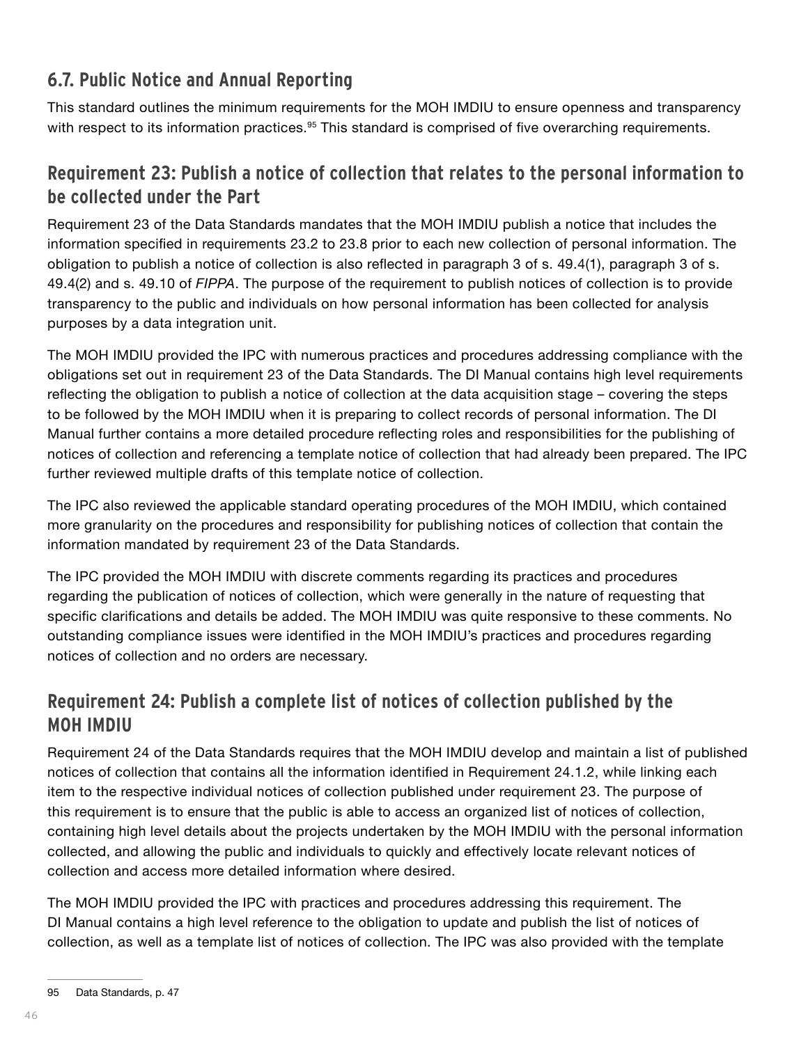## 6.7. Public Notice and Annual Reporting

This standard outlines the minimum requirements for the MOH IMDIU to ensure openness and transparency with respect to its information practices.[95] This standard is comprised of five overarching requirements.

### Requirement 23: Publish a notice of collection that relates to the personal information to be collected under the Part

Requirement 23 of the Data Standards mandates that the MOH IMDIU publish a notice that includes the information specified in requirements 23.2 to 23.8 prior to each new collection of personal information. The obligation to publish a notice of collection is also reflected in paragraph 3 of s. 49.4(1), paragraph 3 of s. 49.4(2) and s. 49.10 of *FIPPA*. The purpose of the requirement to publish notices of collection is to provide transparency to the public and individuals on how personal information has been collected for analysis purposes by a data integration unit.

The MOH IMDIU provided the IPC with numerous practices and procedures addressing compliance with the obligations set out in requirement 23 of the Data Standards. The DI Manual contains high level requirements reflecting the obligation to publish a notice of collection at the data acquisition stage – covering the steps to be followed by the MOH IMDIU when it is preparing to collect records of personal information. The DI Manual further contains a more detailed procedure reflecting roles and responsibilities for the publishing of notices of collection and referencing a template notice of collection that had already been prepared. The IPC further reviewed multiple drafts of this template notice of collection.

The IPC also reviewed the applicable standard operating procedures of the MOH IMDIU, which contained more granularity on the procedures and responsibility for publishing notices of collection that contain the information mandated by requirement 23 of the Data Standards.

The IPC provided the MOH IMDIU with discrete comments regarding its practices and procedures regarding the publication of notices of collection, which were generally in the nature of requesting that specific clarifications and details be added. The MOH IMDIU was quite responsive to these comments. No outstanding compliance issues were identified in the MOH IMDIU's practices and procedures regarding notices of collection and no orders are necessary.

### Requirement 24: Publish a complete list of notices of collection published by the MOH IMDIU

Requirement 24 of the Data Standards requires that the MOH IMDIU develop and maintain a list of published notices of collection that contains all the information identified in Requirement 24.1.2, while linking each item to the respective individual notices of collection published under requirement 23. The purpose of this requirement is to ensure that the public is able to access an organized list of notices of collection, containing high level details about the projects undertaken by the MOH IMDIU with the personal information collected, and allowing the public and individuals to quickly and effectively locate relevant notices of collection and access more detailed information where desired.

The MOH IMDIU provided the IPC with practices and procedures addressing this requirement. The DI Manual contains a high level reference to the obligation to update and publish the list of notices of collection, as well as a template list of notices of collection. The IPC was also provided with the template

---

95 Data Standards, p. 47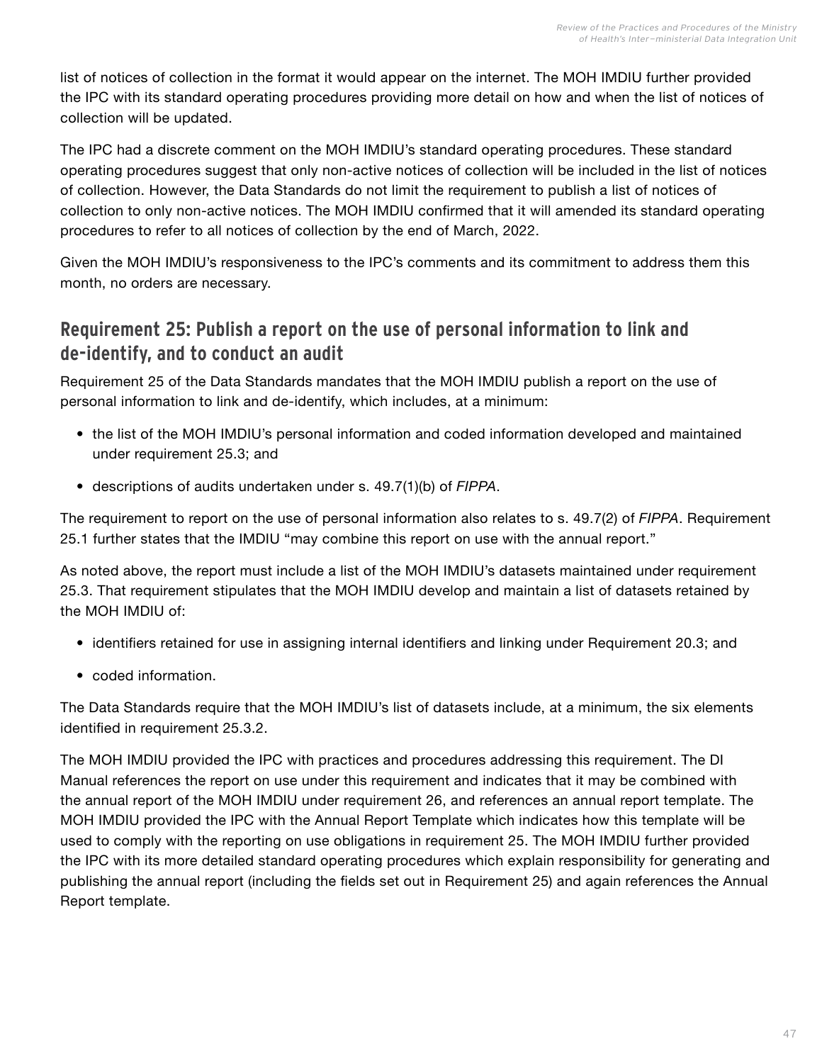list of notices of collection in the format it would appear on the internet. The MOH IMDIU further provided the IPC with its standard operating procedures providing more detail on how and when the list of notices of collection will be updated.

The IPC had a discrete comment on the MOH IMDIU's standard operating procedures. These standard operating procedures suggest that only non-active notices of collection will be included in the list of notices of collection. However, the Data Standards do not limit the requirement to publish a list of notices of collection to only non-active notices. The MOH IMDIU confirmed that it will amended its standard operating procedures to refer to all notices of collection by the end of March, 2022.

Given the MOH IMDIU's responsiveness to the IPC's comments and its commitment to address them this month, no orders are necessary.

## Requirement 25: Publish a report on the use of personal information to link and de-identify, and to conduct an audit

Requirement 25 of the Data Standards mandates that the MOH IMDIU publish a report on the use of personal information to link and de-identify, which includes, at a minimum:

- the list of the MOH IMDIU's personal information and coded information developed and maintained under requirement 25.3; and
- descriptions of audits undertaken under s. 49.7(1)(b) of *FIPPA*.

The requirement to report on the use of personal information also relates to s. 49.7(2) of *FIPPA*. Requirement 25.1 further states that the IMDIU "may combine this report on use with the annual report."

As noted above, the report must include a list of the MOH IMDIU's datasets maintained under requirement 25.3. That requirement stipulates that the MOH IMDIU develop and maintain a list of datasets retained by the MOH IMDIU of:

- identifiers retained for use in assigning internal identifiers and linking under Requirement 20.3; and
- coded information.

The Data Standards require that the MOH IMDIU's list of datasets include, at a minimum, the six elements identified in requirement 25.3.2.

The MOH IMDIU provided the IPC with practices and procedures addressing this requirement. The DI Manual references the report on use under this requirement and indicates that it may be combined with the annual report of the MOH IMDIU under requirement 26, and references an annual report template. The MOH IMDIU provided the IPC with the Annual Report Template which indicates how this template will be used to comply with the reporting on use obligations in requirement 25. The MOH IMDIU further provided the IPC with its more detailed standard operating procedures which explain responsibility for generating and publishing the annual report (including the fields set out in Requirement 25) and again references the Annual Report template.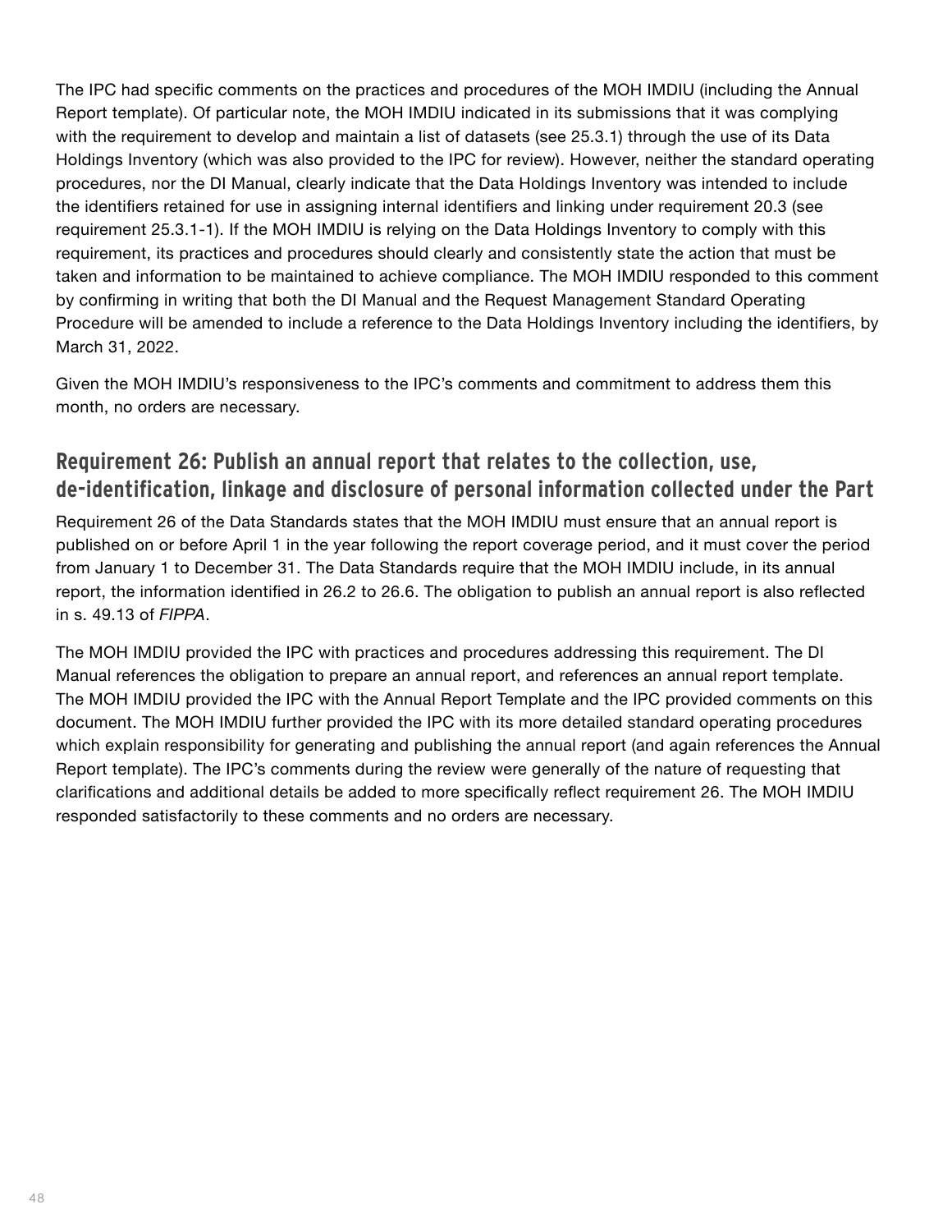The IPC had specific comments on the practices and procedures of the MOH IMDIU (including the Annual Report template). Of particular note, the MOH IMDIU indicated in its submissions that it was complying with the requirement to develop and maintain a list of datasets (see 25.3.1) through the use of its Data Holdings Inventory (which was also provided to the IPC for review). However, neither the standard operating procedures, nor the DI Manual, clearly indicate that the Data Holdings Inventory was intended to include the identifiers retained for use in assigning internal identifiers and linking under requirement 20.3 (see requirement 25.3.1-1). If the MOH IMDIU is relying on the Data Holdings Inventory to comply with this requirement, its practices and procedures should clearly and consistently state the action that must be taken and information to be maintained to achieve compliance. The MOH IMDIU responded to this comment by confirming in writing that both the DI Manual and the Request Management Standard Operating Procedure will be amended to include a reference to the Data Holdings Inventory including the identifiers, by March 31, 2022.

Given the MOH IMDIU's responsiveness to the IPC's comments and commitment to address them this month, no orders are necessary.

## Requirement 26: Publish an annual report that relates to the collection, use, de-identification, linkage and disclosure of personal information collected under the Part

Requirement 26 of the Data Standards states that the MOH IMDIU must ensure that an annual report is published on or before April 1 in the year following the report coverage period, and it must cover the period from January 1 to December 31. The Data Standards require that the MOH IMDIU include, in its annual report, the information identified in 26.2 to 26.6. The obligation to publish an annual report is also reflected in s. 49.13 of *FIPPA*.

The MOH IMDIU provided the IPC with practices and procedures addressing this requirement. The DI Manual references the obligation to prepare an annual report, and references an annual report template. The MOH IMDIU provided the IPC with the Annual Report Template and the IPC provided comments on this document. The MOH IMDIU further provided the IPC with its more detailed standard operating procedures which explain responsibility for generating and publishing the annual report (and again references the Annual Report template). The IPC's comments during the review were generally of the nature of requesting that clarifications and additional details be added to more specifically reflect requirement 26. The MOH IMDIU responded satisfactorily to these comments and no orders are necessary.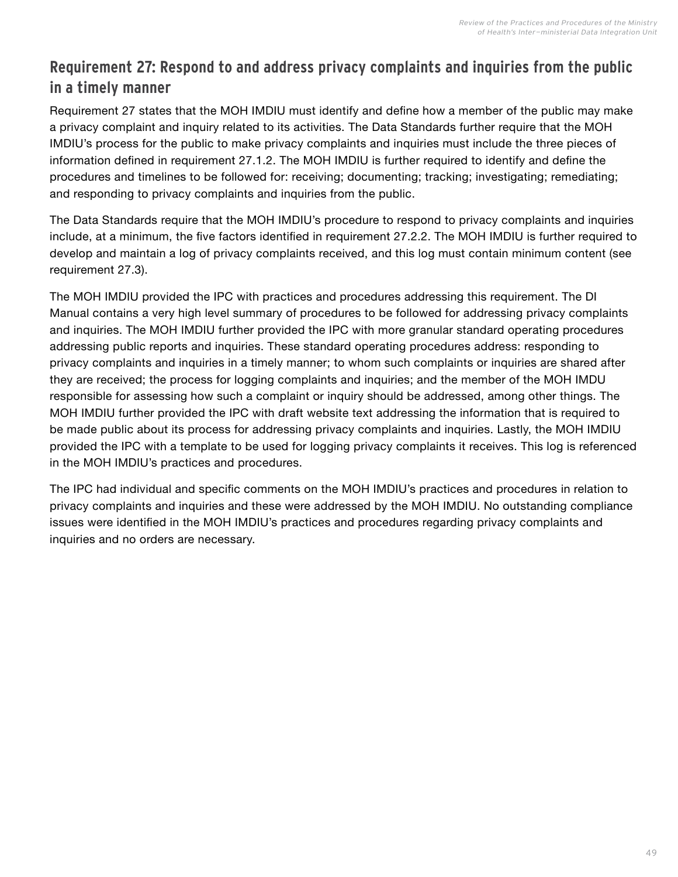## Requirement 27: Respond to and address privacy complaints and inquiries from the public in a timely manner

Requirement 27 states that the MOH IMDIU must identify and define how a member of the public may make a privacy complaint and inquiry related to its activities. The Data Standards further require that the MOH IMDIU's process for the public to make privacy complaints and inquiries must include the three pieces of information defined in requirement 27.1.2. The MOH IMDIU is further required to identify and define the procedures and timelines to be followed for: receiving; documenting; tracking; investigating; remediating; and responding to privacy complaints and inquiries from the public.

The Data Standards require that the MOH IMDIU's procedure to respond to privacy complaints and inquiries include, at a minimum, the five factors identified in requirement 27.2.2. The MOH IMDIU is further required to develop and maintain a log of privacy complaints received, and this log must contain minimum content (see requirement 27.3).

The MOH IMDIU provided the IPC with practices and procedures addressing this requirement. The DI Manual contains a very high level summary of procedures to be followed for addressing privacy complaints and inquiries. The MOH IMDIU further provided the IPC with more granular standard operating procedures addressing public reports and inquiries. These standard operating procedures address: responding to privacy complaints and inquiries in a timely manner; to whom such complaints or inquiries are shared after they are received; the process for logging complaints and inquiries; and the member of the MOH IMDU responsible for assessing how such a complaint or inquiry should be addressed, among other things. The MOH IMDIU further provided the IPC with draft website text addressing the information that is required to be made public about its process for addressing privacy complaints and inquiries. Lastly, the MOH IMDIU provided the IPC with a template to be used for logging privacy complaints it receives. This log is referenced in the MOH IMDIU's practices and procedures.

The IPC had individual and specific comments on the MOH IMDIU's practices and procedures in relation to privacy complaints and inquiries and these were addressed by the MOH IMDIU. No outstanding compliance issues were identified in the MOH IMDIU's practices and procedures regarding privacy complaints and inquiries and no orders are necessary.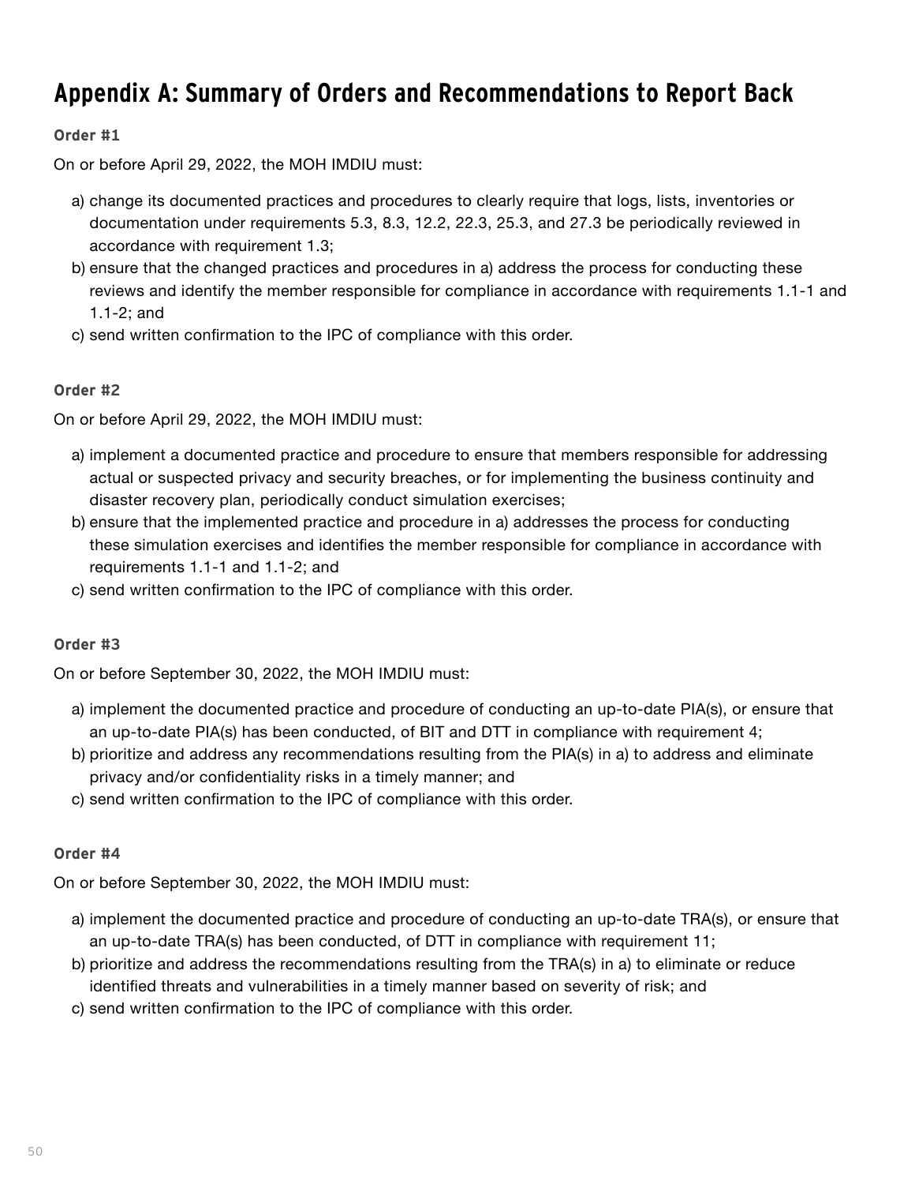# Appendix A: Summary of Orders and Recommendations to Report Back

**Order #1**

On or before April 29, 2022, the MOH IMDIU must:

a) change its documented practices and procedures to clearly require that logs, lists, inventories or documentation under requirements 5.3, 8.3, 12.2, 22.3, 25.3, and 27.3 be periodically reviewed in accordance with requirement 1.3;
b) ensure that the changed practices and procedures in a) address the process for conducting these reviews and identify the member responsible for compliance in accordance with requirements 1.1-1 and 1.1-2; and
c) send written confirmation to the IPC of compliance with this order.

**Order #2**

On or before April 29, 2022, the MOH IMDIU must:

a) implement a documented practice and procedure to ensure that members responsible for addressing actual or suspected privacy and security breaches, or for implementing the business continuity and disaster recovery plan, periodically conduct simulation exercises;
b) ensure that the implemented practice and procedure in a) addresses the process for conducting these simulation exercises and identifies the member responsible for compliance in accordance with requirements 1.1-1 and 1.1-2; and
c) send written confirmation to the IPC of compliance with this order.

**Order #3**

On or before September 30, 2022, the MOH IMDIU must:

a) implement the documented practice and procedure of conducting an up-to-date PIA(s), or ensure that an up-to-date PIA(s) has been conducted, of BIT and DTT in compliance with requirement 4;
b) prioritize and address any recommendations resulting from the PIA(s) in a) to address and eliminate privacy and/or confidentiality risks in a timely manner; and
c) send written confirmation to the IPC of compliance with this order.

**Order #4**

On or before September 30, 2022, the MOH IMDIU must:

a) implement the documented practice and procedure of conducting an up-to-date TRA(s), or ensure that an up-to-date TRA(s) has been conducted, of DTT in compliance with requirement 11;
b) prioritize and address the recommendations resulting from the TRA(s) in a) to eliminate or reduce identified threats and vulnerabilities in a timely manner based on severity of risk; and
c) send written confirmation to the IPC of compliance with this order.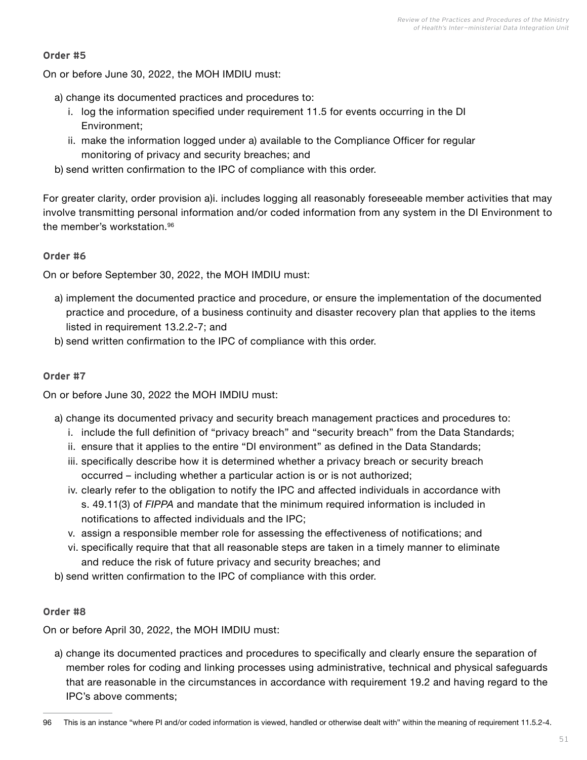**Order #5**

On or before June 30, 2022, the MOH IMDIU must:

a) change its documented practices and procedures to:
   i. log the information specified under requirement 11.5 for events occurring in the DI Environment;
   ii. make the information logged under a) available to the Compliance Officer for regular monitoring of privacy and security breaches; and

b) send written confirmation to the IPC of compliance with this order.

For greater clarity, order provision a)i. includes logging all reasonably foreseeable member activities that may involve transmitting personal information and/or coded information from any system in the DI Environment to the member's workstation.[96]

**Order #6**

On or before September 30, 2022, the MOH IMDIU must:

a) implement the documented practice and procedure, or ensure the implementation of the documented practice and procedure, of a business continuity and disaster recovery plan that applies to the items listed in requirement 13.2.2-7; and

b) send written confirmation to the IPC of compliance with this order.

**Order #7**

On or before June 30, 2022 the MOH IMDIU must:

a) change its documented privacy and security breach management practices and procedures to:
   i. include the full definition of "privacy breach" and "security breach" from the Data Standards;
   ii. ensure that it applies to the entire "DI environment" as defined in the Data Standards;
   iii. specifically describe how it is determined whether a privacy breach or security breach occurred – including whether a particular action is or is not authorized;
   iv. clearly refer to the obligation to notify the IPC and affected individuals in accordance with s. 49.11(3) of *FIPPA* and mandate that the minimum required information is included in notifications to affected individuals and the IPC;
   v. assign a responsible member role for assessing the effectiveness of notifications; and
   vi. specifically require that that all reasonable steps are taken in a timely manner to eliminate and reduce the risk of future privacy and security breaches; and

b) send written confirmation to the IPC of compliance with this order.

**Order #8**

On or before April 30, 2022, the MOH IMDIU must:

a) change its documented practices and procedures to specifically and clearly ensure the separation of member roles for coding and linking processes using administrative, technical and physical safeguards that are reasonable in the circumstances in accordance with requirement 19.2 and having regard to the IPC's above comments;

---

96 This is an instance "where PI and/or coded information is viewed, handled or otherwise dealt with" within the meaning of requirement 11.5.2-4.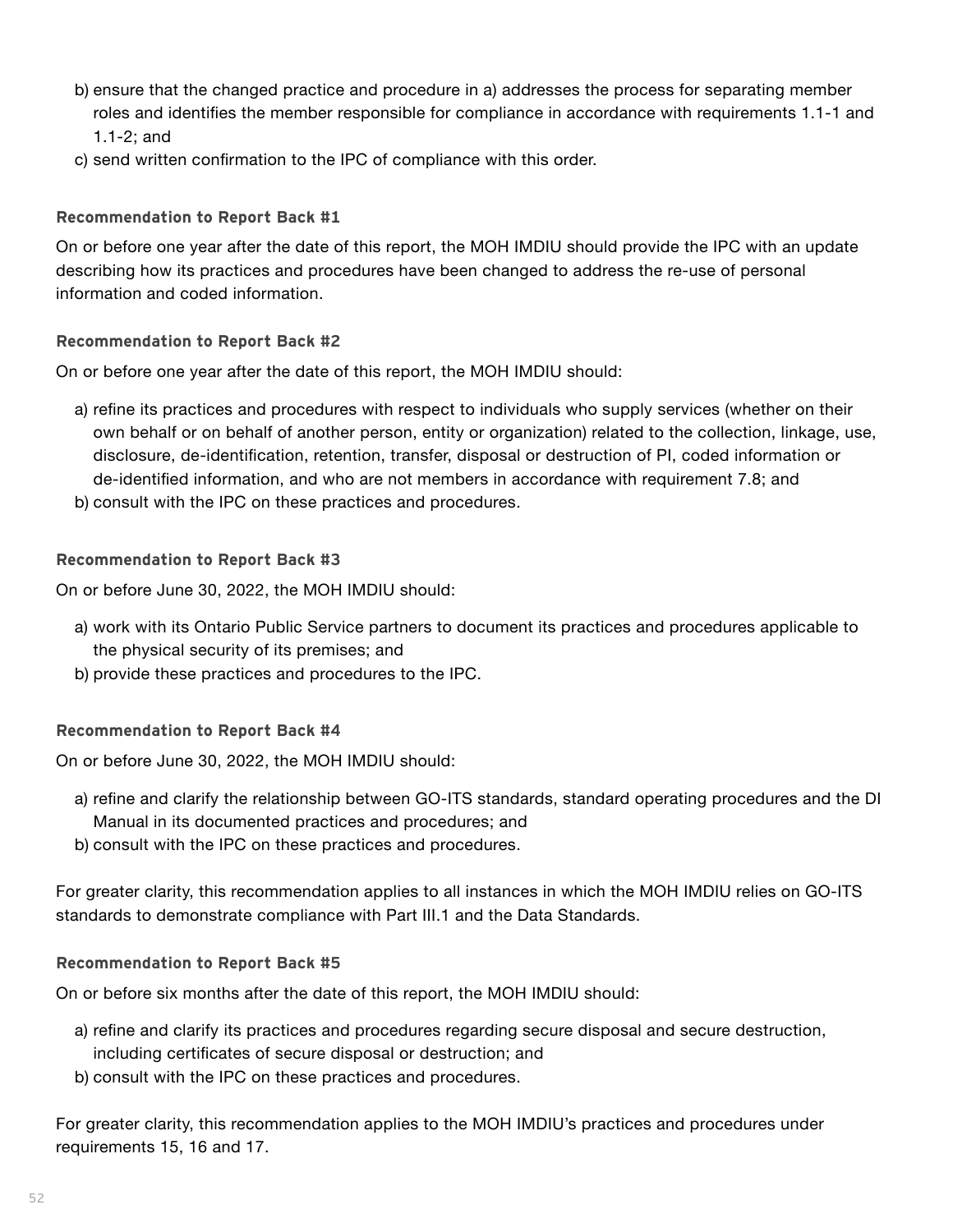b) ensure that the changed practice and procedure in a) addresses the process for separating member roles and identifies the member responsible for compliance in accordance with requirements 1.1-1 and 1.1-2; and

c) send written confirmation to the IPC of compliance with this order.

#### Recommendation to Report Back #1

On or before one year after the date of this report, the MOH IMDIU should provide the IPC with an update describing how its practices and procedures have been changed to address the re-use of personal information and coded information.

#### Recommendation to Report Back #2

On or before one year after the date of this report, the MOH IMDIU should:

a) refine its practices and procedures with respect to individuals who supply services (whether on their own behalf or on behalf of another person, entity or organization) related to the collection, linkage, use, disclosure, de-identification, retention, transfer, disposal or destruction of PI, coded information or de-identified information, and who are not members in accordance with requirement 7.8; and

b) consult with the IPC on these practices and procedures.

#### Recommendation to Report Back #3

On or before June 30, 2022, the MOH IMDIU should:

a) work with its Ontario Public Service partners to document its practices and procedures applicable to the physical security of its premises; and

b) provide these practices and procedures to the IPC.

#### Recommendation to Report Back #4

On or before June 30, 2022, the MOH IMDIU should:

a) refine and clarify the relationship between GO-ITS standards, standard operating procedures and the DI Manual in its documented practices and procedures; and

b) consult with the IPC on these practices and procedures.

For greater clarity, this recommendation applies to all instances in which the MOH IMDIU relies on GO-ITS standards to demonstrate compliance with Part III.1 and the Data Standards.

#### Recommendation to Report Back #5

On or before six months after the date of this report, the MOH IMDIU should:

a) refine and clarify its practices and procedures regarding secure disposal and secure destruction, including certificates of secure disposal or destruction; and

b) consult with the IPC on these practices and procedures.

For greater clarity, this recommendation applies to the MOH IMDIU's practices and procedures under requirements 15, 16 and 17.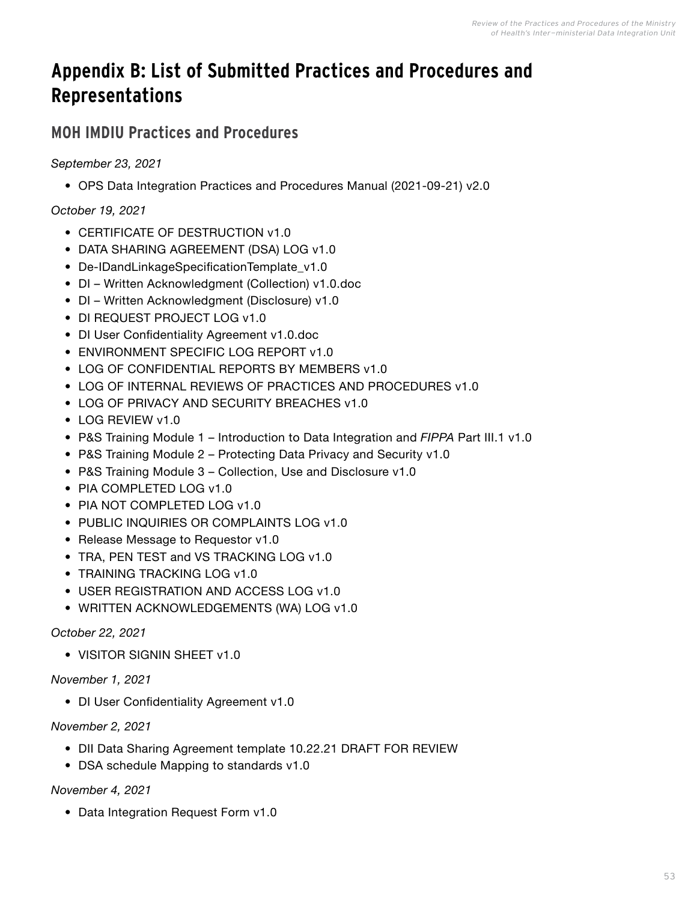# Appendix B: List of Submitted Practices and Procedures and Representations

## MOH IMDIU Practices and Procedures

*September 23, 2021*

- OPS Data Integration Practices and Procedures Manual (2021-09-21) v2.0

*October 19, 2021*

- CERTIFICATE OF DESTRUCTION v1.0
- DATA SHARING AGREEMENT (DSA) LOG v1.0
- De-IDandLinkageSpecificationTemplate_v1.0
- DI – Written Acknowledgment (Collection) v1.0.doc
- DI – Written Acknowledgment (Disclosure) v1.0
- DI REQUEST PROJECT LOG v1.0
- DI User Confidentiality Agreement v1.0.doc
- ENVIRONMENT SPECIFIC LOG REPORT v1.0
- LOG OF CONFIDENTIAL REPORTS BY MEMBERS v1.0
- LOG OF INTERNAL REVIEWS OF PRACTICES AND PROCEDURES v1.0
- LOG OF PRIVACY AND SECURITY BREACHES v1.0
- LOG REVIEW v1.0
- P&S Training Module 1 – Introduction to Data Integration and *FIPPA* Part III.1 v1.0
- P&S Training Module 2 – Protecting Data Privacy and Security v1.0
- P&S Training Module 3 – Collection, Use and Disclosure v1.0
- PIA COMPLETED LOG v1.0
- PIA NOT COMPLETED LOG v1.0
- PUBLIC INQUIRIES OR COMPLAINTS LOG v1.0
- Release Message to Requestor v1.0
- TRA, PEN TEST and VS TRACKING LOG v1.0
- TRAINING TRACKING LOG v1.0
- USER REGISTRATION AND ACCESS LOG v1.0
- WRITTEN ACKNOWLEDGEMENTS (WA) LOG v1.0

*October 22, 2021*

- VISITOR SIGNIN SHEET v1.0

*November 1, 2021*

- DI User Confidentiality Agreement v1.0

*November 2, 2021*

- DII Data Sharing Agreement template 10.22.21 DRAFT FOR REVIEW
- DSA schedule Mapping to standards v1.0

*November 4, 2021*

- Data Integration Request Form v1.0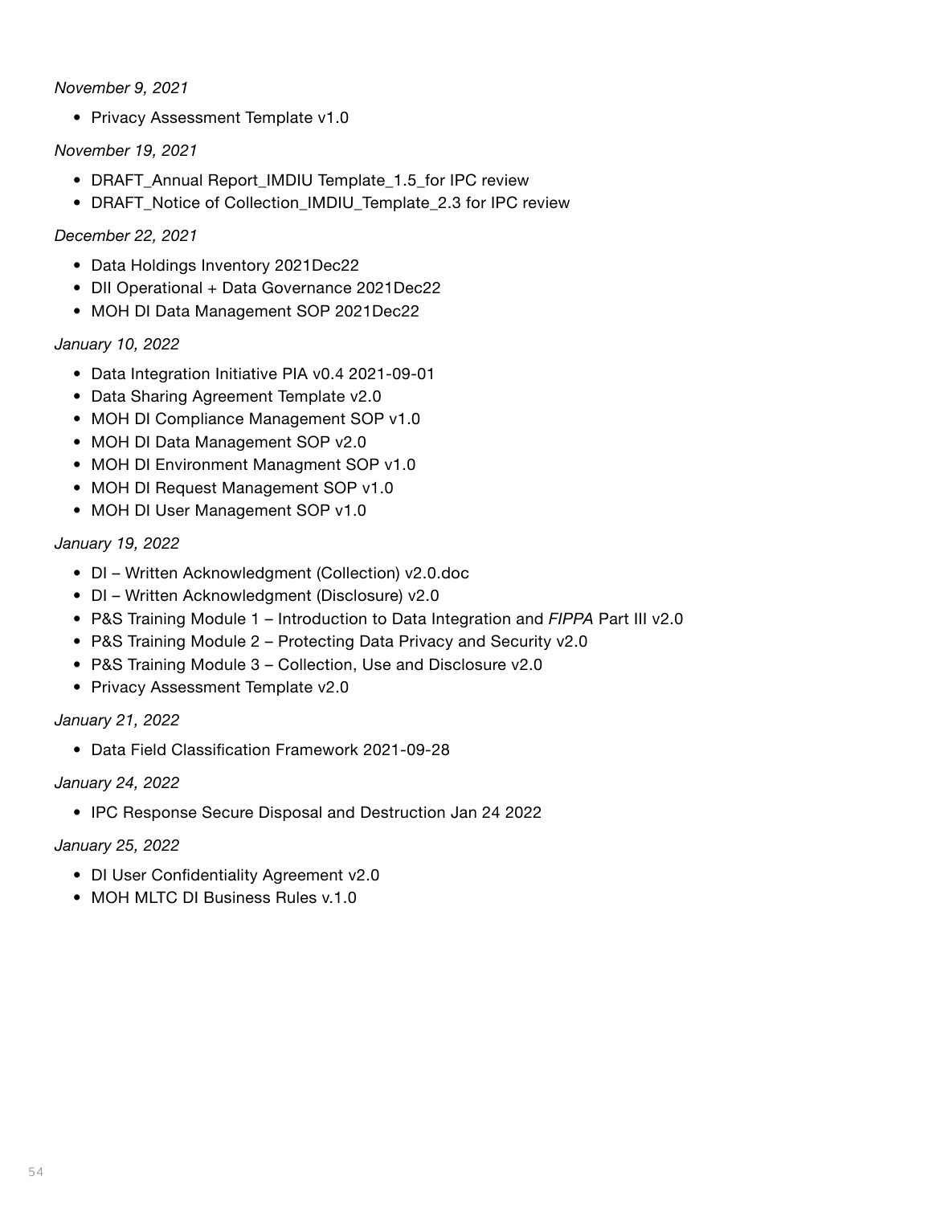*November 9, 2021*

- Privacy Assessment Template v1.0

*November 19, 2021*

- DRAFT_Annual Report_IMDIU Template_1.5_for IPC review
- DRAFT_Notice of Collection_IMDIU_Template_2.3 for IPC review

*December 22, 2021*

- Data Holdings Inventory 2021Dec22
- DII Operational + Data Governance 2021Dec22
- MOH DI Data Management SOP 2021Dec22

*January 10, 2022*

- Data Integration Initiative PIA v0.4 2021-09-01
- Data Sharing Agreement Template v2.0
- MOH DI Compliance Management SOP v1.0
- MOH DI Data Management SOP v2.0
- MOH DI Environment Managment SOP v1.0
- MOH DI Request Management SOP v1.0
- MOH DI User Management SOP v1.0

*January 19, 2022*

- DI – Written Acknowledgment (Collection) v2.0.doc
- DI – Written Acknowledgment (Disclosure) v2.0
- P&S Training Module 1 – Introduction to Data Integration and *FIPPA* Part III v2.0
- P&S Training Module 2 – Protecting Data Privacy and Security v2.0
- P&S Training Module 3 – Collection, Use and Disclosure v2.0
- Privacy Assessment Template v2.0

*January 21, 2022*

- Data Field Classification Framework 2021-09-28

*January 24, 2022*

- IPC Response Secure Disposal and Destruction Jan 24 2022

*January 25, 2022*

- DI User Confidentiality Agreement v2.0
- MOH MLTC DI Business Rules v.1.0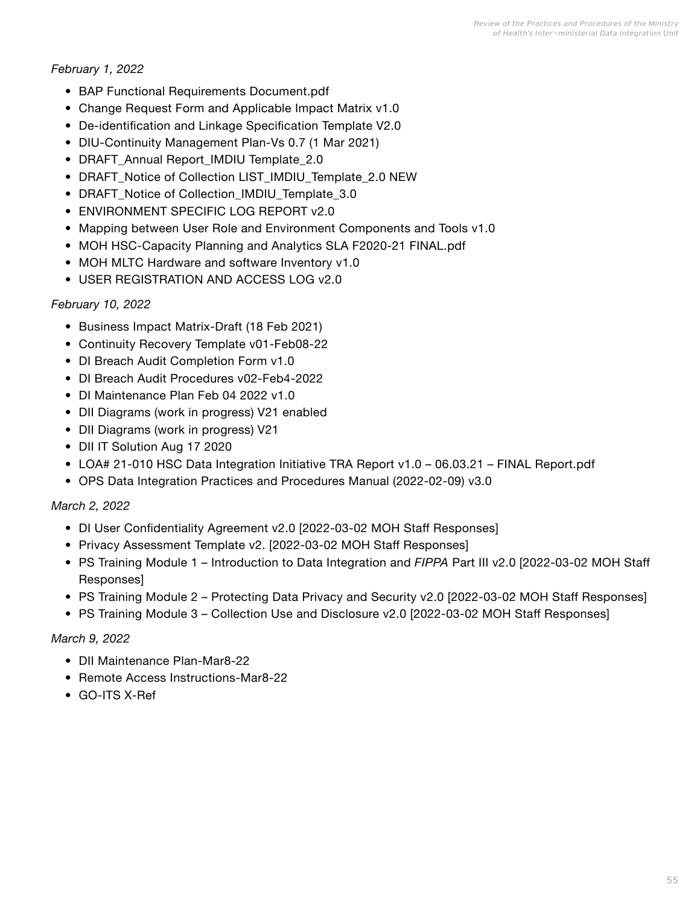*February 1, 2022*

- BAP Functional Requirements Document.pdf
- Change Request Form and Applicable Impact Matrix v1.0
- De-identification and Linkage Specification Template V2.0
- DIU-Continuity Management Plan-Vs 0.7 (1 Mar 2021)
- DRAFT_Annual Report_IMDIU Template_2.0
- DRAFT_Notice of Collection LIST_IMDIU_Template_2.0 NEW
- DRAFT_Notice of Collection_IMDIU_Template_3.0
- ENVIRONMENT SPECIFIC LOG REPORT v2.0
- Mapping between User Role and Environment Components and Tools v1.0
- MOH HSC-Capacity Planning and Analytics SLA F2020-21 FINAL.pdf
- MOH MLTC Hardware and software Inventory v1.0
- USER REGISTRATION AND ACCESS LOG v2.0

*February 10, 2022*

- Business Impact Matrix-Draft (18 Feb 2021)
- Continuity Recovery Template v01-Feb08-22
- DI Breach Audit Completion Form v1.0
- DI Breach Audit Procedures v02-Feb4-2022
- DI Maintenance Plan Feb 04 2022 v1.0
- DII Diagrams (work in progress) V21 enabled
- DII Diagrams (work in progress) V21
- DII IT Solution Aug 17 2020
- LOA# 21-010 HSC Data Integration Initiative TRA Report v1.0 – 06.03.21 – FINAL Report.pdf
- OPS Data Integration Practices and Procedures Manual (2022-02-09) v3.0

*March 2, 2022*

- DI User Confidentiality Agreement v2.0 [2022-03-02 MOH Staff Responses]
- Privacy Assessment Template v2. [2022-03-02 MOH Staff Responses]
- PS Training Module 1 – Introduction to Data Integration and *FIPPA* Part III v2.0 [2022-03-02 MOH Staff Responses]
- PS Training Module 2 – Protecting Data Privacy and Security v2.0 [2022-03-02 MOH Staff Responses]
- PS Training Module 3 – Collection Use and Disclosure v2.0 [2022-03-02 MOH Staff Responses]

*March 9, 2022*

- DII Maintenance Plan-Mar8-22
- Remote Access Instructions-Mar8-22
- GO-ITS X-Ref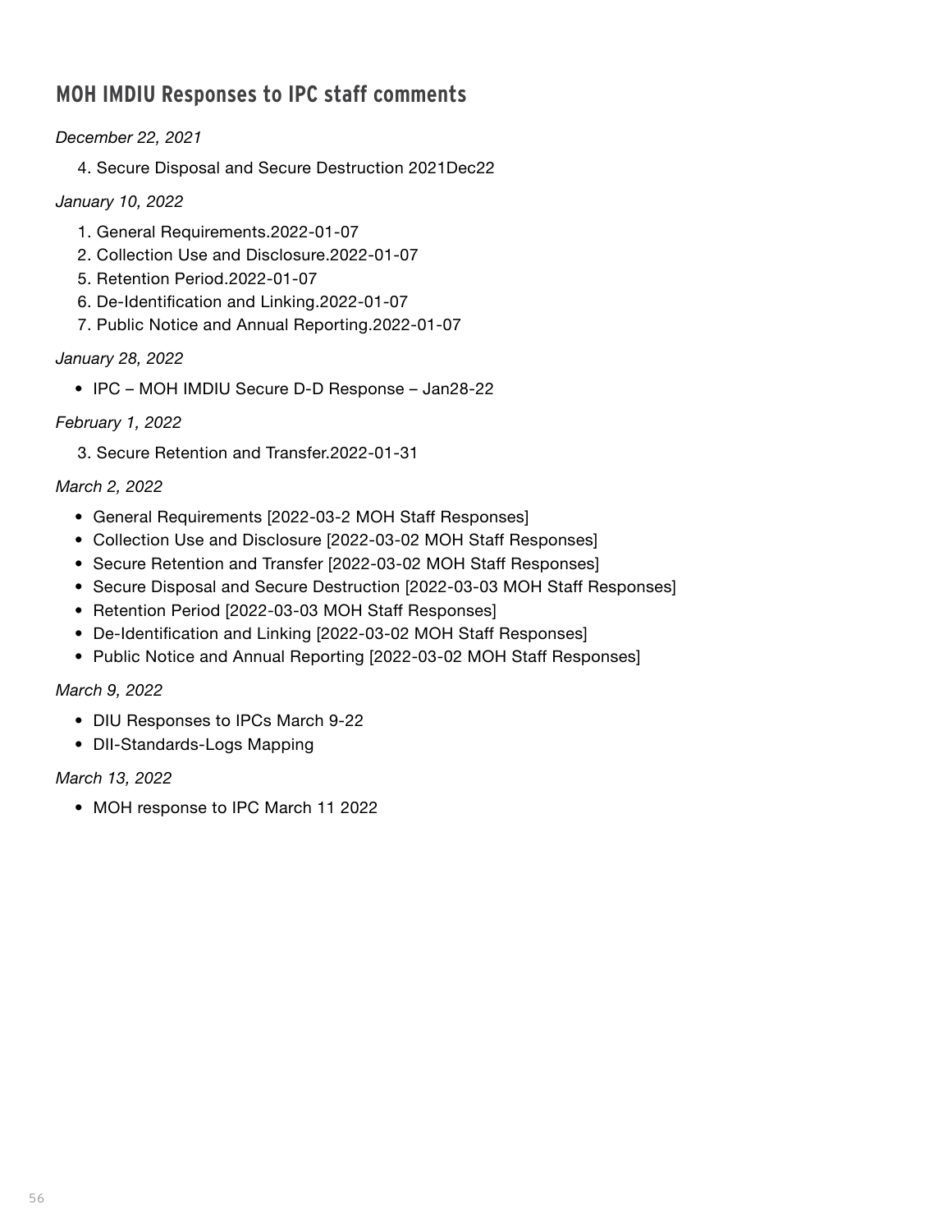## MOH IMDIU Responses to IPC staff comments

*December 22, 2021*

4. Secure Disposal and Secure Destruction 2021Dec22

*January 10, 2022*

1. General Requirements.2022-01-07
2. Collection Use and Disclosure.2022-01-07
5. Retention Period.2022-01-07
6. De-Identification and Linking.2022-01-07
7. Public Notice and Annual Reporting.2022-01-07

*January 28, 2022*

- IPC – MOH IMDIU Secure D-D Response – Jan28-22

*February 1, 2022*

3. Secure Retention and Transfer.2022-01-31

*March 2, 2022*

- General Requirements [2022-03-2 MOH Staff Responses]
- Collection Use and Disclosure [2022-03-02 MOH Staff Responses]
- Secure Retention and Transfer [2022-03-02 MOH Staff Responses]
- Secure Disposal and Secure Destruction [2022-03-03 MOH Staff Responses]
- Retention Period [2022-03-03 MOH Staff Responses]
- De-Identification and Linking [2022-03-02 MOH Staff Responses]
- Public Notice and Annual Reporting [2022-03-02 MOH Staff Responses]

*March 9, 2022*

- DIU Responses to IPCs March 9-22
- DII-Standards-Logs Mapping

*March 13, 2022*

- MOH response to IPC March 11 2022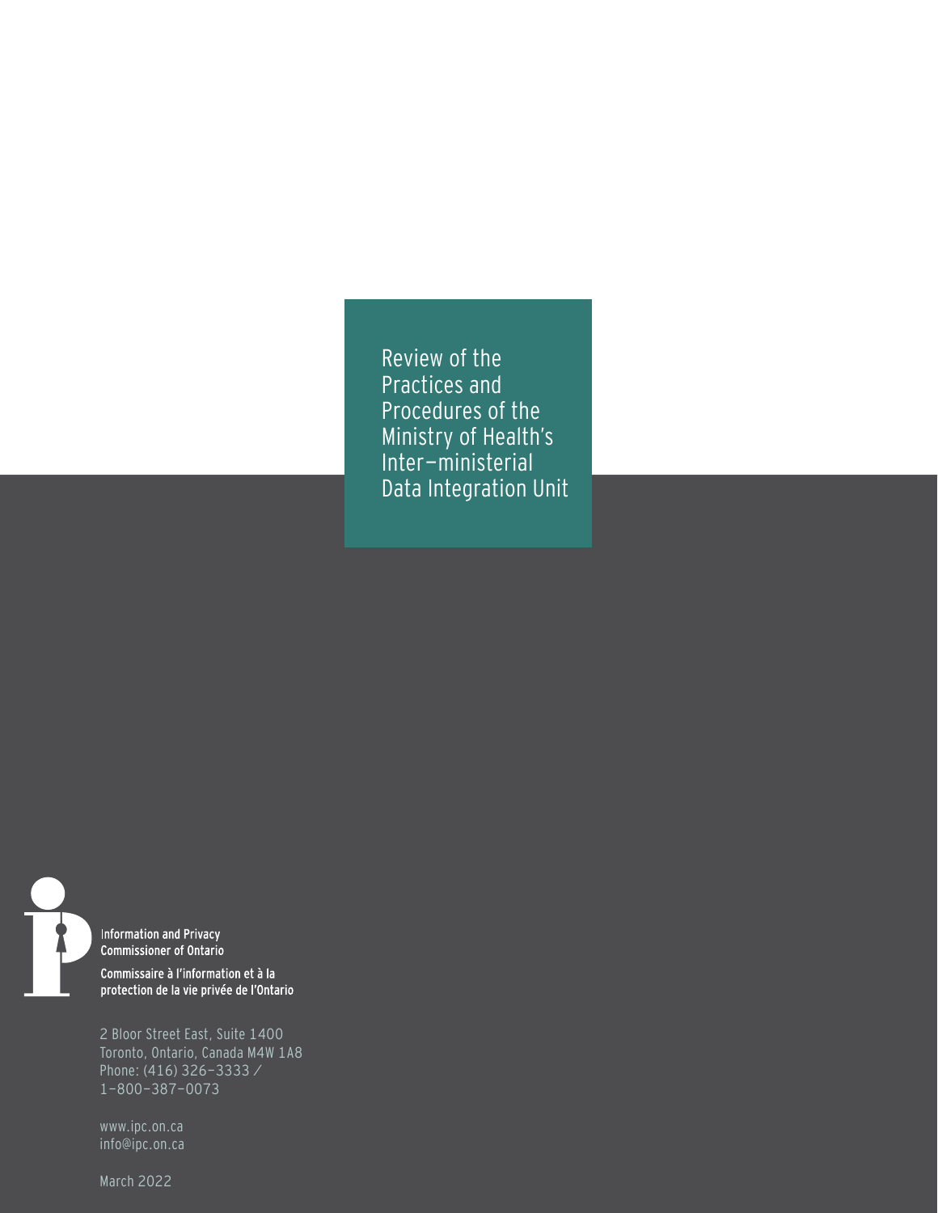Review of the Practices and Procedures of the Ministry of Health's Inter-ministerial Data Integration Unit

Information and Privacy Commissioner of Ontario

Commissaire à l'information et à la protection de la vie privée de l'Ontario

2 Bloor Street East, Suite 1400
Toronto, Ontario, Canada M4W 1A8
Phone: (416) 326-3333 /
1-800-387-0073

www.ipc.on.ca
info@ipc.on.ca

March 2022